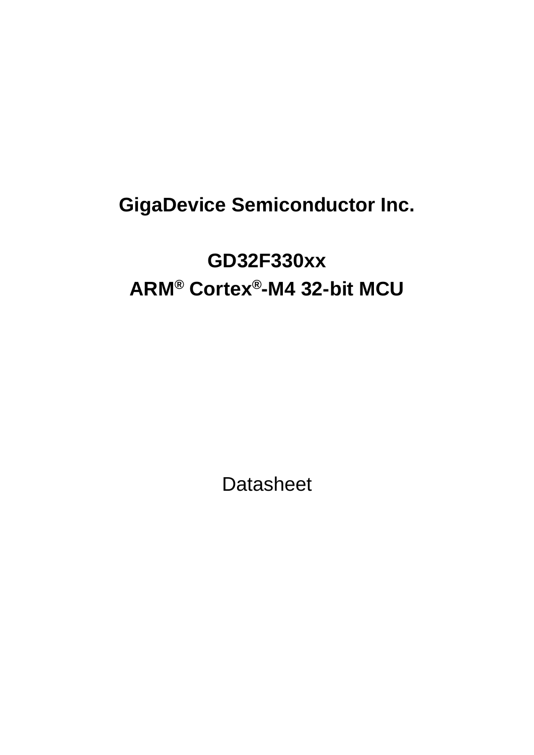# GigaDevice Semiconductor Inc.

# GD32F330xx

# ARM® Cortex®-M4 32-bit MCU

Datasheet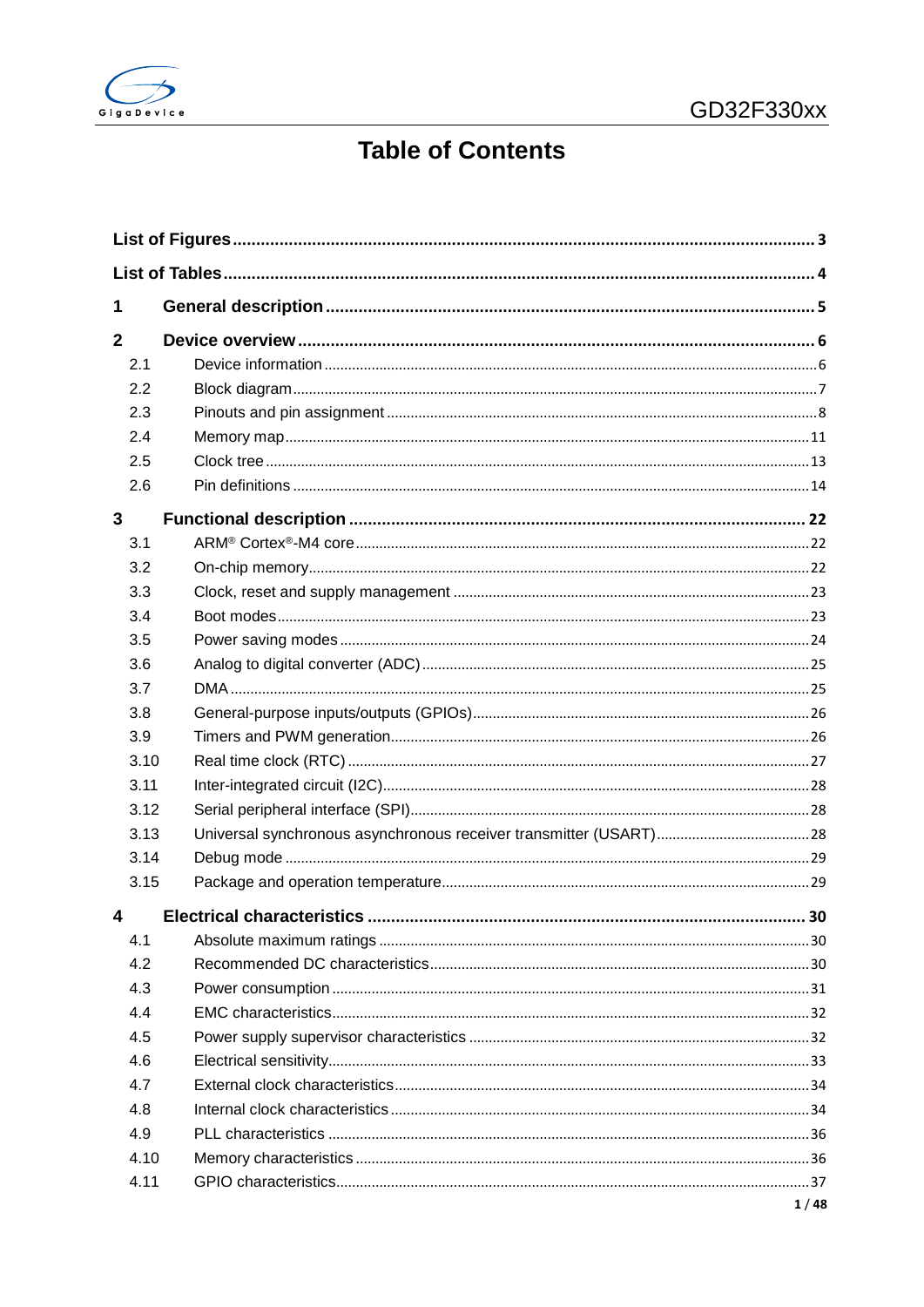# Table of Contents

**List of Figures** ........................................................................................................................ **3**

**List of Tables** ........................................................................................................................... **4**

**1 General description** ................................................................................................................ **5**

**2 Device overview** ...................................................................................................................... **6**

2.1 Device information ........................................................................................................... 6

2.2 Block diagram .................................................................................................................... 7

2.3 Pinouts and pin assignment ............................................................................................... 8

2.4 Memory map ..................................................................................................................... 11

2.5 Clock tree .......................................................................................................................... 13

2.6 Pin definitions ................................................................................................................... 14

**3 Functional description** .......................................................................................................... **22**

3.1 ARM® Cortex®-M4 core ...................................................................................................... 22

3.2 On-chip memory ................................................................................................................ 22

3.3 Clock, reset and supply management ............................................................................... 23

3.4 Boot modes ....................................................................................................................... 23

3.5 Power saving modes ......................................................................................................... 24

3.6 Analog to digital converter (ADC) ..................................................................................... 25

3.7 DMA .................................................................................................................................. 25

3.8 General-purpose inputs/outputs (GPIOs) .......................................................................... 26

3.9 Timers and PWM generation ............................................................................................ 26

3.10 Real time clock (RTC) ...................................................................................................... 27

3.11 Inter-integrated circuit (I2C) ........................................................................................... 28

3.12 Serial peripheral interface (SPI) ...................................................................................... 28

3.13 Universal synchronous asynchronous receiver transmitter (USART) .............................. 28

3.14 Debug mode ..................................................................................................................... 29

3.15 Package and operation temperature ................................................................................ 29

**4 Electrical characteristics** ...................................................................................................... **30**

4.1 Absolute maximum ratings ................................................................................................ 30

4.2 Recommended DC characteristics ..................................................................................... 30

4.3 Power consumption ........................................................................................................... 31

4.4 EMC characteristics ........................................................................................................... 32

4.5 Power supply supervisor characteristics ........................................................................... 32

4.6 Electrical sensitivity ........................................................................................................... 33

4.7 External clock characteristics ............................................................................................ 34

4.8 Internal clock characteristics ............................................................................................. 34

4.9 PLL characteristics ............................................................................................................. 36

4.10 Memory characteristics .................................................................................................... 36

4.11 GPIO characteristics ......................................................................................................... 37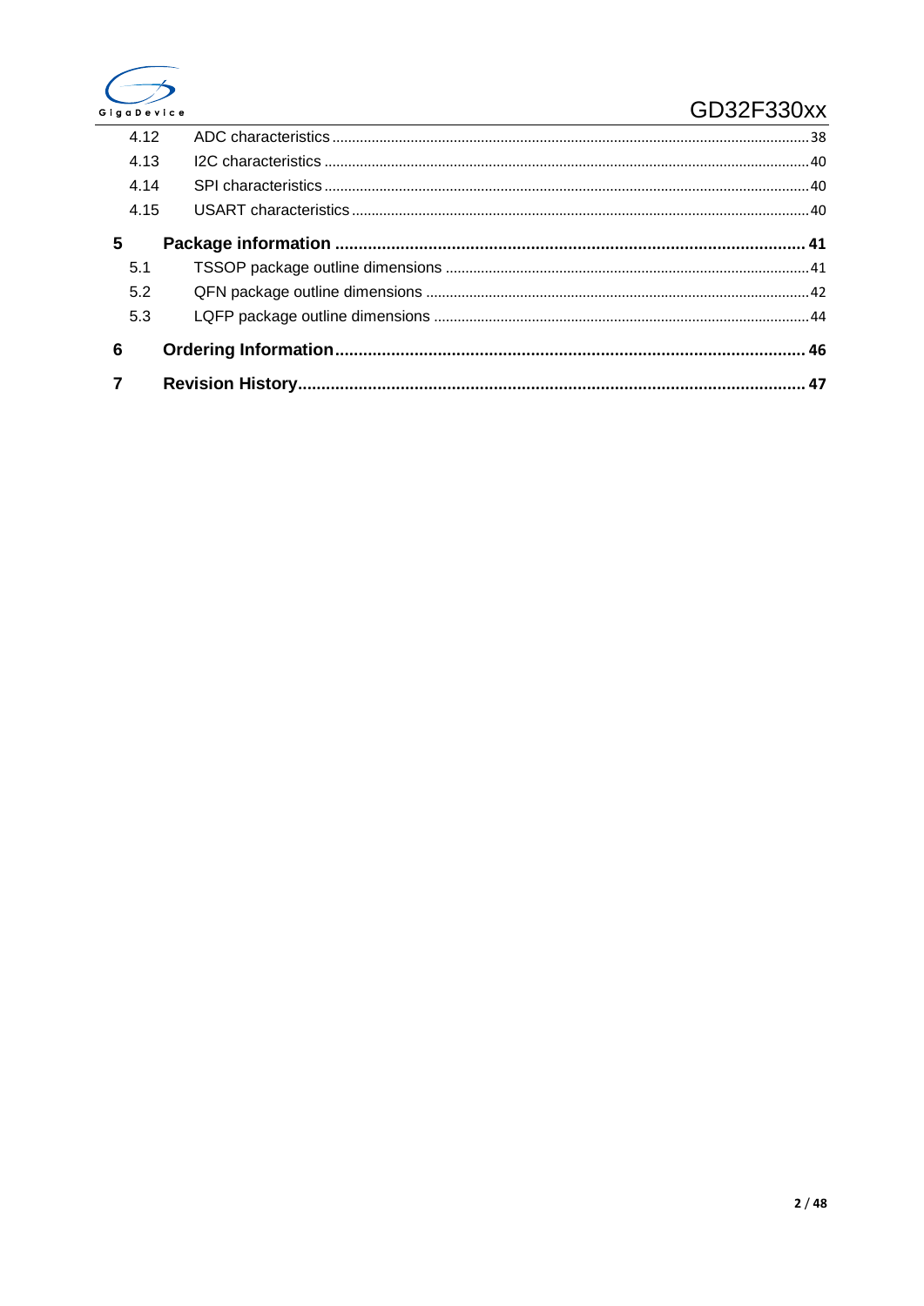4.12 ADC characteristics ........................................................................................................................ 38

4.13 I2C characteristics ........................................................................................................................ 40

4.14 SPI characteristics ........................................................................................................................ 40

4.15 USART characteristics .................................................................................................................. 40

**5 Package information ...................................................................................................... 41**

5.1 TSSOP package outline dimensions ............................................................................................ 41

5.2 QFN package outline dimensions ................................................................................................. 42

5.3 LQFP package outline dimensions ............................................................................................... 44

**6 Ordering Information ...................................................................................................... 46**

**7 Revision History ............................................................................................................. 47**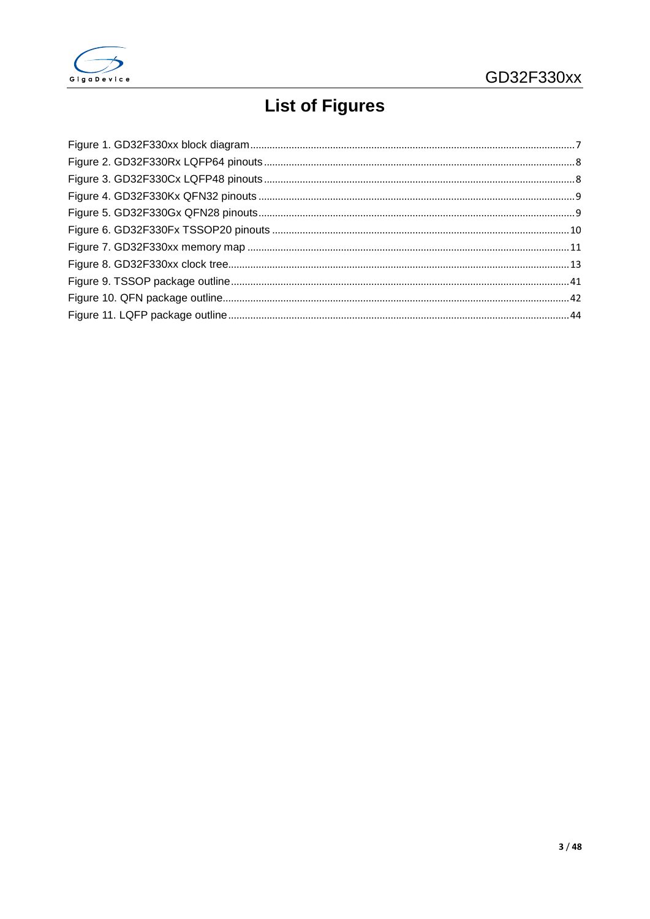# List of Figures

Figure 1. GD32F330xx block diagram....7
Figure 2. GD32F330Rx LQFP64 pinouts....8
Figure 3. GD32F330Cx LQFP48 pinouts....8
Figure 4. GD32F330Kx QFN32 pinouts....9
Figure 5. GD32F330Gx QFN28 pinouts....9
Figure 6. GD32F330Fx TSSOP20 pinouts....10
Figure 7. GD32F330xx memory map....11
Figure 8. GD32F330xx clock tree....13
Figure 9. TSSOP package outline....41
Figure 10. QFN package outline....42
Figure 11. LQFP package outline....44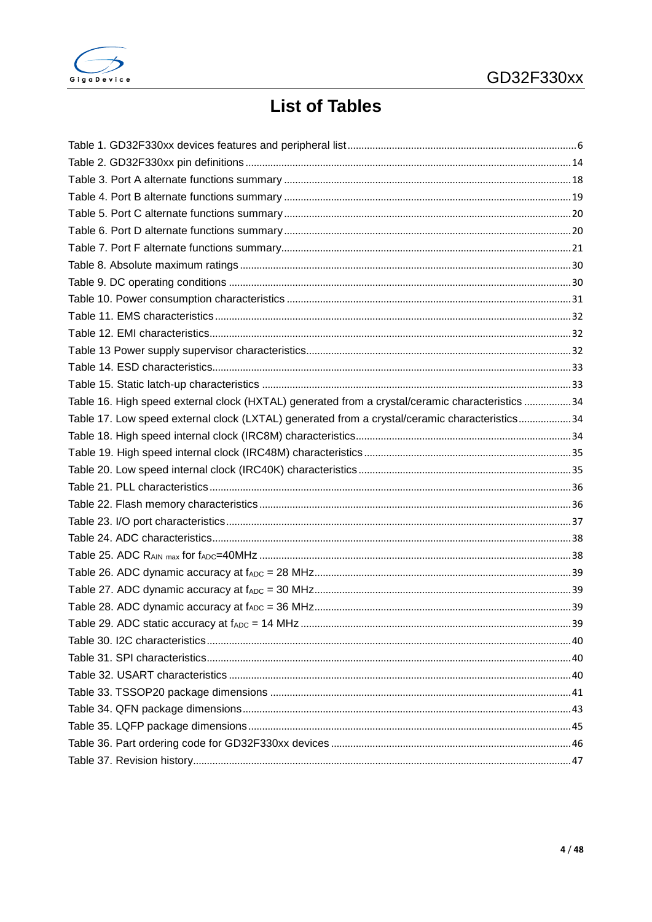# List of Tables

Table 1. GD32F330xx devices features and peripheral list ........ 6
Table 2. GD32F330xx pin definitions ........ 14
Table 3. Port A alternate functions summary ........ 18
Table 4. Port B alternate functions summary ........ 19
Table 5. Port C alternate functions summary ........ 20
Table 6. Port D alternate functions summary ........ 20
Table 7. Port F alternate functions summary ........ 21
Table 8. Absolute maximum ratings ........ 30
Table 9. DC operating conditions ........ 30
Table 10. Power consumption characteristics ........ 31
Table 11. EMS characteristics ........ 32
Table 12. EMI characteristics ........ 32
Table 13 Power supply supervisor characteristics ........ 32
Table 14. ESD characteristics ........ 33
Table 15. Static latch-up characteristics ........ 33
Table 16. High speed external clock (HXTAL) generated from a crystal/ceramic characteristics ........ 34
Table 17. Low speed external clock (LXTAL) generated from a crystal/ceramic characteristics ........ 34
Table 18. High speed internal clock (IRC8M) characteristics ........ 34
Table 19. High speed internal clock (IRC48M) characteristics ........ 35
Table 20. Low speed internal clock (IRC40K) characteristics ........ 35
Table 21. PLL characteristics ........ 36
Table 22. Flash memory characteristics ........ 36
Table 23. I/O port characteristics ........ 37
Table 24. ADC characteristics ........ 38
Table 25. ADC $R_{AIN\ max}$ for $f_{ADC}$=40MHz ........ 38
Table 26. ADC dynamic accuracy at $f_{ADC}$ = 28 MHz ........ 39
Table 27. ADC dynamic accuracy at $f_{ADC}$ = 30 MHz ........ 39
Table 28. ADC dynamic accuracy at $f_{ADC}$ = 36 MHz ........ 39
Table 29. ADC static accuracy at $f_{ADC}$ = 14 MHz ........ 39
Table 30. I2C characteristics ........ 40
Table 31. SPI characteristics ........ 40
Table 32. USART characteristics ........ 40
Table 33. TSSOP20 package dimensions ........ 41
Table 34. QFN package dimensions ........ 43
Table 35. LQFP package dimensions ........ 45
Table 36. Part ordering code for GD32F330xx devices ........ 46
Table 37. Revision history ........ 47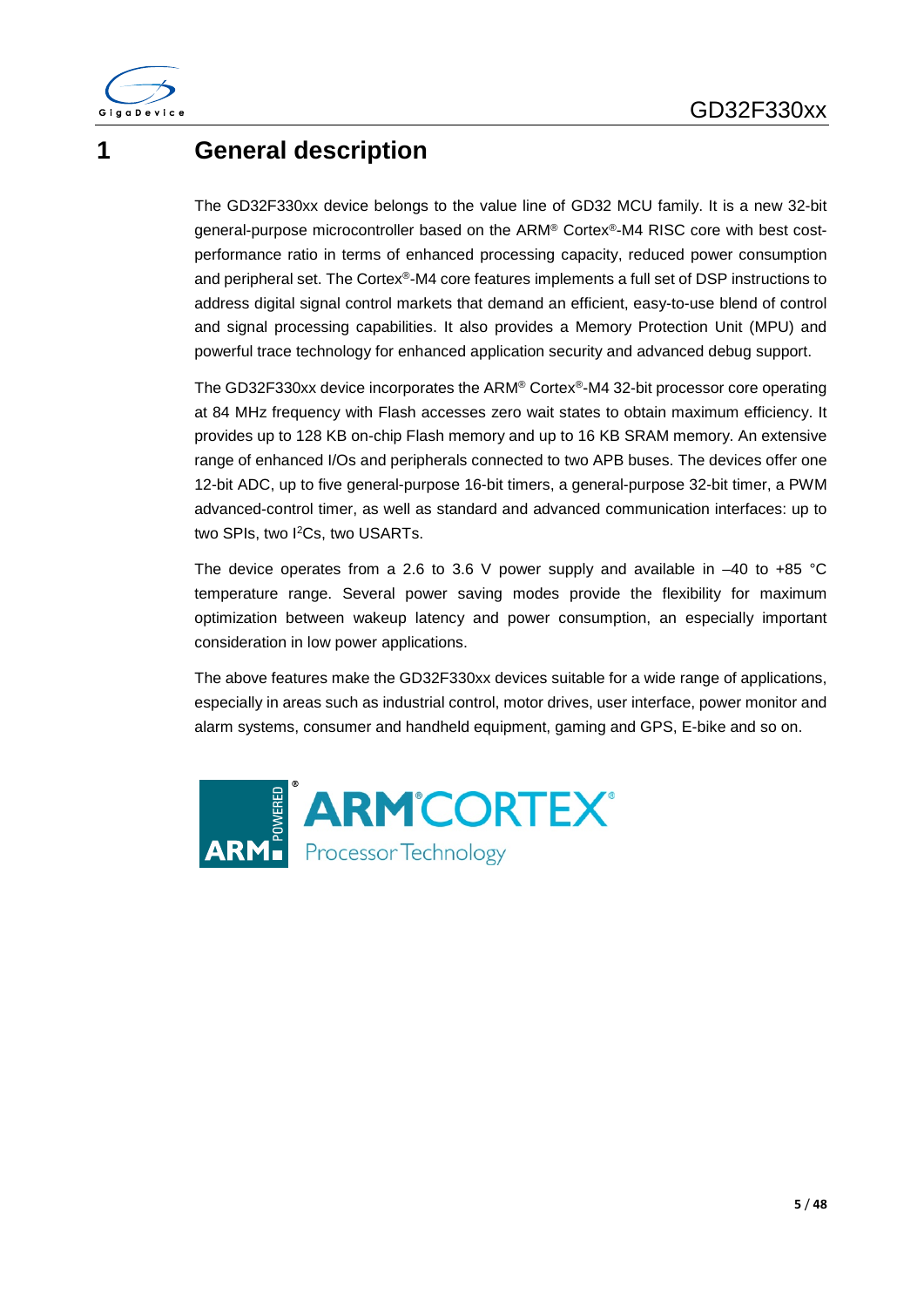# 1 General description

The GD32F330xx device belongs to the value line of GD32 MCU family. It is a new 32-bit general-purpose microcontroller based on the ARM® Cortex®-M4 RISC core with best cost-performance ratio in terms of enhanced processing capacity, reduced power consumption and peripheral set. The Cortex®-M4 core features implements a full set of DSP instructions to address digital signal control markets that demand an efficient, easy-to-use blend of control and signal processing capabilities. It also provides a Memory Protection Unit (MPU) and powerful trace technology for enhanced application security and advanced debug support.

The GD32F330xx device incorporates the ARM® Cortex®-M4 32-bit processor core operating at 84 MHz frequency with Flash accesses zero wait states to obtain maximum efficiency. It provides up to 128 KB on-chip Flash memory and up to 16 KB SRAM memory. An extensive range of enhanced I/Os and peripherals connected to two APB buses. The devices offer one 12-bit ADC, up to five general-purpose 16-bit timers, a general-purpose 32-bit timer, a PWM advanced-control timer, as well as standard and advanced communication interfaces: up to two SPIs, two I²Cs, two USARTs.

The device operates from a 2.6 to 3.6 V power supply and available in –40 to +85 °C temperature range. Several power saving modes provide the flexibility for maximum optimization between wakeup latency and power consumption, an especially important consideration in low power applications.

The above features make the GD32F330xx devices suitable for a wide range of applications, especially in areas such as industrial control, motor drives, user interface, power monitor and alarm systems, consumer and handheld equipment, gaming and GPS, E-bike and so on.

ARM® POWERED® ARM®CORTEX® Processor Technology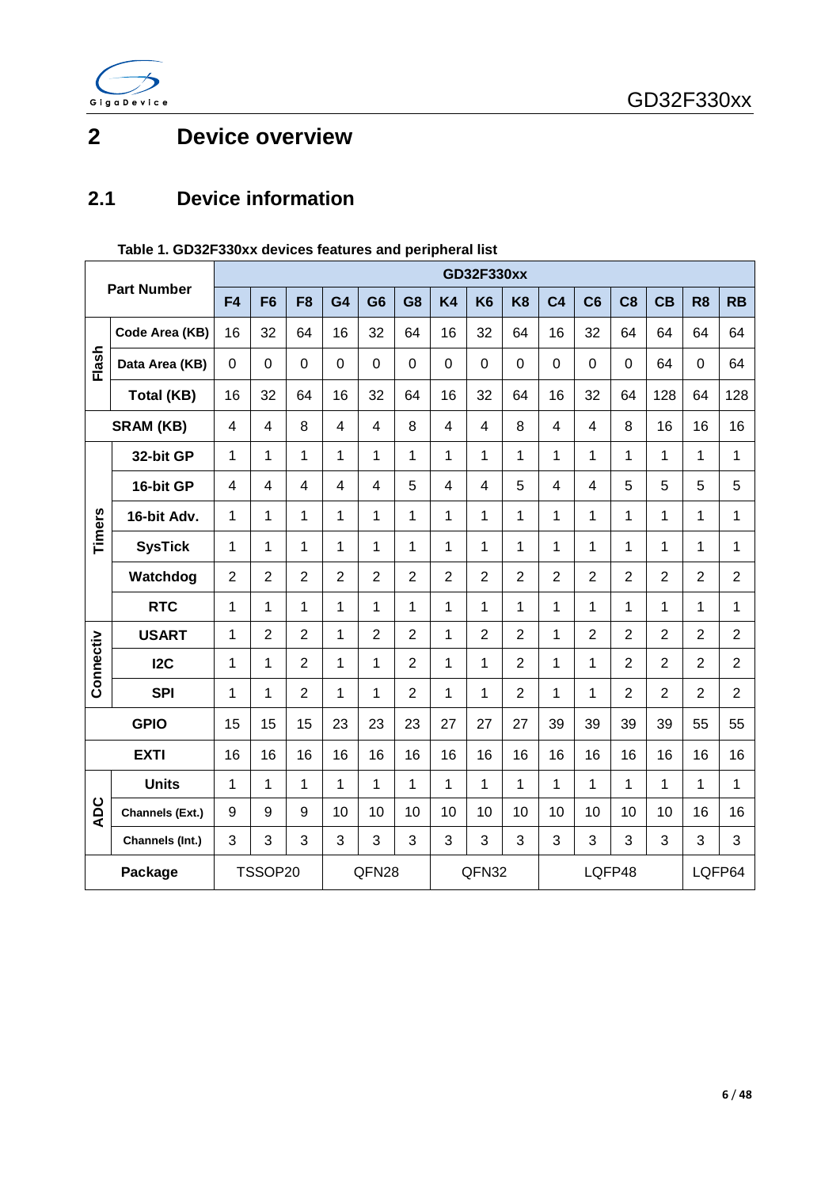# 2 Device overview

## 2.1 Device information

**Table 1. GD32F330xx devices features and peripheral list**

| Part Number | | GD32F330xx | | | | | | | | | | | | | | |
|---|---|---|---|---|---|---|---|---|---|---|---|---|---|---|---|---|
| | | F4 | F6 | F8 | G4 | G6 | G8 | K4 | K6 | K8 | C4 | C6 | C8 | CB | R8 | RB |
| Flash | Code Area (KB) | 16 | 32 | 64 | 16 | 32 | 64 | 16 | 32 | 64 | 16 | 32 | 64 | 64 | 64 | 64 |
| | Data Area (KB) | 0 | 0 | 0 | 0 | 0 | 0 | 0 | 0 | 0 | 0 | 0 | 0 | 64 | 0 | 64 |
| | Total (KB) | 16 | 32 | 64 | 16 | 32 | 64 | 16 | 32 | 64 | 16 | 32 | 64 | 128 | 64 | 128 |
| SRAM (KB) | | 4 | 4 | 8 | 4 | 4 | 8 | 4 | 4 | 8 | 4 | 4 | 8 | 16 | 16 | 16 |
| Timers | 32-bit GP | 1 | 1 | 1 | 1 | 1 | 1 | 1 | 1 | 1 | 1 | 1 | 1 | 1 | 1 | 1 |
| | 16-bit GP | 4 | 4 | 4 | 4 | 4 | 5 | 4 | 4 | 5 | 4 | 4 | 5 | 5 | 5 | 5 |
| | 16-bit Adv. | 1 | 1 | 1 | 1 | 1 | 1 | 1 | 1 | 1 | 1 | 1 | 1 | 1 | 1 | 1 |
| | SysTick | 1 | 1 | 1 | 1 | 1 | 1 | 1 | 1 | 1 | 1 | 1 | 1 | 1 | 1 | 1 |
| | Watchdog | 2 | 2 | 2 | 2 | 2 | 2 | 2 | 2 | 2 | 2 | 2 | 2 | 2 | 2 | 2 |
| | RTC | 1 | 1 | 1 | 1 | 1 | 1 | 1 | 1 | 1 | 1 | 1 | 1 | 1 | 1 | 1 |
| Connectiv | USART | 1 | 2 | 2 | 1 | 2 | 2 | 1 | 2 | 2 | 1 | 2 | 2 | 2 | 2 | 2 |
| | I2C | 1 | 1 | 2 | 1 | 1 | 2 | 1 | 1 | 2 | 1 | 1 | 2 | 2 | 2 | 2 |
| | SPI | 1 | 1 | 2 | 1 | 1 | 2 | 1 | 1 | 2 | 1 | 1 | 2 | 2 | 2 | 2 |
| GPIO | | 15 | 15 | 15 | 23 | 23 | 23 | 27 | 27 | 27 | 39 | 39 | 39 | 39 | 55 | 55 |
| EXTI | | 16 | 16 | 16 | 16 | 16 | 16 | 16 | 16 | 16 | 16 | 16 | 16 | 16 | 16 | 16 |
| ADC | Units | 1 | 1 | 1 | 1 | 1 | 1 | 1 | 1 | 1 | 1 | 1 | 1 | 1 | 1 | 1 |
| | Channels (Ext.) | 9 | 9 | 9 | 10 | 10 | 10 | 10 | 10 | 10 | 10 | 10 | 10 | 10 | 16 | 16 |
| | Channels (Int.) | 3 | 3 | 3 | 3 | 3 | 3 | 3 | 3 | 3 | 3 | 3 | 3 | 3 | 3 | 3 |
| Package | | TSSOP20 | | | QFN28 | | | QFN32 | | | LQFP48 | | | | LQFP64 | |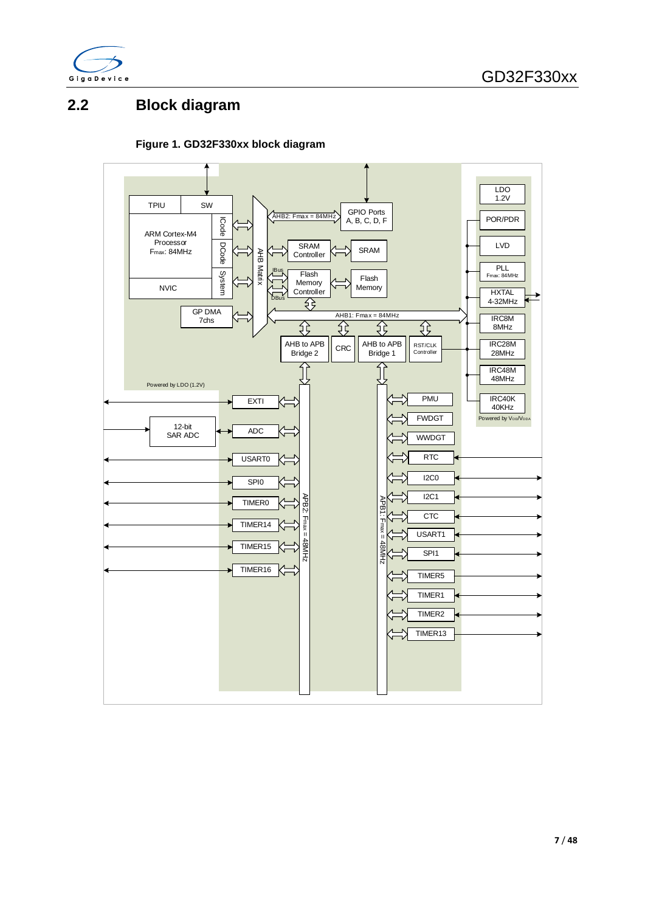## 2.2 Block diagram

**Figure 1. GD32F330xx block diagram**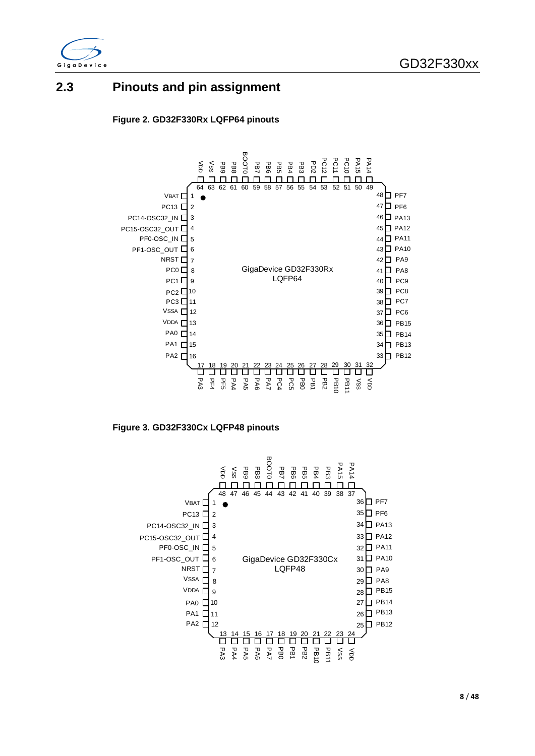## 2.3 Pinouts and pin assignment

**Figure 2. GD32F330Rx LQFP64 pinouts**

| Pin | Name | Pin | Name | Pin | Name | Pin | Name |
|---|---|---|---|---|---|---|---|
| 1 | VBAT | 17 | PA3 | 33 | PB12 | 49 | PA14 |
| 2 | PC13 | 18 | PF4 | 34 | PB13 | 50 | PA15 |
| 3 | PC14-OSC32_IN | 19 | PF5 | 35 | PB14 | 51 | PC10 |
| 4 | PC15-OSC32_OUT | 20 | PA4 | 36 | PB15 | 52 | PC11 |
| 5 | PF0-OSC_IN | 21 | PA5 | 37 | PC6 | 53 | PC12 |
| 6 | PF1-OSC_OUT | 22 | PA6 | 38 | PC7 | 54 | PD2 |
| 7 | NRST | 23 | PA7 | 39 | PC8 | 55 | PB3 |
| 8 | PC0 | 24 | PC4 | 40 | PC9 | 56 | PB4 |
| 9 | PC1 | 25 | PC5 | 41 | PA8 | 57 | PB5 |
| 10 | PC2 | 26 | PB0 | 42 | PA9 | 58 | PB6 |
| 11 | PC3 | 27 | PB1 | 43 | PA10 | 59 | PB7 |
| 12 | VSSA | 28 | PB2 | 44 | PA11 | 60 | BOOT0 |
| 13 | VDDA | 29 | PB10 | 45 | PA12 | 61 | PB8 |
| 14 | PA0 | 30 | PB11 | 46 | PA13 | 62 | PB9 |
| 15 | PA1 | 31 | VSS | 47 | PF6 | 63 | VSS |
| 16 | PA2 | 32 | VDD | 48 | PF7 | 64 | VDD |

GigaDevice GD32F330Rx LQFP64

**Figure 3. GD32F330Cx LQFP48 pinouts**

| Pin | Name | Pin | Name | Pin | Name | Pin | Name |
|---|---|---|---|---|---|---|---|
| 1 | VBAT | 13 | PA3 | 25 | PB12 | 37 | PA14 |
| 2 | PC13 | 14 | PA4 | 26 | PB13 | 38 | PA15 |
| 3 | PC14-OSC32_IN | 15 | PA5 | 27 | PB14 | 39 | PB3 |
| 4 | PC15-OSC32_OUT | 16 | PA6 | 28 | PB15 | 40 | PB4 |
| 5 | PF0-OSC_IN | 17 | PA7 | 29 | PA8 | 41 | PB5 |
| 6 | PF1-OSC_OUT | 18 | PB0 | 30 | PA9 | 42 | PB6 |
| 7 | NRST | 19 | PB1 | 31 | PA10 | 43 | PB7 |
| 8 | VSSA | 20 | PB2 | 32 | PA11 | 44 | BOOT0 |
| 9 | VDDA | 21 | PB10 | 33 | PA12 | 45 | PB8 |
| 10 | PA0 | 22 | PB11 | 34 | PA13 | 46 | PB9 |
| 11 | PA1 | 23 | VSS | 35 | PF6 | 47 | VSS |
| 12 | PA2 | 24 | VDD | 36 | PF7 | 48 | VDD |

GigaDevice GD32F330Cx LQFP48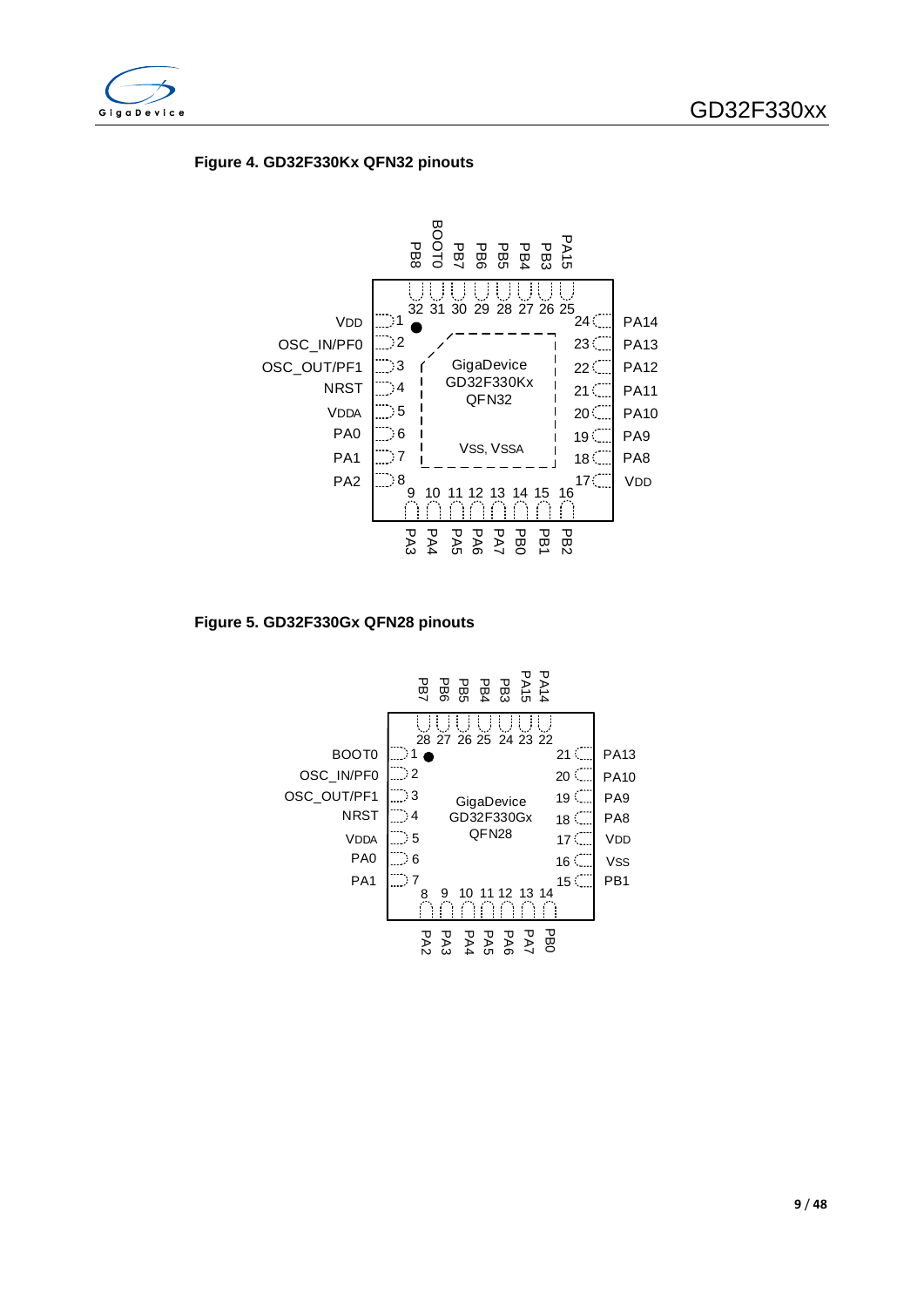**Figure 4. GD32F330Kx QFN32 pinouts**

**Figure 5. GD32F330Gx QFN28 pinouts**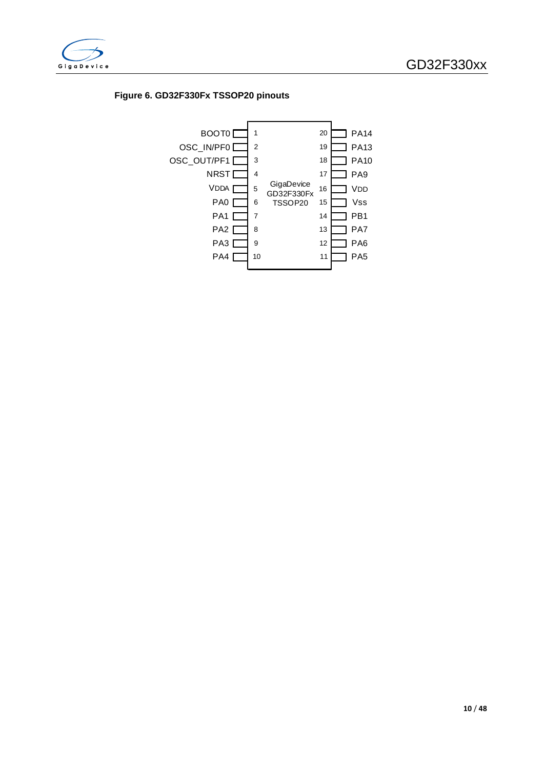**Figure 6. GD32F330Fx TSSOP20 pinouts**

| Pin Name | Pin | Pin | Pin Name |
|---|---|---|---|
| BOOT0 | 1 | 20 | PA14 |
| OSC_IN/PF0 | 2 | 19 | PA13 |
| OSC_OUT/PF1 | 3 | 18 | PA10 |
| NRST | 4 | 17 | PA9 |
| VDDA | 5 | 16 | VDD |
| PA0 | 6 | 15 | Vss |
| PA1 | 7 | 14 | PB1 |
| PA2 | 8 | 13 | PA7 |
| PA3 | 9 | 12 | PA6 |
| PA4 | 10 | 11 | PA5 |

GigaDevice GD32F330Fx TSSOP20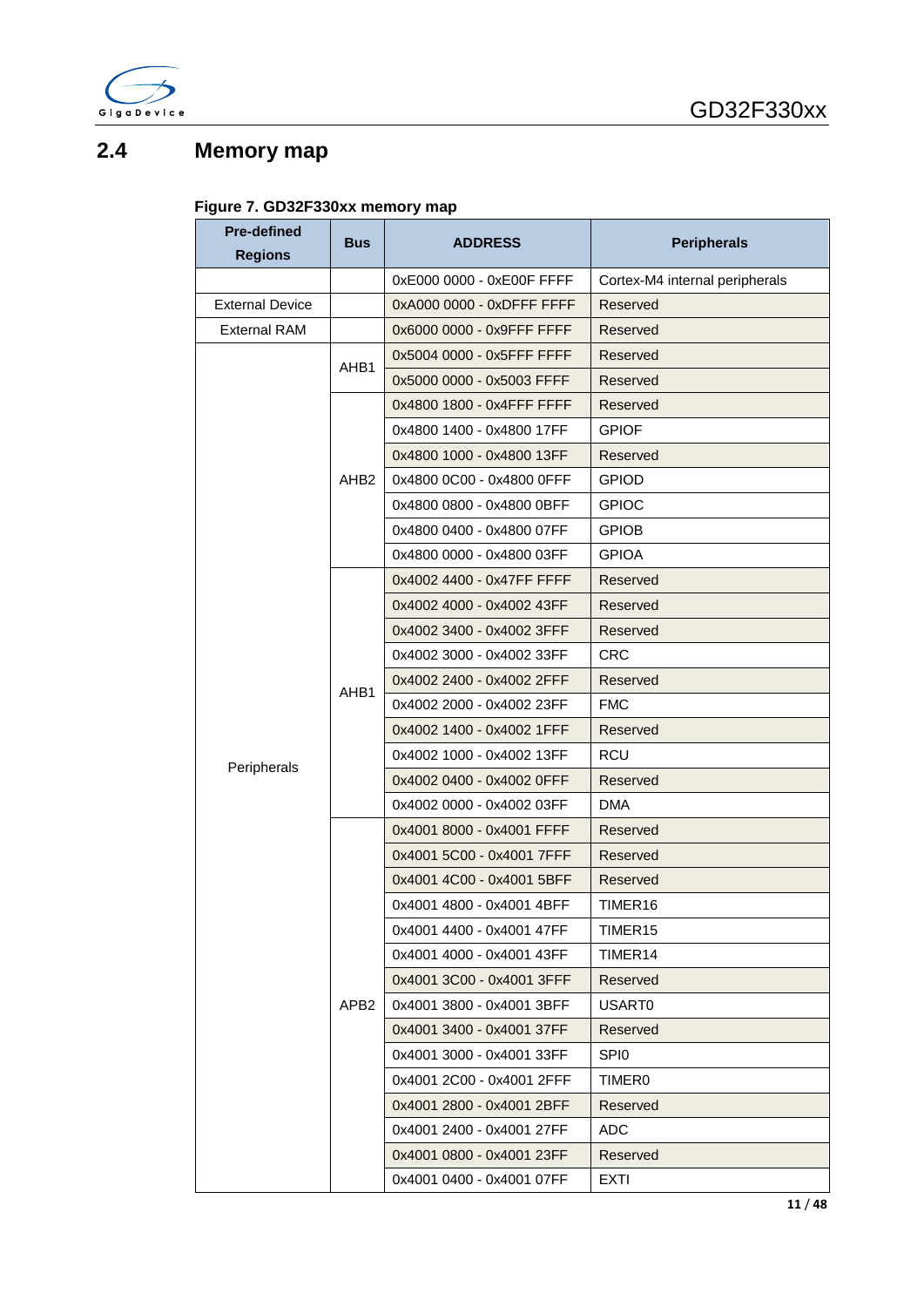## 2.4 Memory map

**Figure 7. GD32F330xx memory map**

| Pre-defined Regions | Bus | ADDRESS | Peripherals |
|---|---|---|---|
| | | 0xE000 0000 - 0xE00F FFFF | Cortex-M4 internal peripherals |
| External Device | | 0xA000 0000 - 0xDFFF FFFF | Reserved |
| External RAM | | 0x6000 0000 - 0x9FFF FFFF | Reserved |
| Peripherals | AHB1 | 0x5004 0000 - 0x5FFF FFFF | Reserved |
| | | 0x5000 0000 - 0x5003 FFFF | Reserved |
| | AHB2 | 0x4800 1800 - 0x4FFF FFFF | Reserved |
| | | 0x4800 1400 - 0x4800 17FF | GPIOF |
| | | 0x4800 1000 - 0x4800 13FF | Reserved |
| | | 0x4800 0C00 - 0x4800 0FFF | GPIOD |
| | | 0x4800 0800 - 0x4800 0BFF | GPIOC |
| | | 0x4800 0400 - 0x4800 07FF | GPIOB |
| | | 0x4800 0000 - 0x4800 03FF | GPIOA |
| | AHB1 | 0x4002 4400 - 0x47FF FFFF | Reserved |
| | | 0x4002 4000 - 0x4002 43FF | Reserved |
| | | 0x4002 3400 - 0x4002 3FFF | Reserved |
| | | 0x4002 3000 - 0x4002 33FF | CRC |
| | | 0x4002 2400 - 0x4002 2FFF | Reserved |
| | | 0x4002 2000 - 0x4002 23FF | FMC |
| | | 0x4002 1400 - 0x4002 1FFF | Reserved |
| | | 0x4002 1000 - 0x4002 13FF | RCU |
| | | 0x4002 0400 - 0x4002 0FFF | Reserved |
| | | 0x4002 0000 - 0x4002 03FF | DMA |
| | APB2 | 0x4001 8000 - 0x4001 FFFF | Reserved |
| | | 0x4001 5C00 - 0x4001 7FFF | Reserved |
| | | 0x4001 4C00 - 0x4001 5BFF | Reserved |
| | | 0x4001 4800 - 0x4001 4BFF | TIMER16 |
| | | 0x4001 4400 - 0x4001 47FF | TIMER15 |
| | | 0x4001 4000 - 0x4001 43FF | TIMER14 |
| | | 0x4001 3C00 - 0x4001 3FFF | Reserved |
| | | 0x4001 3800 - 0x4001 3BFF | USART0 |
| | | 0x4001 3400 - 0x4001 37FF | Reserved |
| | | 0x4001 3000 - 0x4001 33FF | SPI0 |
| | | 0x4001 2C00 - 0x4001 2FFF | TIMER0 |
| | | 0x4001 2800 - 0x4001 2BFF | Reserved |
| | | 0x4001 2400 - 0x4001 27FF | ADC |
| | | 0x4001 0800 - 0x4001 23FF | Reserved |
| | | 0x4001 0400 - 0x4001 07FF | EXTI |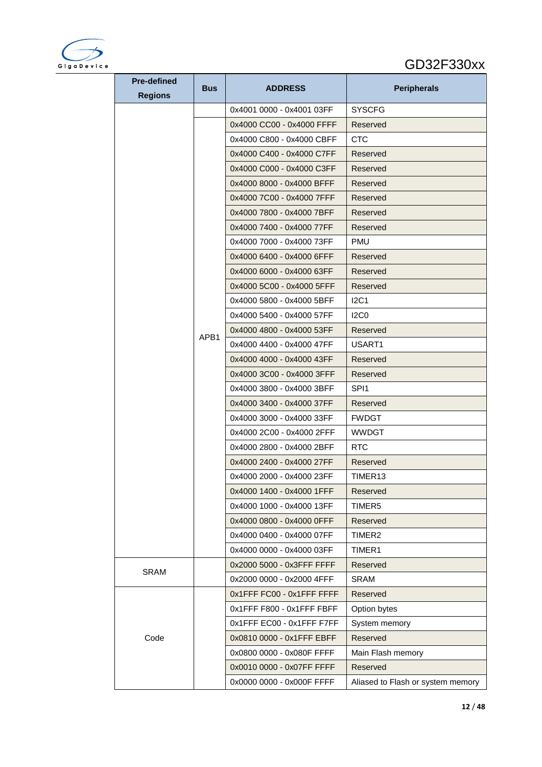| Pre-defined Regions | Bus | ADDRESS | Peripherals |
|---|---|---|---|
| | | 0x4001 0000 - 0x4001 03FF | SYSCFG |
| | APB1 | 0x4000 CC00 - 0x4000 FFFF | Reserved |
| | | 0x4000 C800 - 0x4000 CBFF | CTC |
| | | 0x4000 C400 - 0x4000 C7FF | Reserved |
| | | 0x4000 C000 - 0x4000 C3FF | Reserved |
| | | 0x4000 8000 - 0x4000 BFFF | Reserved |
| | | 0x4000 7C00 - 0x4000 7FFF | Reserved |
| | | 0x4000 7800 - 0x4000 7BFF | Reserved |
| | | 0x4000 7400 - 0x4000 77FF | Reserved |
| | | 0x4000 7000 - 0x4000 73FF | PMU |
| | | 0x4000 6400 - 0x4000 6FFF | Reserved |
| | | 0x4000 6000 - 0x4000 63FF | Reserved |
| | | 0x4000 5C00 - 0x4000 5FFF | Reserved |
| | | 0x4000 5800 - 0x4000 5BFF | I2C1 |
| | | 0x4000 5400 - 0x4000 57FF | I2C0 |
| | | 0x4000 4800 - 0x4000 53FF | Reserved |
| | | 0x4000 4400 - 0x4000 47FF | USART1 |
| | | 0x4000 4000 - 0x4000 43FF | Reserved |
| | | 0x4000 3C00 - 0x4000 3FFF | Reserved |
| | | 0x4000 3800 - 0x4000 3BFF | SPI1 |
| | | 0x4000 3400 - 0x4000 37FF | Reserved |
| | | 0x4000 3000 - 0x4000 33FF | FWDGT |
| | | 0x4000 2C00 - 0x4000 2FFF | WWDGT |
| | | 0x4000 2800 - 0x4000 2BFF | RTC |
| | | 0x4000 2400 - 0x4000 27FF | Reserved |
| | | 0x4000 2000 - 0x4000 23FF | TIMER13 |
| | | 0x4000 1400 - 0x4000 1FFF | Reserved |
| | | 0x4000 1000 - 0x4000 13FF | TIMER5 |
| | | 0x4000 0800 - 0x4000 0FFF | Reserved |
| | | 0x4000 0400 - 0x4000 07FF | TIMER2 |
| | | 0x4000 0000 - 0x4000 03FF | TIMER1 |
| SRAM | | 0x2000 5000 - 0x3FFF FFFF | Reserved |
| | | 0x2000 0000 - 0x2000 4FFF | SRAM |
| Code | | 0x1FFF FC00 - 0x1FFF FFFF | Reserved |
| | | 0x1FFF F800 - 0x1FFF FBFF | Option bytes |
| | | 0x1FFF EC00 - 0x1FFF F7FF | System memory |
| | | 0x0810 0000 - 0x1FFF EBFF | Reserved |
| | | 0x0800 0000 - 0x080F FFFF | Main Flash memory |
| | | 0x0010 0000 - 0x07FF FFFF | Reserved |
| | | 0x0000 0000 - 0x000F FFFF | Aliased to Flash or system memory |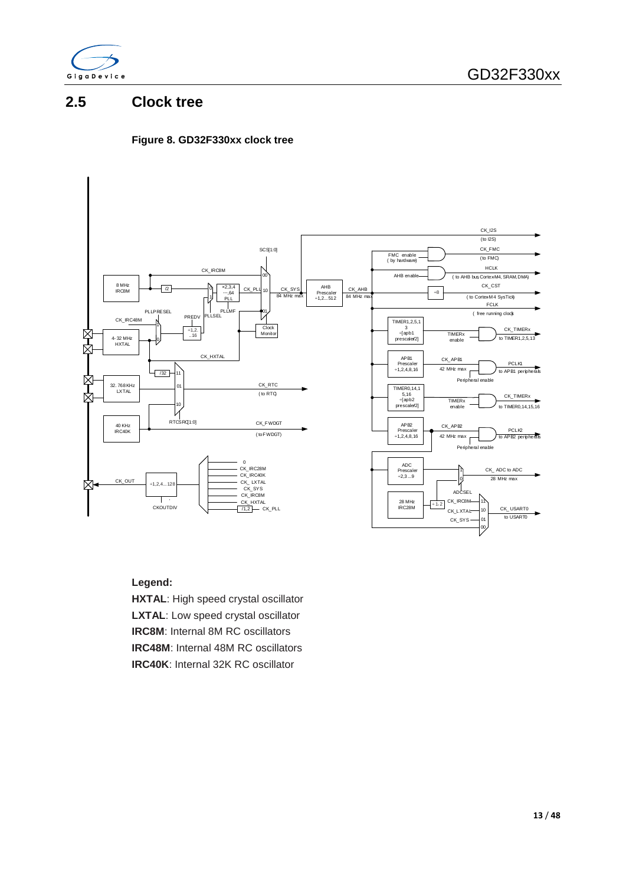## 2.5 Clock tree

**Figure 8. GD32F330xx clock tree**

**Legend:**

**HXTAL**: High speed crystal oscillator

**LXTAL**: Low speed crystal oscillator

**IRC8M**: Internal 8M RC oscillators

**IRC48M**: Internal 48M RC oscillators

**IRC40K**: Internal 32K RC oscillator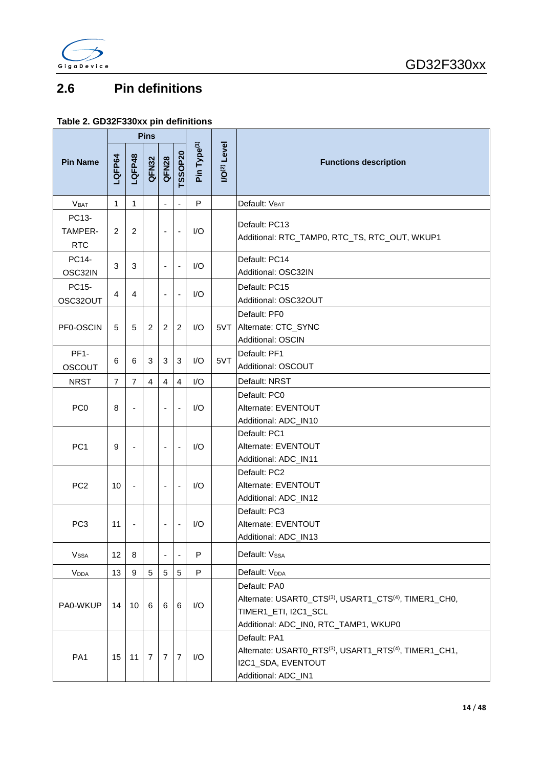## 2.6 Pin definitions

**Table 2. GD32F330xx pin definitions**

| Pin Name | Pins | | | | | Pin Type[1] | I/O[2] Level | Functions description |
|---|---|---|---|---|---|---|---|---|
| | LQFP64 | LQFP48 | QFN32 | QFN28 | TSSOP20 | | | |
| $V_{BAT}$ | 1 | 1 | | - | - | P | | Default: $V_{BAT}$ |
| PC13-TAMPER-RTC | 2 | 2 | | - | - | I/O | | Default: PC13<br>Additional: RTC_TAMP0, RTC_TS, RTC_OUT, WKUP1 |
| PC14-OSC32IN | 3 | 3 | | - | - | I/O | | Default: PC14<br>Additional: OSC32IN |
| PC15-OSC32OUT | 4 | 4 | | - | - | I/O | | Default: PC15<br>Additional: OSC32OUT |
| PF0-OSCIN | 5 | 5 | 2 | 2 | 2 | I/O | 5VT | Default: PF0<br>Alternate: CTC_SYNC<br>Additional: OSCIN |
| PF1-OSCOUT | 6 | 6 | 3 | 3 | 3 | I/O | 5VT | Default: PF1<br>Additional: OSCOUT |
| NRST | 7 | 7 | 4 | 4 | 4 | I/O | | Default: NRST |
| PC0 | 8 | - | | - | - | I/O | | Default: PC0<br>Alternate: EVENTOUT<br>Additional: ADC_IN10 |
| PC1 | 9 | - | | - | - | I/O | | Default: PC1<br>Alternate: EVENTOUT<br>Additional: ADC_IN11 |
| PC2 | 10 | - | | - | - | I/O | | Default: PC2<br>Alternate: EVENTOUT<br>Additional: ADC_IN12 |
| PC3 | 11 | - | | - | - | I/O | | Default: PC3<br>Alternate: EVENTOUT<br>Additional: ADC_IN13 |
| $V_{SSA}$ | 12 | 8 | | - | - | P | | Default: $V_{SSA}$ |
| $V_{DDA}$ | 13 | 9 | 5 | 5 | 5 | P | | Default: $V_{DDA}$ |
| PA0-WKUP | 14 | 10 | 6 | 6 | 6 | I/O | | Default: PA0<br>Alternate: USART0_CTS[3], USART1_CTS[4], TIMER1_CH0, TIMER1_ETI, I2C1_SCL<br>Additional: ADC_IN0, RTC_TAMP1, WKUP0 |
| PA1 | 15 | 11 | 7 | 7 | 7 | I/O | | Default: PA1<br>Alternate: USART0_RTS[3], USART1_RTS[4], TIMER1_CH1, I2C1_SDA, EVENTOUT<br>Additional: ADC_IN1 |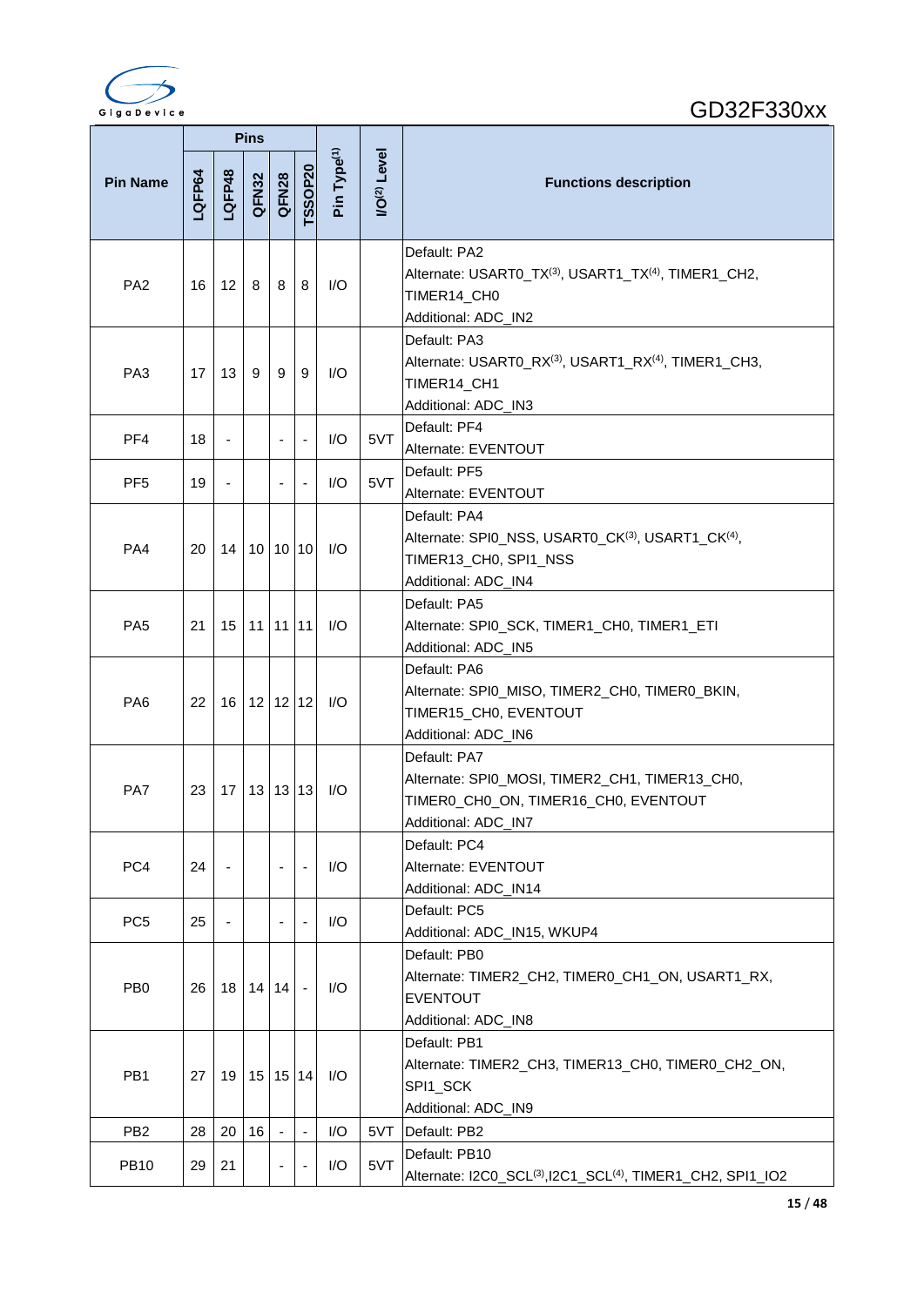| Pin Name | Pins | | | | | Pin Type[1] | I/O[2] Level | Functions description |
|---|---|---|---|---|---|---|---|---|
| | LQFP64 | LQFP48 | QFN32 | QFN28 | TSSOP20 | | | |
| PA2 | 16 | 12 | 8 | 8 | 8 | I/O | | Default: PA2<br>Alternate: USART0_TX[3], USART1_TX[4], TIMER1_CH2, TIMER14_CH0<br>Additional: ADC_IN2 |
| PA3 | 17 | 13 | 9 | 9 | 9 | I/O | | Default: PA3<br>Alternate: USART0_RX[3], USART1_RX[4], TIMER1_CH3, TIMER14_CH1<br>Additional: ADC_IN3 |
| PF4 | 18 | - | | - | - | I/O | 5VT | Default: PF4<br>Alternate: EVENTOUT |
| PF5 | 19 | - | | - | - | I/O | 5VT | Default: PF5<br>Alternate: EVENTOUT |
| PA4 | 20 | 14 | 10 | 10 | 10 | I/O | | Default: PA4<br>Alternate: SPI0_NSS, USART0_CK[3], USART1_CK[4], TIMER13_CH0, SPI1_NSS<br>Additional: ADC_IN4 |
| PA5 | 21 | 15 | 11 | 11 | 11 | I/O | | Default: PA5<br>Alternate: SPI0_SCK, TIMER1_CH0, TIMER1_ETI<br>Additional: ADC_IN5 |
| PA6 | 22 | 16 | 12 | 12 | 12 | I/O | | Default: PA6<br>Alternate: SPI0_MISO, TIMER2_CH0, TIMER0_BKIN, TIMER15_CH0, EVENTOUT<br>Additional: ADC_IN6 |
| PA7 | 23 | 17 | 13 | 13 | 13 | I/O | | Default: PA7<br>Alternate: SPI0_MOSI, TIMER2_CH1, TIMER13_CH0, TIMER0_CH0_ON, TIMER16_CH0, EVENTOUT<br>Additional: ADC_IN7 |
| PC4 | 24 | - | | - | - | I/O | | Default: PC4<br>Alternate: EVENTOUT<br>Additional: ADC_IN14 |
| PC5 | 25 | - | | - | - | I/O | | Default: PC5<br>Additional: ADC_IN15, WKUP4 |
| PB0 | 26 | 18 | 14 | 14 | - | I/O | | Default: PB0<br>Alternate: TIMER2_CH2, TIMER0_CH1_ON, USART1_RX, EVENTOUT<br>Additional: ADC_IN8 |
| PB1 | 27 | 19 | 15 | 15 | 14 | I/O | | Default: PB1<br>Alternate: TIMER2_CH3, TIMER13_CH0, TIMER0_CH2_ON, SPI1_SCK<br>Additional: ADC_IN9 |
| PB2 | 28 | 20 | 16 | - | - | I/O | 5VT | Default: PB2 |
| PB10 | 29 | 21 | | - | - | I/O | 5VT | Default: PB10<br>Alternate: I2C0_SCL[3],I2C1_SCL[4], TIMER1_CH2, SPI1_IO2 |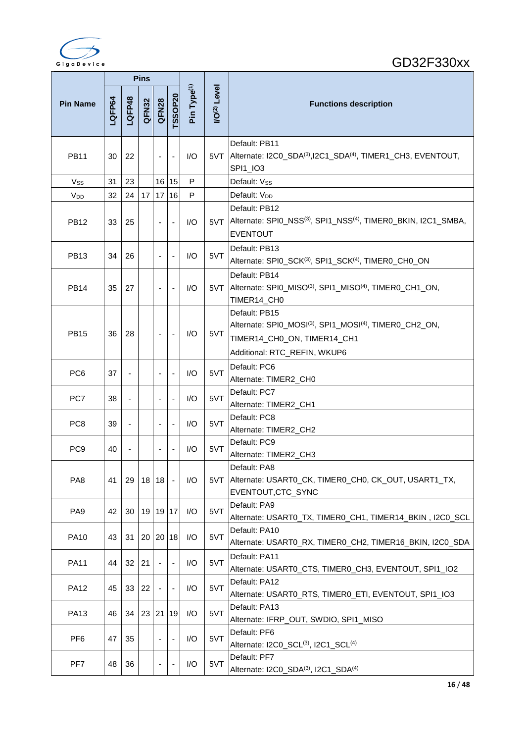| Pin Name | Pins | | | | | Pin Type(1) | I/O(2) Level | Functions description |
|---|---|---|---|---|---|---|---|---|
| | LQFP64 | LQFP48 | QFN32 | QFN28 | TSSOP20 | | | |
| PB11 | 30 | 22 | | - | - | I/O | 5VT | Default: PB11<br>Alternate: I2C0_SDA(3),I2C1_SDA(4), TIMER1_CH3, EVENTOUT, SPI1_IO3 |
| $V_{SS}$ | 31 | 23 | | 16 | 15 | P | | Default: $V_{SS}$ |
| $V_{DD}$ | 32 | 24 | 17 | 17 | 16 | P | | Default: $V_{DD}$ |
| PB12 | 33 | 25 | | - | - | I/O | 5VT | Default: PB12<br>Alternate: SPI0_NSS(3), SPI1_NSS(4), TIMER0_BKIN, I2C1_SMBA, EVENTOUT |
| PB13 | 34 | 26 | | - | - | I/O | 5VT | Default: PB13<br>Alternate: SPI0_SCK(3), SPI1_SCK(4), TIMER0_CH0_ON |
| PB14 | 35 | 27 | | - | - | I/O | 5VT | Default: PB14<br>Alternate: SPI0_MISO(3), SPI1_MISO(4), TIMER0_CH1_ON, TIMER14_CH0 |
| PB15 | 36 | 28 | | - | - | I/O | 5VT | Default: PB15<br>Alternate: SPI0_MOSI(3), SPI1_MOSI(4), TIMER0_CH2_ON, TIMER14_CH0_ON, TIMER14_CH1<br>Additional: RTC_REFIN, WKUP6 |
| PC6 | 37 | - | | - | - | I/O | 5VT | Default: PC6<br>Alternate: TIMER2_CH0 |
| PC7 | 38 | - | | - | - | I/O | 5VT | Default: PC7<br>Alternate: TIMER2_CH1 |
| PC8 | 39 | - | | - | - | I/O | 5VT | Default: PC8<br>Alternate: TIMER2_CH2 |
| PC9 | 40 | - | | - | - | I/O | 5VT | Default: PC9<br>Alternate: TIMER2_CH3 |
| PA8 | 41 | 29 | 18 | 18 | - | I/O | 5VT | Default: PA8<br>Alternate: USART0_CK, TIMER0_CH0, CK_OUT, USART1_TX, EVENTOUT,CTC_SYNC |
| PA9 | 42 | 30 | 19 | 19 | 17 | I/O | 5VT | Default: PA9<br>Alternate: USART0_TX, TIMER0_CH1, TIMER14_BKIN , I2C0_SCL |
| PA10 | 43 | 31 | 20 | 20 | 18 | I/O | 5VT | Default: PA10<br>Alternate: USART0_RX, TIMER0_CH2, TIMER16_BKIN, I2C0_SDA |
| PA11 | 44 | 32 | 21 | - | - | I/O | 5VT | Default: PA11<br>Alternate: USART0_CTS, TIMER0_CH3, EVENTOUT, SPI1_IO2 |
| PA12 | 45 | 33 | 22 | - | - | I/O | 5VT | Default: PA12<br>Alternate: USART0_RTS, TIMER0_ETI, EVENTOUT, SPI1_IO3 |
| PA13 | 46 | 34 | 23 | 21 | 19 | I/O | 5VT | Default: PA13<br>Alternate: IFRP_OUT, SWDIO, SPI1_MISO |
| PF6 | 47 | 35 | | - | - | I/O | 5VT | Default: PF6<br>Alternate: I2C0_SCL(3), I2C1_SCL(4) |
| PF7 | 48 | 36 | | - | - | I/O | 5VT | Default: PF7<br>Alternate: I2C0_SDA(3), I2C1_SDA(4) |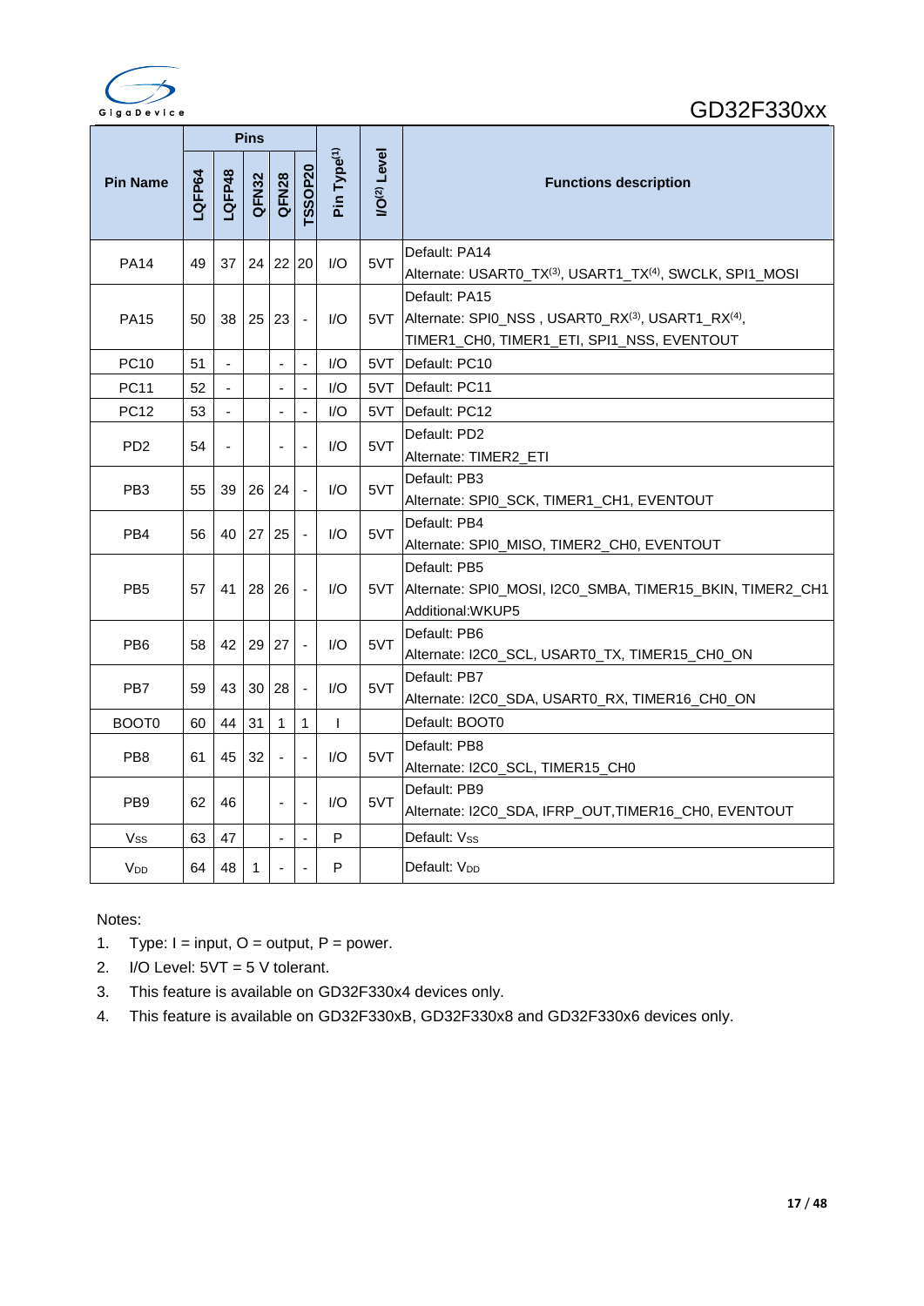| Pin Name | Pins | | | | | Pin Type[1] | I/O[2] Level | Functions description |
|---|---|---|---|---|---|---|---|---|
| | LQFP64 | LQFP48 | QFN32 | QFN28 | TSSOP20 | | | |
| PA14 | 49 | 37 | 24 | 22 | 20 | I/O | 5VT | Default: PA14<br>Alternate: USART0_TX[3], USART1_TX[4], SWCLK, SPI1_MOSI |
| PA15 | 50 | 38 | 25 | 23 | - | I/O | 5VT | Default: PA15<br>Alternate: SPI0_NSS , USART0_RX[3], USART1_RX[4], TIMER1_CH0, TIMER1_ETI, SPI1_NSS, EVENTOUT |
| PC10 | 51 | - | | - | - | I/O | 5VT | Default: PC10 |
| PC11 | 52 | - | | - | - | I/O | 5VT | Default: PC11 |
| PC12 | 53 | - | | - | - | I/O | 5VT | Default: PC12 |
| PD2 | 54 | - | | - | - | I/O | 5VT | Default: PD2<br>Alternate: TIMER2_ETI |
| PB3 | 55 | 39 | 26 | 24 | - | I/O | 5VT | Default: PB3<br>Alternate: SPI0_SCK, TIMER1_CH1, EVENTOUT |
| PB4 | 56 | 40 | 27 | 25 | - | I/O | 5VT | Default: PB4<br>Alternate: SPI0_MISO, TIMER2_CH0, EVENTOUT |
| PB5 | 57 | 41 | 28 | 26 | - | I/O | 5VT | Default: PB5<br>Alternate: SPI0_MOSI, I2C0_SMBA, TIMER15_BKIN, TIMER2_CH1<br>Additional:WKUP5 |
| PB6 | 58 | 42 | 29 | 27 | - | I/O | 5VT | Default: PB6<br>Alternate: I2C0_SCL, USART0_TX, TIMER15_CH0_ON |
| PB7 | 59 | 43 | 30 | 28 | - | I/O | 5VT | Default: PB7<br>Alternate: I2C0_SDA, USART0_RX, TIMER16_CH0_ON |
| BOOT0 | 60 | 44 | 31 | 1 | 1 | I | | Default: BOOT0 |
| PB8 | 61 | 45 | 32 | - | - | I/O | 5VT | Default: PB8<br>Alternate: I2C0_SCL, TIMER15_CH0 |
| PB9 | 62 | 46 | | - | - | I/O | 5VT | Default: PB9<br>Alternate: I2C0_SDA, IFRP_OUT,TIMER16_CH0, EVENTOUT |
| $V_{SS}$ | 63 | 47 | | - | - | P | | Default: $V_{SS}$ |
| $V_{DD}$ | 64 | 48 | 1 | - | - | P | | Default: $V_{DD}$ |

Notes:

1. Type: I = input, O = output, P = power.
2. I/O Level: 5VT = 5 V tolerant.
3. This feature is available on GD32F330x4 devices only.
4. This feature is available on GD32F330xB, GD32F330x8 and GD32F330x6 devices only.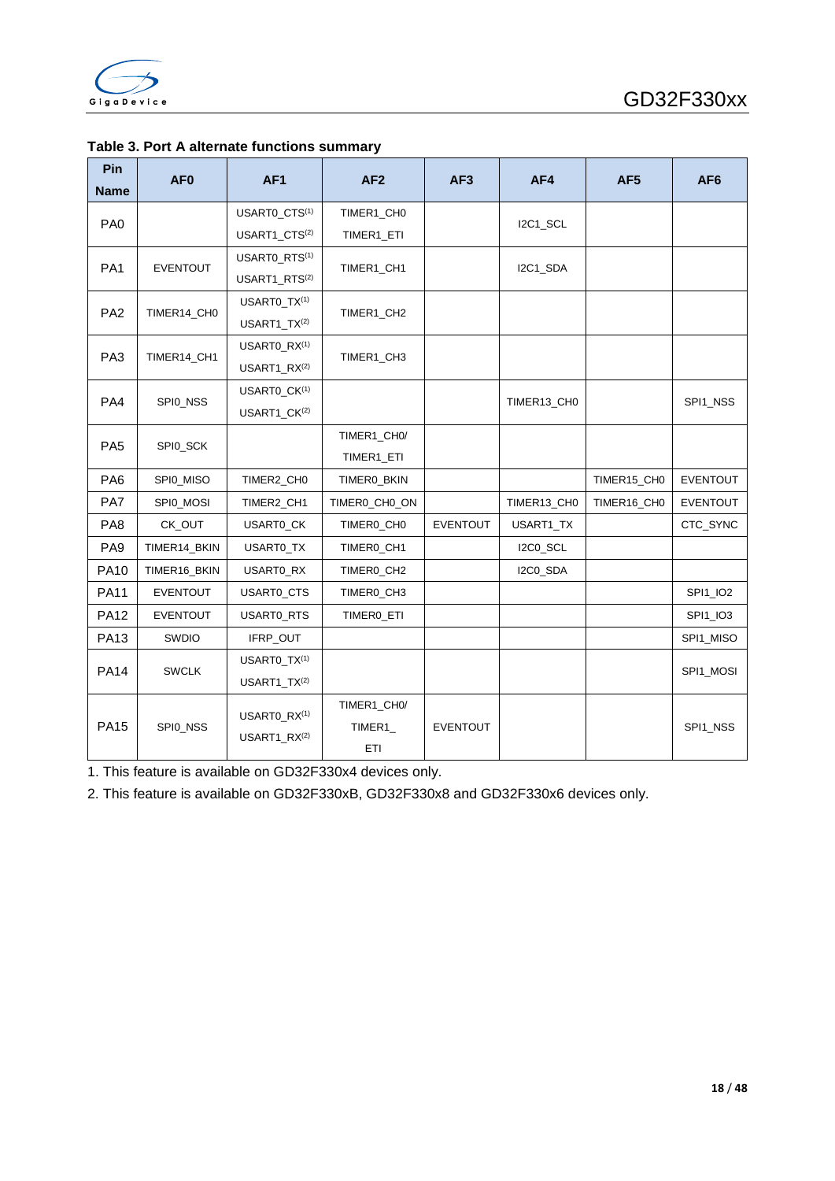**Table 3. Port A alternate functions summary**

| Pin Name | AF0 | AF1 | AF2 | AF3 | AF4 | AF5 | AF6 |
|---|---|---|---|---|---|---|---|
| PA0 | | USART0_CTS(1) USART1_CTS(2) | TIMER1_CH0 TIMER1_ETI | | I2C1_SCL | | |
| PA1 | EVENTOUT | USART0_RTS(1) USART1_RTS(2) | TIMER1_CH1 | | I2C1_SDA | | |
| PA2 | TIMER14_CH0 | USART0_TX(1) USART1_TX(2) | TIMER1_CH2 | | | | |
| PA3 | TIMER14_CH1 | USART0_RX(1) USART1_RX(2) | TIMER1_CH3 | | | | |
| PA4 | SPI0_NSS | USART0_CK(1) USART1_CK(2) | | | TIMER13_CH0 | | SPI1_NSS |
| PA5 | SPI0_SCK | | TIMER1_CH0/ TIMER1_ETI | | | | |
| PA6 | SPI0_MISO | TIMER2_CH0 | TIMER0_BKIN | | | TIMER15_CH0 | EVENTOUT |
| PA7 | SPI0_MOSI | TIMER2_CH1 | TIMER0_CH0_ON | | TIMER13_CH0 | TIMER16_CH0 | EVENTOUT |
| PA8 | CK_OUT | USART0_CK | TIMER0_CH0 | EVENTOUT | USART1_TX | | CTC_SYNC |
| PA9 | TIMER14_BKIN | USART0_TX | TIMER0_CH1 | | I2C0_SCL | | |
| PA10 | TIMER16_BKIN | USART0_RX | TIMER0_CH2 | | I2C0_SDA | | |
| PA11 | EVENTOUT | USART0_CTS | TIMER0_CH3 | | | | SPI1_IO2 |
| PA12 | EVENTOUT | USART0_RTS | TIMER0_ETI | | | | SPI1_IO3 |
| PA13 | SWDIO | IFRP_OUT | | | | | SPI1_MISO |
| PA14 | SWCLK | USART0_TX(1) USART1_TX(2) | | | | | SPI1_MOSI |
| PA15 | SPI0_NSS | USART0_RX(1) USART1_RX(2) | TIMER1_CH0/ TIMER1_ ETI | EVENTOUT | | | SPI1_NSS |

1. This feature is available on GD32F330x4 devices only.

2. This feature is available on GD32F330xB, GD32F330x8 and GD32F330x6 devices only.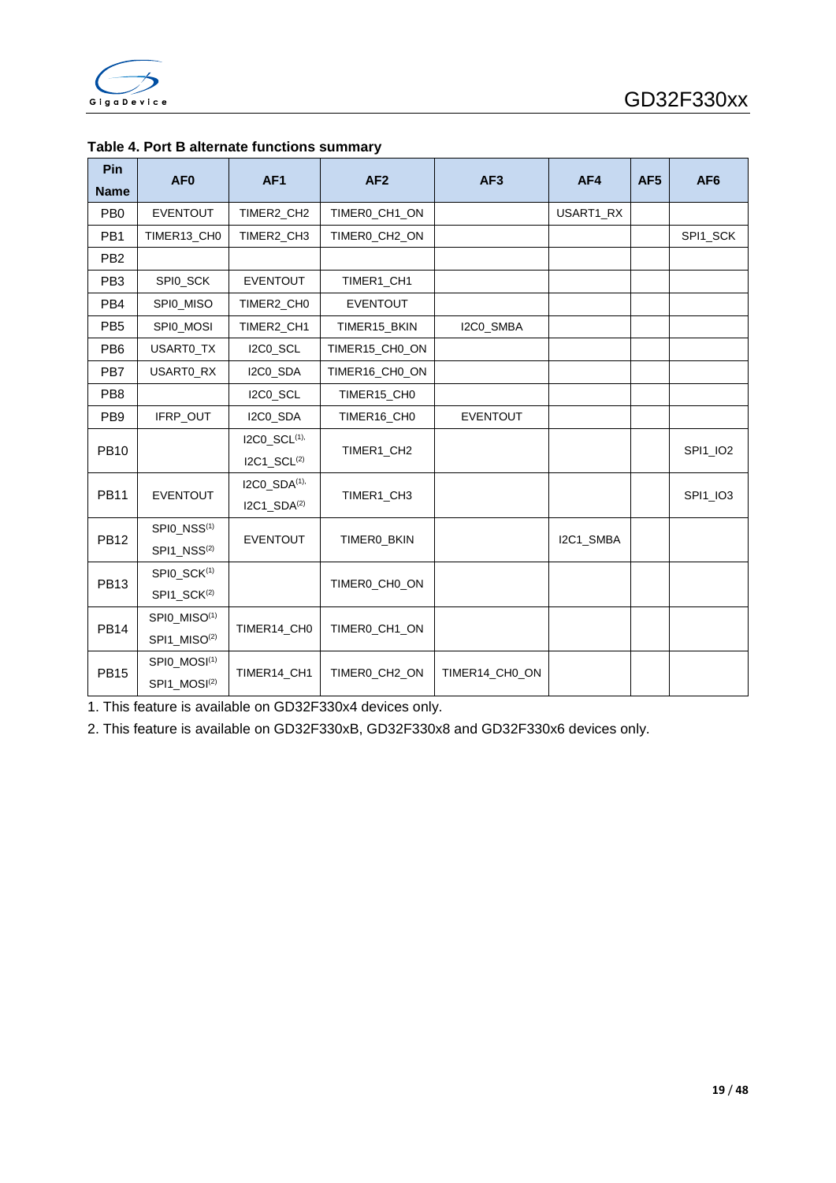**Table 4. Port B alternate functions summary**

| Pin Name | AF0 | AF1 | AF2 | AF3 | AF4 | AF5 | AF6 |
|---|---|---|---|---|---|---|---|
| PB0 | EVENTOUT | TIMER2_CH2 | TIMER0_CH1_ON | | USART1_RX | | |
| PB1 | TIMER13_CH0 | TIMER2_CH3 | TIMER0_CH2_ON | | | | SPI1_SCK |
| PB2 | | | | | | | |
| PB3 | SPI0_SCK | EVENTOUT | TIMER1_CH1 | | | | |
| PB4 | SPI0_MISO | TIMER2_CH0 | EVENTOUT | | | | |
| PB5 | SPI0_MOSI | TIMER2_CH1 | TIMER15_BKIN | I2C0_SMBA | | | |
| PB6 | USART0_TX | I2C0_SCL | TIMER15_CH0_ON | | | | |
| PB7 | USART0_RX | I2C0_SDA | TIMER16_CH0_ON | | | | |
| PB8 | | I2C0_SCL | TIMER15_CH0 | | | | |
| PB9 | IFRP_OUT | I2C0_SDA | TIMER16_CH0 | EVENTOUT | | | |
| PB10 | | I2C0_SCL(1), I2C1_SCL(2) | TIMER1_CH2 | | | | SPI1_IO2 |
| PB11 | EVENTOUT | I2C0_SDA(1), I2C1_SDA(2) | TIMER1_CH3 | | | | SPI1_IO3 |
| PB12 | SPI0_NSS(1) SPI1_NSS(2) | EVENTOUT | TIMER0_BKIN | | I2C1_SMBA | | |
| PB13 | SPI0_SCK(1) SPI1_SCK(2) | | TIMER0_CH0_ON | | | | |
| PB14 | SPI0_MISO(1) SPI1_MISO(2) | TIMER14_CH0 | TIMER0_CH1_ON | | | | |
| PB15 | SPI0_MOSI(1) SPI1_MOSI(2) | TIMER14_CH1 | TIMER0_CH2_ON | TIMER14_CH0_ON | | | |

1. This feature is available on GD32F330x4 devices only.
2. This feature is available on GD32F330xB, GD32F330x8 and GD32F330x6 devices only.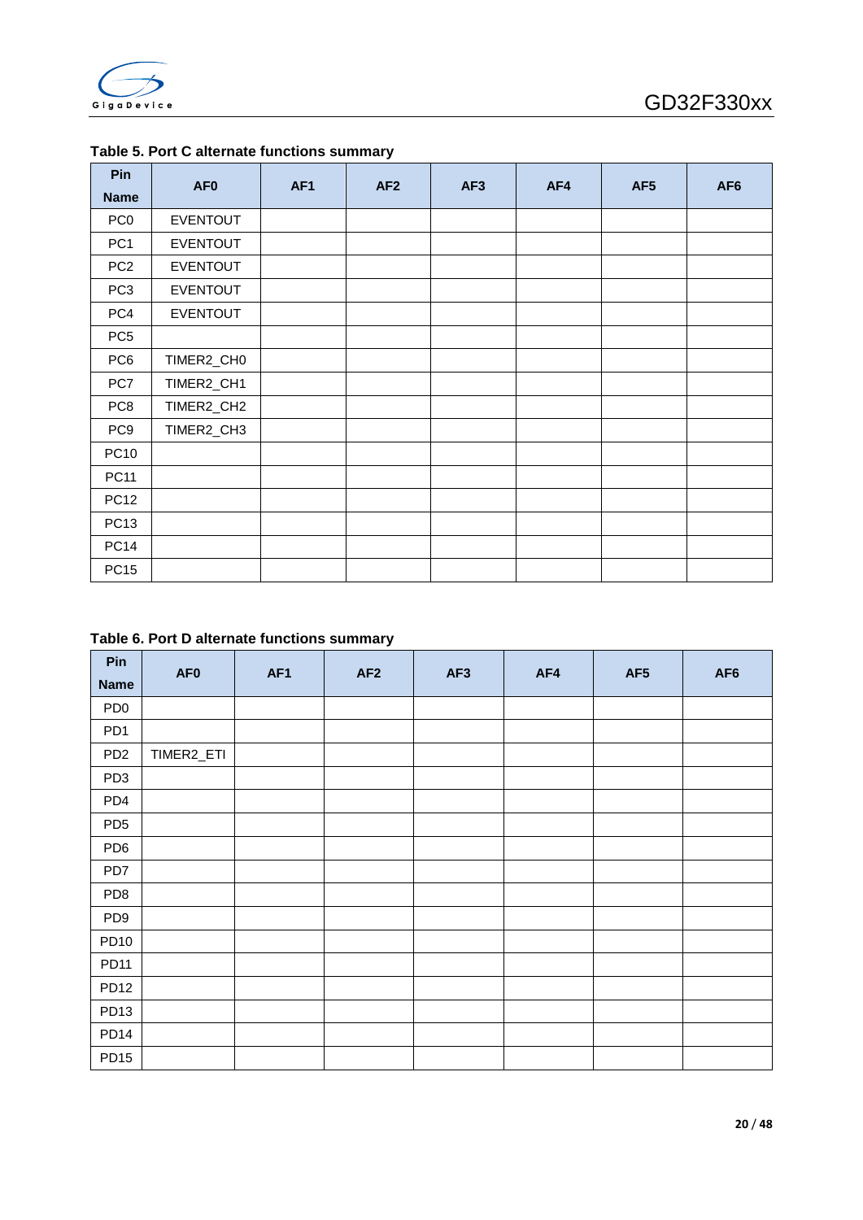**Table 5. Port C alternate functions summary**

| Pin Name | AF0 | AF1 | AF2 | AF3 | AF4 | AF5 | AF6 |
|---|---|---|---|---|---|---|---|
| PC0 | EVENTOUT | | | | | | |
| PC1 | EVENTOUT | | | | | | |
| PC2 | EVENTOUT | | | | | | |
| PC3 | EVENTOUT | | | | | | |
| PC4 | EVENTOUT | | | | | | |
| PC5 | | | | | | | |
| PC6 | TIMER2_CH0 | | | | | | |
| PC7 | TIMER2_CH1 | | | | | | |
| PC8 | TIMER2_CH2 | | | | | | |
| PC9 | TIMER2_CH3 | | | | | | |
| PC10 | | | | | | | |
| PC11 | | | | | | | |
| PC12 | | | | | | | |
| PC13 | | | | | | | |
| PC14 | | | | | | | |
| PC15 | | | | | | | |

**Table 6. Port D alternate functions summary**

| Pin Name | AF0 | AF1 | AF2 | AF3 | AF4 | AF5 | AF6 |
|---|---|---|---|---|---|---|---|
| PD0 | | | | | | | |
| PD1 | | | | | | | |
| PD2 | TIMER2_ETI | | | | | | |
| PD3 | | | | | | | |
| PD4 | | | | | | | |
| PD5 | | | | | | | |
| PD6 | | | | | | | |
| PD7 | | | | | | | |
| PD8 | | | | | | | |
| PD9 | | | | | | | |
| PD10 | | | | | | | |
| PD11 | | | | | | | |
| PD12 | | | | | | | |
| PD13 | | | | | | | |
| PD14 | | | | | | | |
| PD15 | | | | | | | |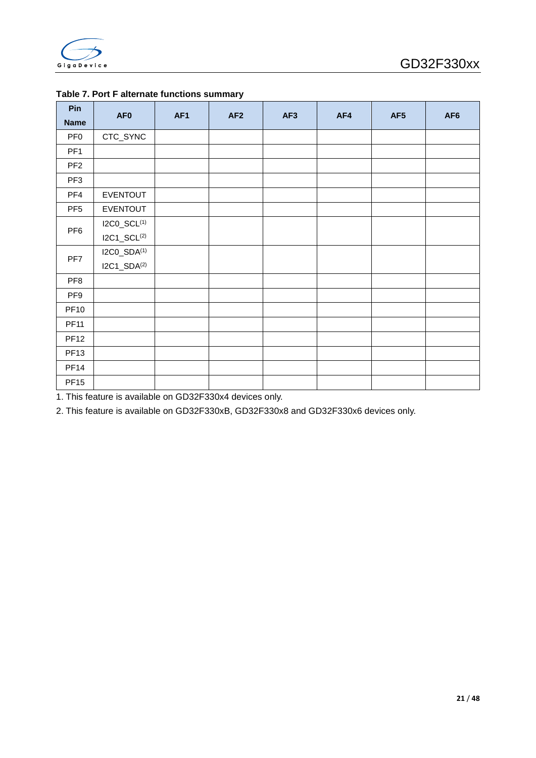**Table 7. Port F alternate functions summary**

| Pin Name | AF0 | AF1 | AF2 | AF3 | AF4 | AF5 | AF6 |
|---|---|---|---|---|---|---|---|
| PF0 | CTC_SYNC | | | | | | |
| PF1 | | | | | | | |
| PF2 | | | | | | | |
| PF3 | | | | | | | |
| PF4 | EVENTOUT | | | | | | |
| PF5 | EVENTOUT | | | | | | |
| PF6 | I2C0_SCL(1)<br>I2C1_SCL(2) | | | | | | |
| PF7 | I2C0_SDA(1)<br>I2C1_SDA(2) | | | | | | |
| PF8 | | | | | | | |
| PF9 | | | | | | | |
| PF10 | | | | | | | |
| PF11 | | | | | | | |
| PF12 | | | | | | | |
| PF13 | | | | | | | |
| PF14 | | | | | | | |
| PF15 | | | | | | | |

1. This feature is available on GD32F330x4 devices only.

2. This feature is available on GD32F330xB, GD32F330x8 and GD32F330x6 devices only.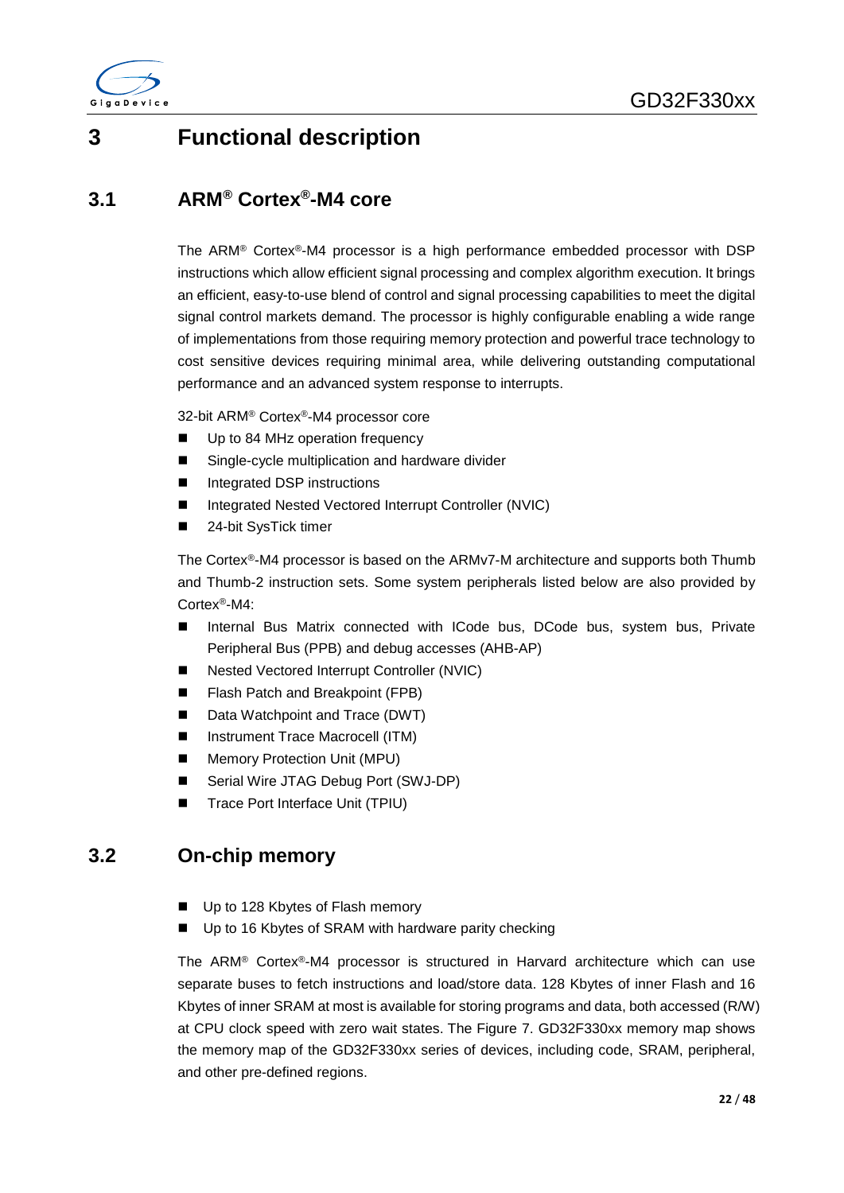# 3 Functional description

## 3.1 ARM® Cortex®-M4 core

The ARM® Cortex®-M4 processor is a high performance embedded processor with DSP instructions which allow efficient signal processing and complex algorithm execution. It brings an efficient, easy-to-use blend of control and signal processing capabilities to meet the digital signal control markets demand. The processor is highly configurable enabling a wide range of implementations from those requiring memory protection and powerful trace technology to cost sensitive devices requiring minimal area, while delivering outstanding computational performance and an advanced system response to interrupts.

32-bit ARM® Cortex®-M4 processor core

- Up to 84 MHz operation frequency
- Single-cycle multiplication and hardware divider
- Integrated DSP instructions
- Integrated Nested Vectored Interrupt Controller (NVIC)
- 24-bit SysTick timer

The Cortex®-M4 processor is based on the ARMv7-M architecture and supports both Thumb and Thumb-2 instruction sets. Some system peripherals listed below are also provided by Cortex®-M4:

- Internal Bus Matrix connected with ICode bus, DCode bus, system bus, Private Peripheral Bus (PPB) and debug accesses (AHB-AP)
- Nested Vectored Interrupt Controller (NVIC)
- Flash Patch and Breakpoint (FPB)
- Data Watchpoint and Trace (DWT)
- Instrument Trace Macrocell (ITM)
- Memory Protection Unit (MPU)
- Serial Wire JTAG Debug Port (SWJ-DP)
- Trace Port Interface Unit (TPIU)

## 3.2 On-chip memory

- Up to 128 Kbytes of Flash memory
- Up to 16 Kbytes of SRAM with hardware parity checking

The ARM® Cortex®-M4 processor is structured in Harvard architecture which can use separate buses to fetch instructions and load/store data. 128 Kbytes of inner Flash and 16 Kbytes of inner SRAM at most is available for storing programs and data, both accessed (R/W) at CPU clock speed with zero wait states. The Figure 7. GD32F330xx memory map shows the memory map of the GD32F330xx series of devices, including code, SRAM, peripheral, and other pre-defined regions.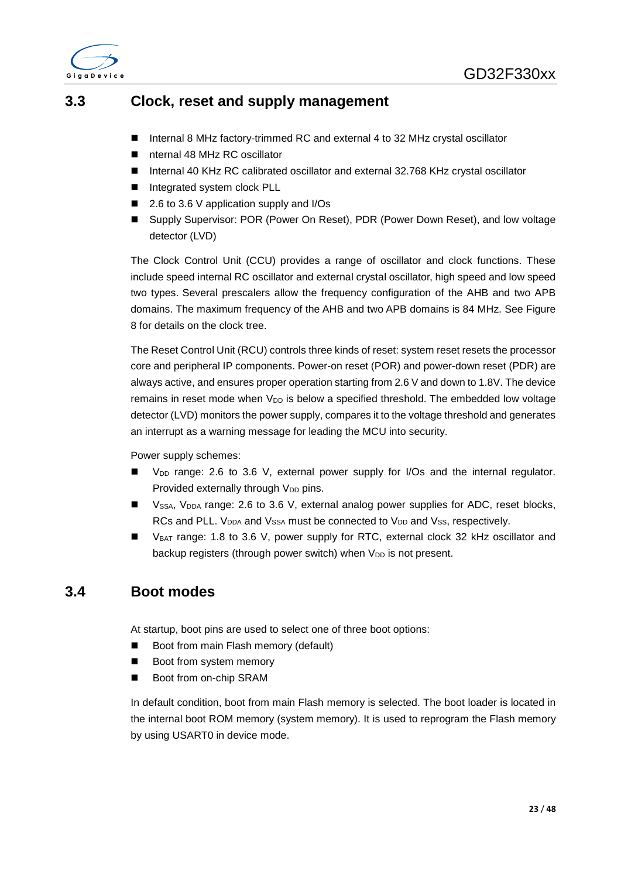## 3.3 Clock, reset and supply management

- Internal 8 MHz factory-trimmed RC and external 4 to 32 MHz crystal oscillator
- nternal 48 MHz RC oscillator
- Internal 40 KHz RC calibrated oscillator and external 32.768 KHz crystal oscillator
- Integrated system clock PLL
- 2.6 to 3.6 V application supply and I/Os
- Supply Supervisor: POR (Power On Reset), PDR (Power Down Reset), and low voltage detector (LVD)

The Clock Control Unit (CCU) provides a range of oscillator and clock functions. These include speed internal RC oscillator and external crystal oscillator, high speed and low speed two types. Several prescalers allow the frequency configuration of the AHB and two APB domains. The maximum frequency of the AHB and two APB domains is 84 MHz. See Figure 8 for details on the clock tree.

The Reset Control Unit (RCU) controls three kinds of reset: system reset resets the processor core and peripheral IP components. Power-on reset (POR) and power-down reset (PDR) are always active, and ensures proper operation starting from 2.6 V and down to 1.8V. The device remains in reset mode when $V_{DD}$ is below a specified threshold. The embedded low voltage detector (LVD) monitors the power supply, compares it to the voltage threshold and generates an interrupt as a warning message for leading the MCU into security.

Power supply schemes:

- $V_{DD}$ range: 2.6 to 3.6 V, external power supply for I/Os and the internal regulator. Provided externally through $V_{DD}$ pins.
- $V_{SSA}$, $V_{DDA}$ range: 2.6 to 3.6 V, external analog power supplies for ADC, reset blocks, RCs and PLL. $V_{DDA}$ and $V_{SSA}$ must be connected to $V_{DD}$ and $V_{SS}$, respectively.
- $V_{BAT}$ range: 1.8 to 3.6 V, power supply for RTC, external clock 32 kHz oscillator and backup registers (through power switch) when $V_{DD}$ is not present.

## 3.4 Boot modes

At startup, boot pins are used to select one of three boot options:

- Boot from main Flash memory (default)
- Boot from system memory
- Boot from on-chip SRAM

In default condition, boot from main Flash memory is selected. The boot loader is located in the internal boot ROM memory (system memory). It is used to reprogram the Flash memory by using USART0 in device mode.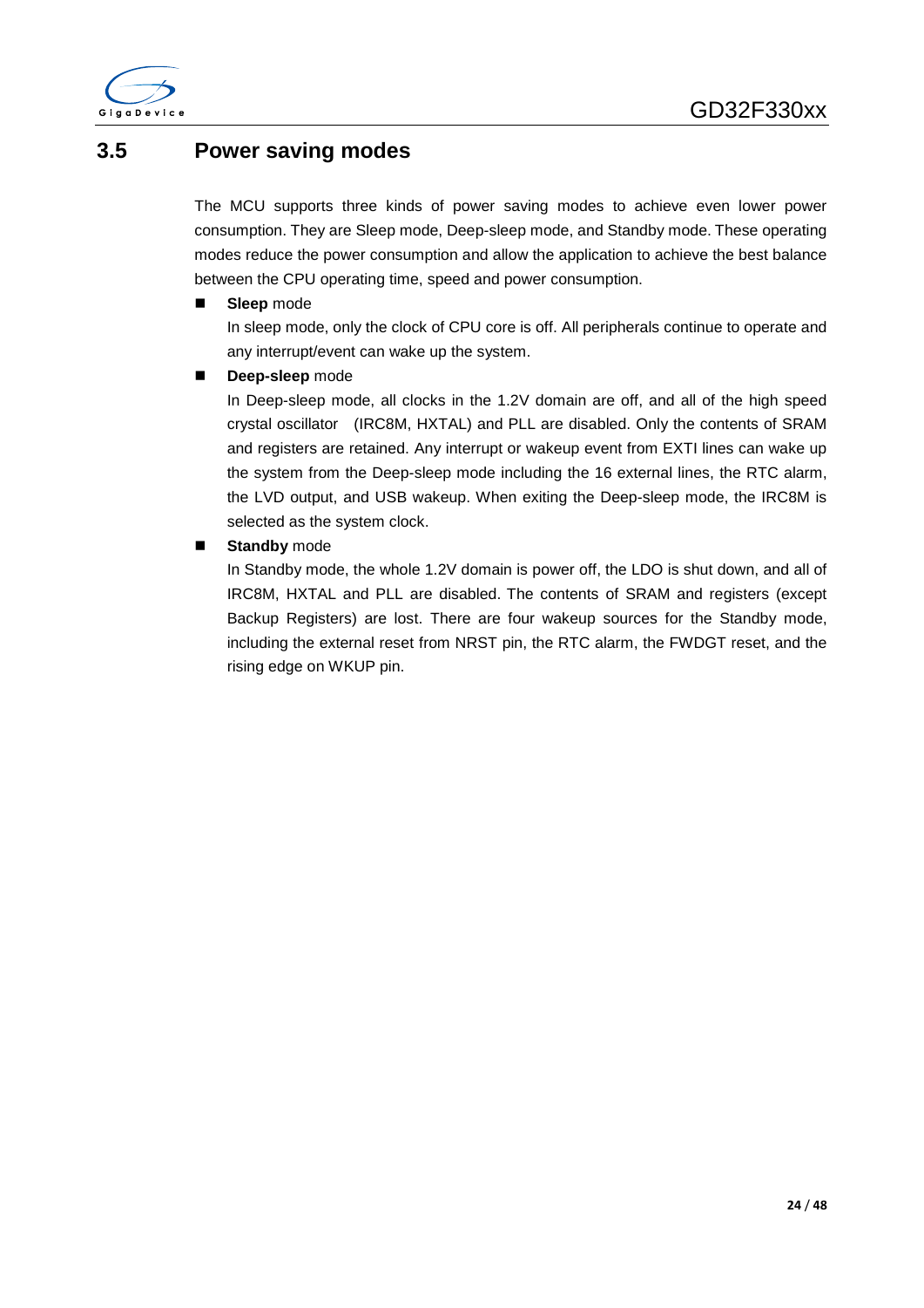## 3.5 Power saving modes

The MCU supports three kinds of power saving modes to achieve even lower power consumption. They are Sleep mode, Deep-sleep mode, and Standby mode. These operating modes reduce the power consumption and allow the application to achieve the best balance between the CPU operating time, speed and power consumption.

- **Sleep** mode

  In sleep mode, only the clock of CPU core is off. All peripherals continue to operate and any interrupt/event can wake up the system.

- **Deep-sleep** mode

  In Deep-sleep mode, all clocks in the 1.2V domain are off, and all of the high speed crystal oscillator (IRC8M, HXTAL) and PLL are disabled. Only the contents of SRAM and registers are retained. Any interrupt or wakeup event from EXTI lines can wake up the system from the Deep-sleep mode including the 16 external lines, the RTC alarm, the LVD output, and USB wakeup. When exiting the Deep-sleep mode, the IRC8M is selected as the system clock.

- **Standby** mode

  In Standby mode, the whole 1.2V domain is power off, the LDO is shut down, and all of IRC8M, HXTAL and PLL are disabled. The contents of SRAM and registers (except Backup Registers) are lost. There are four wakeup sources for the Standby mode, including the external reset from NRST pin, the RTC alarm, the FWDGT reset, and the rising edge on WKUP pin.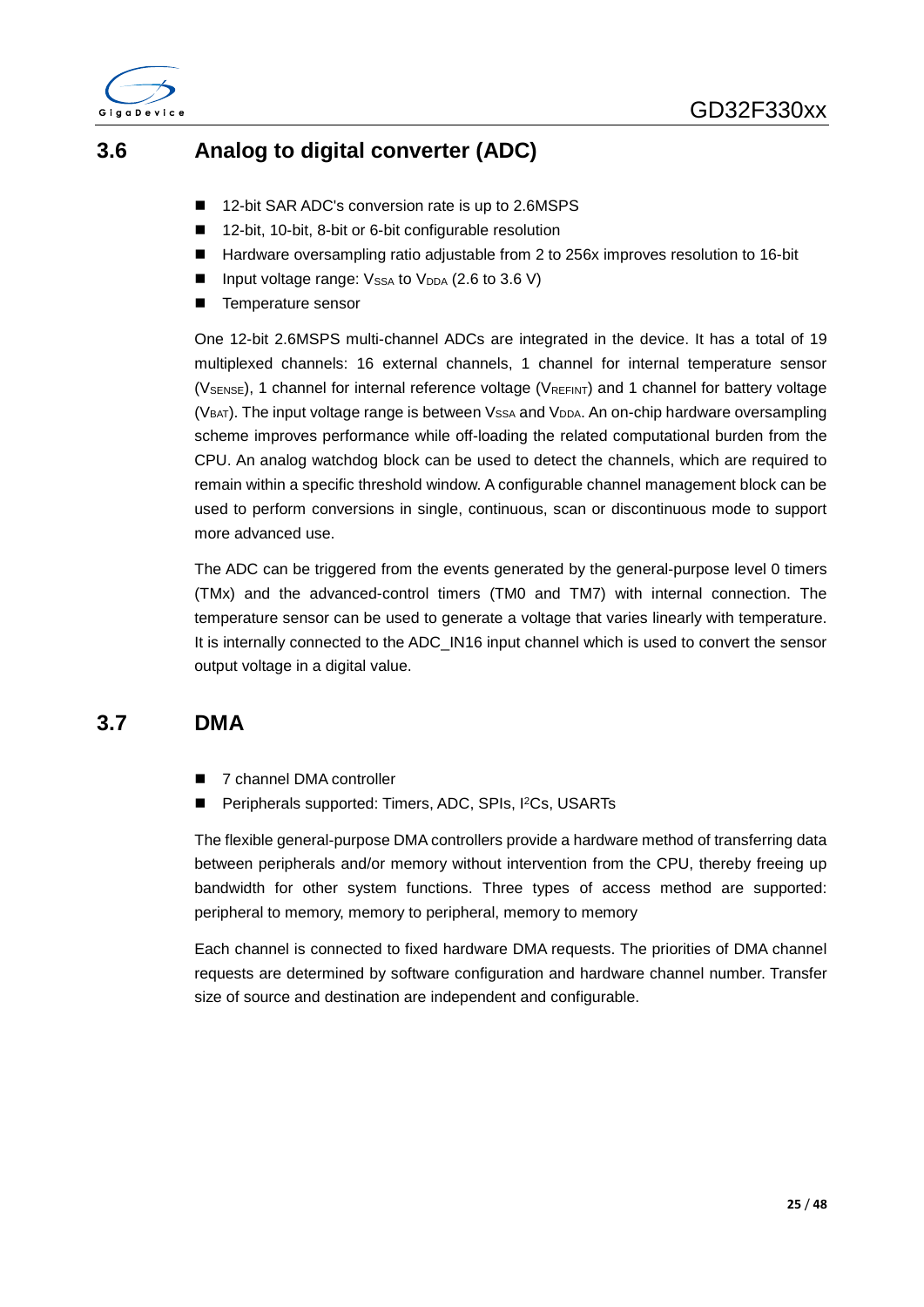## 3.6 Analog to digital converter (ADC)

- 12-bit SAR ADC's conversion rate is up to 2.6MSPS
- 12-bit, 10-bit, 8-bit or 6-bit configurable resolution
- Hardware oversampling ratio adjustable from 2 to 256x improves resolution to 16-bit
- Input voltage range: $V_{SSA}$ to $V_{DDA}$ (2.6 to 3.6 V)
- Temperature sensor

One 12-bit 2.6MSPS multi-channel ADCs are integrated in the device. It has a total of 19 multiplexed channels: 16 external channels, 1 channel for internal temperature sensor ($V_{SENSE}$), 1 channel for internal reference voltage ($V_{REFINT}$) and 1 channel for battery voltage ($V_{BAT}$). The input voltage range is between $V_{SSA}$ and $V_{DDA}$. An on-chip hardware oversampling scheme improves performance while off-loading the related computational burden from the CPU. An analog watchdog block can be used to detect the channels, which are required to remain within a specific threshold window. A configurable channel management block can be used to perform conversions in single, continuous, scan or discontinuous mode to support more advanced use.

The ADC can be triggered from the events generated by the general-purpose level 0 timers (TMx) and the advanced-control timers (TM0 and TM7) with internal connection. The temperature sensor can be used to generate a voltage that varies linearly with temperature. It is internally connected to the ADC_IN16 input channel which is used to convert the sensor output voltage in a digital value.

## 3.7 DMA

- 7 channel DMA controller
- Peripherals supported: Timers, ADC, SPIs, $I^2C$s, USARTs

The flexible general-purpose DMA controllers provide a hardware method of transferring data between peripherals and/or memory without intervention from the CPU, thereby freeing up bandwidth for other system functions. Three types of access method are supported: peripheral to memory, memory to peripheral, memory to memory

Each channel is connected to fixed hardware DMA requests. The priorities of DMA channel requests are determined by software configuration and hardware channel number. Transfer size of source and destination are independent and configurable.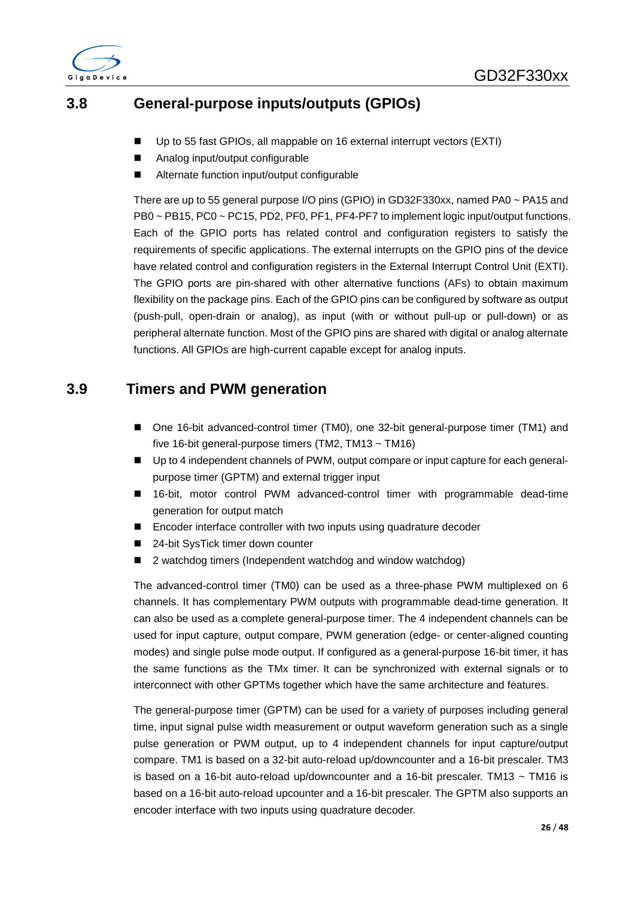## 3.8 General-purpose inputs/outputs (GPIOs)

- Up to 55 fast GPIOs, all mappable on 16 external interrupt vectors (EXTI)
- Analog input/output configurable
- Alternate function input/output configurable

There are up to 55 general purpose I/O pins (GPIO) in GD32F330xx, named PA0 ~ PA15 and PB0 ~ PB15, PC0 ~ PC15, PD2, PF0, PF1, PF4-PF7 to implement logic input/output functions. Each of the GPIO ports has related control and configuration registers to satisfy the requirements of specific applications. The external interrupts on the GPIO pins of the device have related control and configuration registers in the External Interrupt Control Unit (EXTI). The GPIO ports are pin-shared with other alternative functions (AFs) to obtain maximum flexibility on the package pins. Each of the GPIO pins can be configured by software as output (push-pull, open-drain or analog), as input (with or without pull-up or pull-down) or as peripheral alternate function. Most of the GPIO pins are shared with digital or analog alternate functions. All GPIOs are high-current capable except for analog inputs.

## 3.9 Timers and PWM generation

- One 16-bit advanced-control timer (TM0), one 32-bit general-purpose timer (TM1) and five 16-bit general-purpose timers (TM2, TM13 ~ TM16)
- Up to 4 independent channels of PWM, output compare or input capture for each general-purpose timer (GPTM) and external trigger input
- 16-bit, motor control PWM advanced-control timer with programmable dead-time generation for output match
- Encoder interface controller with two inputs using quadrature decoder
- 24-bit SysTick timer down counter
- 2 watchdog timers (Independent watchdog and window watchdog)

The advanced-control timer (TM0) can be used as a three-phase PWM multiplexed on 6 channels. It has complementary PWM outputs with programmable dead-time generation. It can also be used as a complete general-purpose timer. The 4 independent channels can be used for input capture, output compare, PWM generation (edge- or center-aligned counting modes) and single pulse mode output. If configured as a general-purpose 16-bit timer, it has the same functions as the TMx timer. It can be synchronized with external signals or to interconnect with other GPTMs together which have the same architecture and features.

The general-purpose timer (GPTM) can be used for a variety of purposes including general time, input signal pulse width measurement or output waveform generation such as a single pulse generation or PWM output, up to 4 independent channels for input capture/output compare. TM1 is based on a 32-bit auto-reload up/downcounter and a 16-bit prescaler. TM3 is based on a 16-bit auto-reload up/downcounter and a 16-bit prescaler. TM13 ~ TM16 is based on a 16-bit auto-reload upcounter and a 16-bit prescaler. The GPTM also supports an encoder interface with two inputs using quadrature decoder.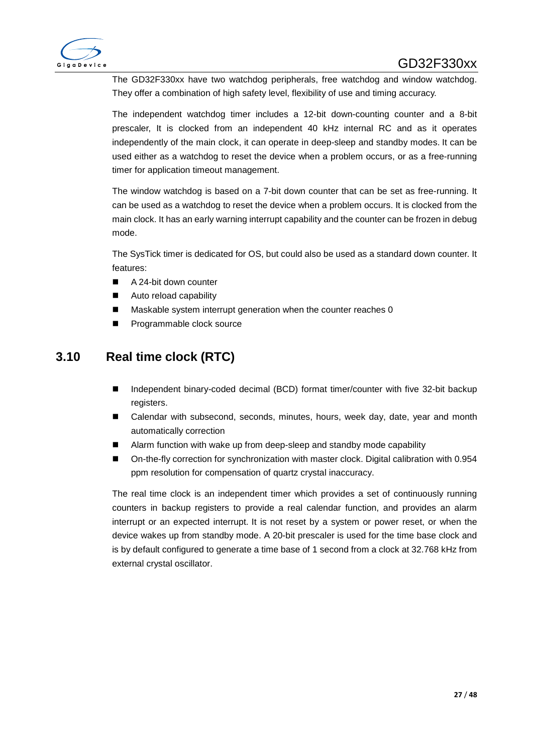The GD32F330xx have two watchdog peripherals, free watchdog and window watchdog. They offer a combination of high safety level, flexibility of use and timing accuracy.

The independent watchdog timer includes a 12-bit down-counting counter and a 8-bit prescaler, It is clocked from an independent 40 kHz internal RC and as it operates independently of the main clock, it can operate in deep-sleep and standby modes. It can be used either as a watchdog to reset the device when a problem occurs, or as a free-running timer for application timeout management.

The window watchdog is based on a 7-bit down counter that can be set as free-running. It can be used as a watchdog to reset the device when a problem occurs. It is clocked from the main clock. It has an early warning interrupt capability and the counter can be frozen in debug mode.

The SysTick timer is dedicated for OS, but could also be used as a standard down counter. It features:

- A 24-bit down counter
- Auto reload capability
- Maskable system interrupt generation when the counter reaches 0
- Programmable clock source

## 3.10 Real time clock (RTC)

- Independent binary-coded decimal (BCD) format timer/counter with five 32-bit backup registers.
- Calendar with subsecond, seconds, minutes, hours, week day, date, year and month automatically correction
- Alarm function with wake up from deep-sleep and standby mode capability
- On-the-fly correction for synchronization with master clock. Digital calibration with 0.954 ppm resolution for compensation of quartz crystal inaccuracy.

The real time clock is an independent timer which provides a set of continuously running counters in backup registers to provide a real calendar function, and provides an alarm interrupt or an expected interrupt. It is not reset by a system or power reset, or when the device wakes up from standby mode. A 20-bit prescaler is used for the time base clock and is by default configured to generate a time base of 1 second from a clock at 32.768 kHz from external crystal oscillator.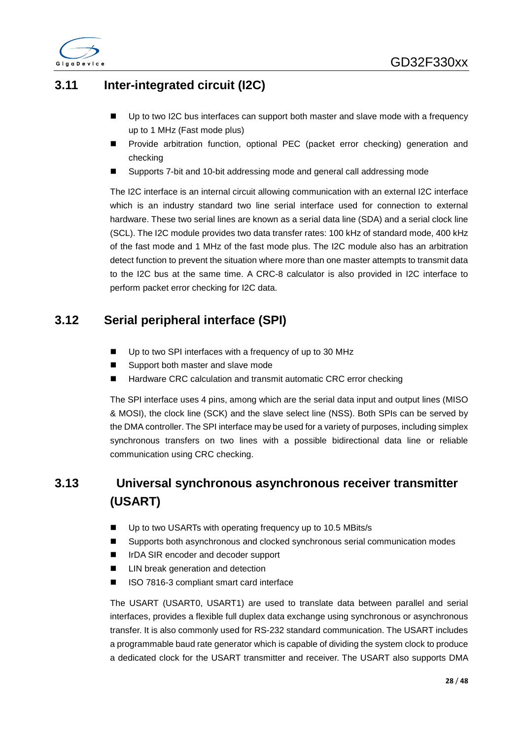## 3.11 Inter-integrated circuit (I2C)

- Up to two I2C bus interfaces can support both master and slave mode with a frequency up to 1 MHz (Fast mode plus)
- Provide arbitration function, optional PEC (packet error checking) generation and checking
- Supports 7-bit and 10-bit addressing mode and general call addressing mode

The I2C interface is an internal circuit allowing communication with an external I2C interface which is an industry standard two line serial interface used for connection to external hardware. These two serial lines are known as a serial data line (SDA) and a serial clock line (SCL). The I2C module provides two data transfer rates: 100 kHz of standard mode, 400 kHz of the fast mode and 1 MHz of the fast mode plus. The I2C module also has an arbitration detect function to prevent the situation where more than one master attempts to transmit data to the I2C bus at the same time. A CRC-8 calculator is also provided in I2C interface to perform packet error checking for I2C data.

## 3.12 Serial peripheral interface (SPI)

- Up to two SPI interfaces with a frequency of up to 30 MHz
- Support both master and slave mode
- Hardware CRC calculation and transmit automatic CRC error checking

The SPI interface uses 4 pins, among which are the serial data input and output lines (MISO & MOSI), the clock line (SCK) and the slave select line (NSS). Both SPIs can be served by the DMA controller. The SPI interface may be used for a variety of purposes, including simplex synchronous transfers on two lines with a possible bidirectional data line or reliable communication using CRC checking.

## 3.13 Universal synchronous asynchronous receiver transmitter (USART)

- Up to two USARTs with operating frequency up to 10.5 MBits/s
- Supports both asynchronous and clocked synchronous serial communication modes
- IrDA SIR encoder and decoder support
- LIN break generation and detection
- ISO 7816-3 compliant smart card interface

The USART (USART0, USART1) are used to translate data between parallel and serial interfaces, provides a flexible full duplex data exchange using synchronous or asynchronous transfer. It is also commonly used for RS-232 standard communication. The USART includes a programmable baud rate generator which is capable of dividing the system clock to produce a dedicated clock for the USART transmitter and receiver. The USART also supports DMA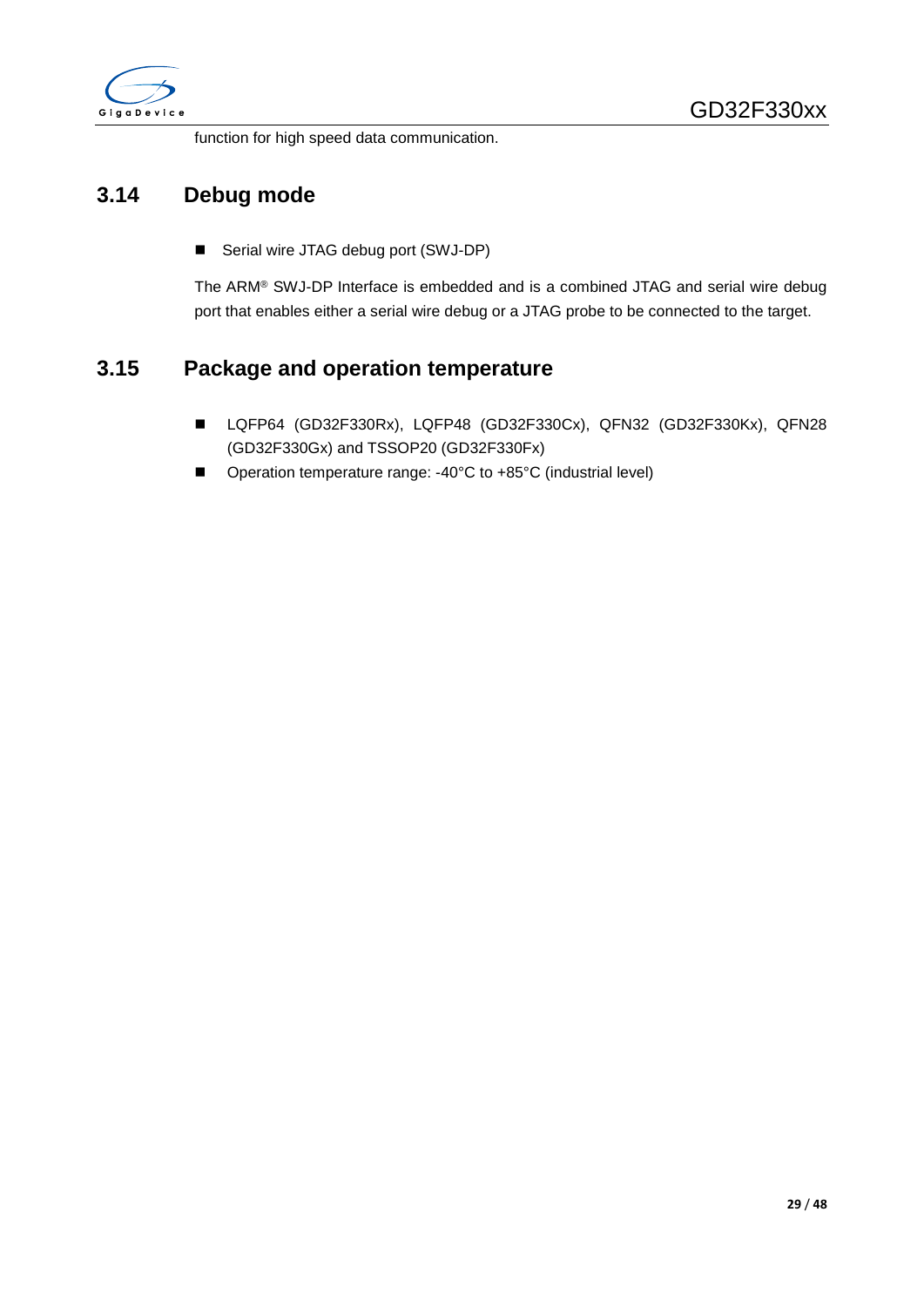function for high speed data communication.

## 3.14 Debug mode

- Serial wire JTAG debug port (SWJ-DP)

The ARM® SWJ-DP Interface is embedded and is a combined JTAG and serial wire debug port that enables either a serial wire debug or a JTAG probe to be connected to the target.

## 3.15 Package and operation temperature

- LQFP64 (GD32F330Rx), LQFP48 (GD32F330Cx), QFN32 (GD32F330Kx), QFN28 (GD32F330Gx) and TSSOP20 (GD32F330Fx)
- Operation temperature range: -40°C to +85°C (industrial level)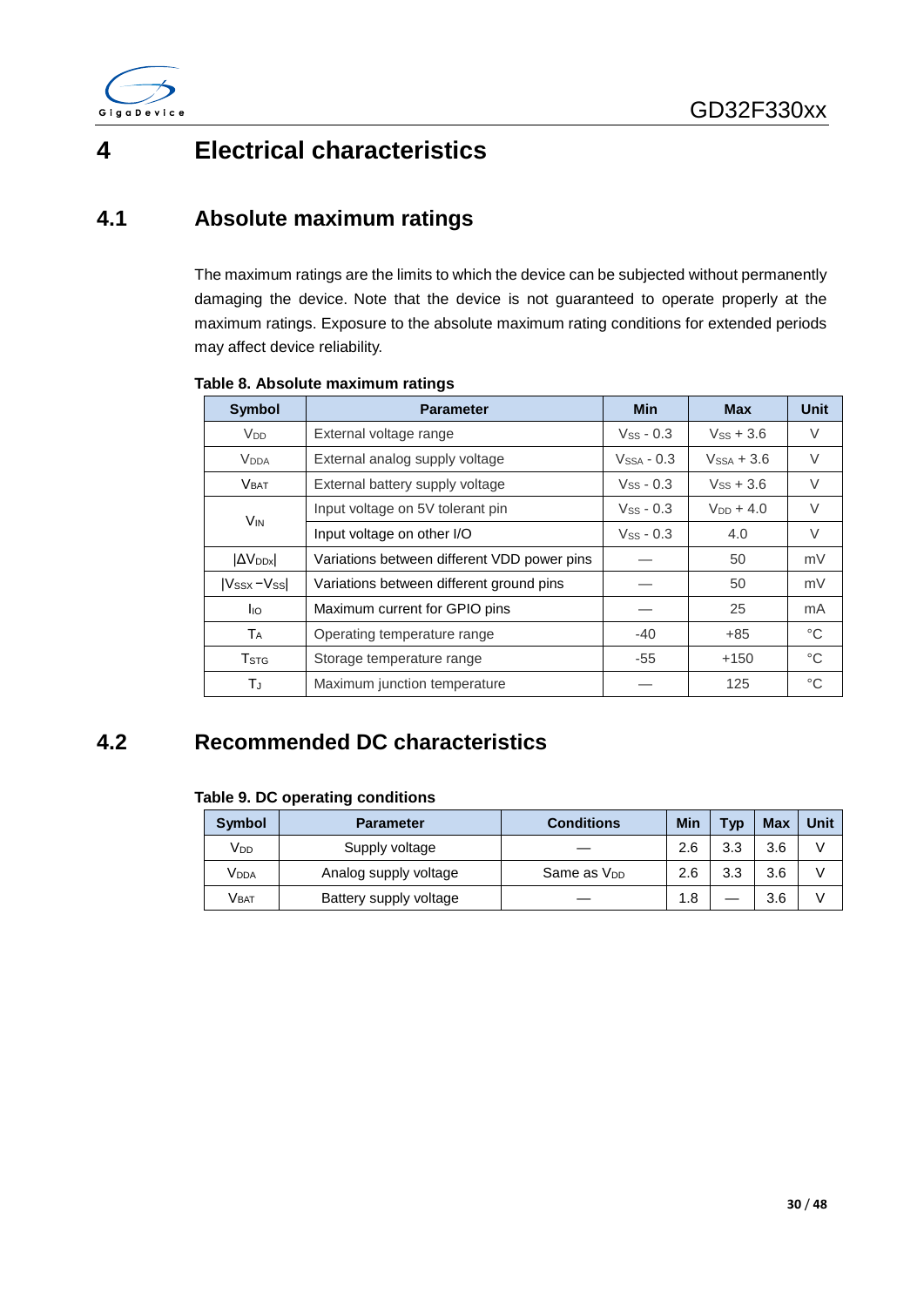# 4 Electrical characteristics

## 4.1 Absolute maximum ratings

The maximum ratings are the limits to which the device can be subjected without permanently damaging the device. Note that the device is not guaranteed to operate properly at the maximum ratings. Exposure to the absolute maximum rating conditions for extended periods may affect device reliability.

**Table 8. Absolute maximum ratings**

| Symbol | Parameter | Min | Max | Unit |
|---|---|---|---|---|
| $V_{DD}$ | External voltage range | $V_{SS}$ - 0.3 | $V_{SS}$ + 3.6 | V |
| $V_{DDA}$ | External analog supply voltage | $V_{SSA}$ - 0.3 | $V_{SSA}$ + 3.6 | V |
| $V_{BAT}$ | External battery supply voltage | $V_{SS}$ - 0.3 | $V_{SS}$ + 3.6 | V |
| $V_{IN}$ | Input voltage on 5V tolerant pin | $V_{SS}$ - 0.3 | $V_{DD}$ + 4.0 | V |
| | Input voltage on other I/O | $V_{SS}$ - 0.3 | 4.0 | V |
| $\|\Delta V_{DDX}\|$ | Variations between different VDD power pins | — | 50 | mV |
| $\|V_{SSX} - V_{SS}\|$ | Variations between different ground pins | — | 50 | mV |
| $I_{IO}$ | Maximum current for GPIO pins | — | 25 | mA |
| $T_A$ | Operating temperature range | -40 | +85 | °C |
| $T_{STG}$ | Storage temperature range | -55 | +150 | °C |
| $T_J$ | Maximum junction temperature | — | 125 | °C |

## 4.2 Recommended DC characteristics

**Table 9. DC operating conditions**

| Symbol | Parameter | Conditions | Min | Typ | Max | Unit |
|---|---|---|---|---|---|---|
| $V_{DD}$ | Supply voltage | — | 2.6 | 3.3 | 3.6 | V |
| $V_{DDA}$ | Analog supply voltage | Same as $V_{DD}$ | 2.6 | 3.3 | 3.6 | V |
| $V_{BAT}$ | Battery supply voltage | — | 1.8 | — | 3.6 | V |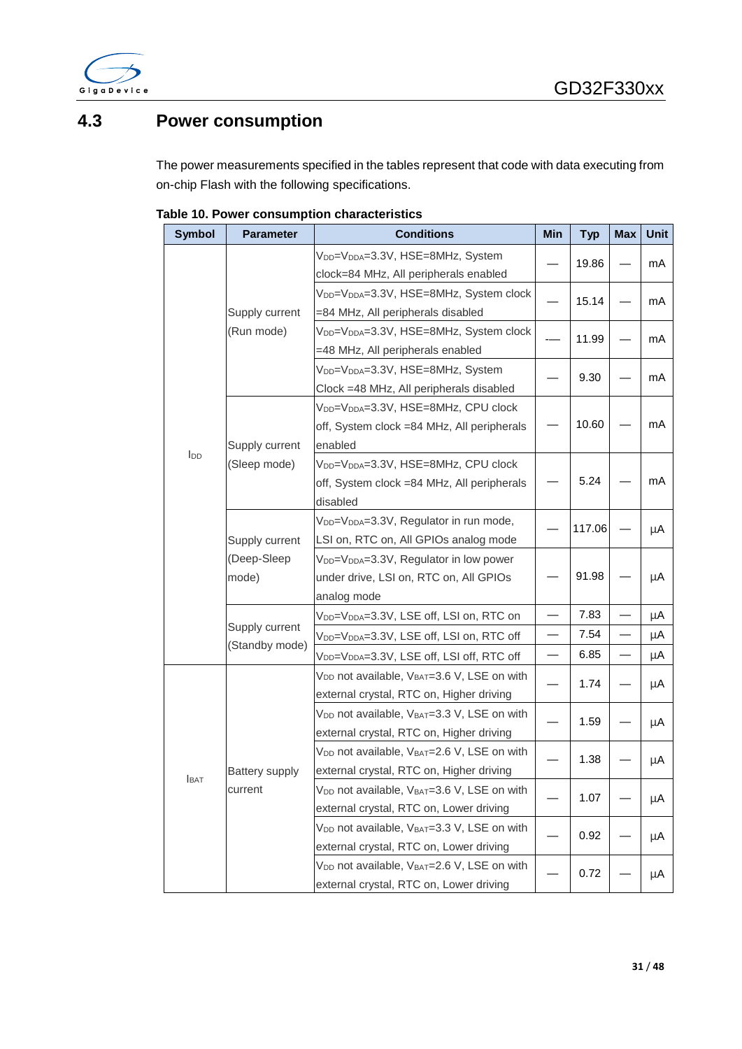## 4.3 Power consumption

The power measurements specified in the tables represent that code with data executing from on-chip Flash with the following specifications.

**Table 10. Power consumption characteristics**

| Symbol | Parameter | Conditions | Min | Typ | Max | Unit |
|---|---|---|---|---|---|---|
| $I_{DD}$ | Supply current (Run mode) | $V_{DD}$=$V_{DDA}$=3.3V, HSE=8MHz, System clock=84 MHz, All peripherals enabled | — | 19.86 | — | mA |
| | | $V_{DD}$=$V_{DDA}$=3.3V, HSE=8MHz, System clock =84 MHz, All peripherals disabled | — | 15.14 | — | mA |
| | | $V_{DD}$=$V_{DDA}$=3.3V, HSE=8MHz, System clock =48 MHz, All peripherals enabled | — | 11.99 | — | mA |
| | | $V_{DD}$=$V_{DDA}$=3.3V, HSE=8MHz, System Clock =48 MHz, All peripherals disabled | — | 9.30 | — | mA |
| | Supply current (Sleep mode) | $V_{DD}$=$V_{DDA}$=3.3V, HSE=8MHz, CPU clock off, System clock =84 MHz, All peripherals enabled | — | 10.60 | — | mA |
| | | $V_{DD}$=$V_{DDA}$=3.3V, HSE=8MHz, CPU clock off, System clock =84 MHz, All peripherals disabled | — | 5.24 | — | mA |
| | Supply current (Deep-Sleep mode) | $V_{DD}$=$V_{DDA}$=3.3V, Regulator in run mode, LSI on, RTC on, All GPIOs analog mode | — | 117.06 | — | μA |
| | | $V_{DD}$=$V_{DDA}$=3.3V, Regulator in low power under drive, LSI on, RTC on, All GPIOs analog mode | — | 91.98 | — | μA |
| | Supply current (Standby mode) | $V_{DD}$=$V_{DDA}$=3.3V, LSE off, LSI on, RTC on | — | 7.83 | — | μA |
| | | $V_{DD}$=$V_{DDA}$=3.3V, LSE off, LSI on, RTC off | — | 7.54 | — | μA |
| | | $V_{DD}$=$V_{DDA}$=3.3V, LSE off, LSI off, RTC off | — | 6.85 | — | μA |
| $I_{BAT}$ | Battery supply current | $V_{DD}$ not available, $V_{BAT}$=3.6 V, LSE on with external crystal, RTC on, Higher driving | — | 1.74 | — | μA |
| | | $V_{DD}$ not available, $V_{BAT}$=3.3 V, LSE on with external crystal, RTC on, Higher driving | — | 1.59 | — | μA |
| | | $V_{DD}$ not available, $V_{BAT}$=2.6 V, LSE on with external crystal, RTC on, Higher driving | — | 1.38 | — | μA |
| | | $V_{DD}$ not available, $V_{BAT}$=3.6 V, LSE on with external crystal, RTC on, Lower driving | — | 1.07 | — | μA |
| | | $V_{DD}$ not available, $V_{BAT}$=3.3 V, LSE on with external crystal, RTC on, Lower driving | — | 0.92 | — | μA |
| | | $V_{DD}$ not available, $V_{BAT}$=2.6 V, LSE on with external crystal, RTC on, Lower driving | — | 0.72 | — | μA |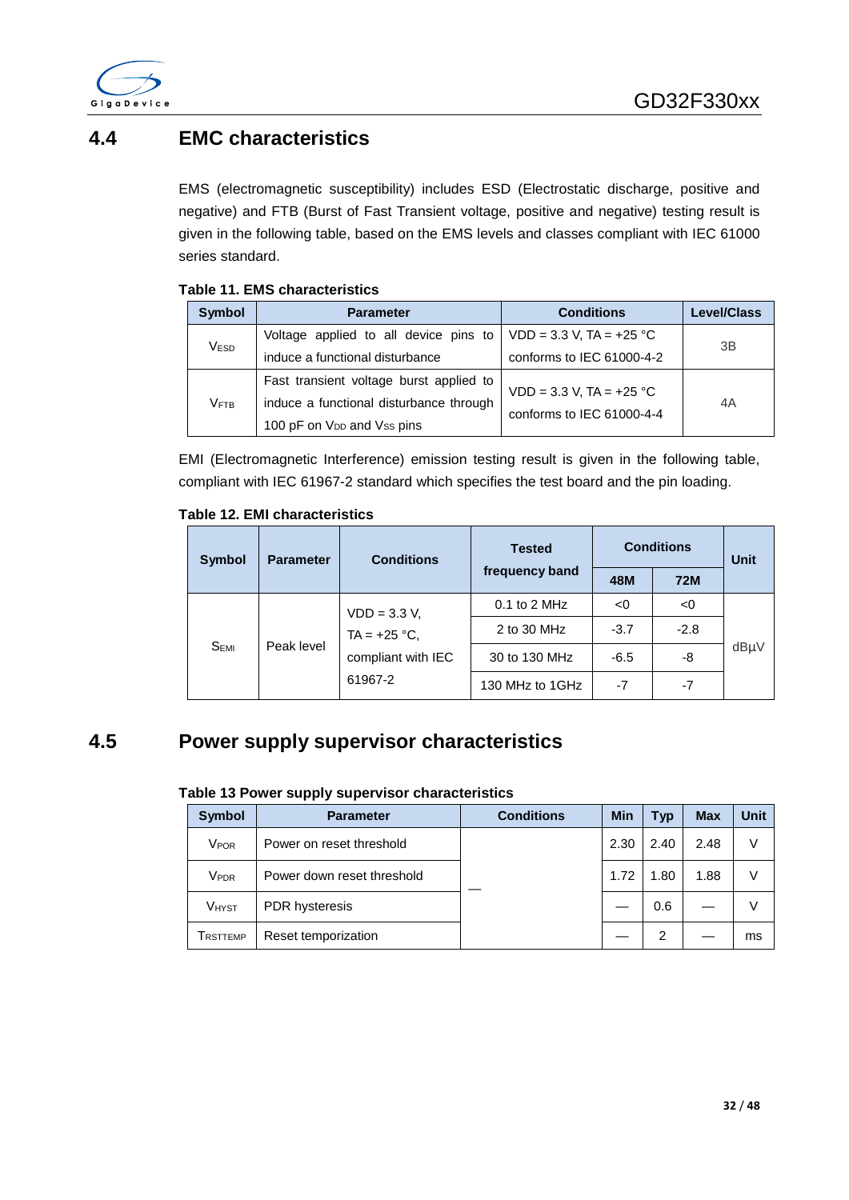## 4.4 EMC characteristics

EMS (electromagnetic susceptibility) includes ESD (Electrostatic discharge, positive and negative) and FTB (Burst of Fast Transient voltage, positive and negative) testing result is given in the following table, based on the EMS levels and classes compliant with IEC 61000 series standard.

**Table 11. EMS characteristics**

| Symbol | Parameter | Conditions | Level/Class |
|---|---|---|---|
| $V_{ESD}$ | Voltage applied to all device pins to induce a functional disturbance | VDD = 3.3 V, TA = +25 °C conforms to IEC 61000-4-2 | 3B |
| $V_{FTB}$ | Fast transient voltage burst applied to induce a functional disturbance through 100 pF on $V_{DD}$ and $V_{SS}$ pins | VDD = 3.3 V, TA = +25 °C conforms to IEC 61000-4-4 | 4A |

EMI (Electromagnetic Interference) emission testing result is given in the following table, compliant with IEC 61967-2 standard which specifies the test board and the pin loading.

**Table 12. EMI characteristics**

| Symbol | Parameter | Conditions | Tested frequency band | Conditions | | Unit |
|---|---|---|---|---|---|---|
| | | | | 48M | 72M | |
| $S_{EMI}$ | Peak level | VDD = 3.3 V, TA = +25 °C, compliant with IEC 61967-2 | 0.1 to 2 MHz | <0 | <0 | dBμV |
| | | | 2 to 30 MHz | -3.7 | -2.8 | |
| | | | 30 to 130 MHz | -6.5 | -8 | |
| | | | 130 MHz to 1GHz | -7 | -7 | |

## 4.5 Power supply supervisor characteristics

**Table 13 Power supply supervisor characteristics**

| Symbol | Parameter | Conditions | Min | Typ | Max | Unit |
|---|---|---|---|---|---|---|
| $V_{POR}$ | Power on reset threshold | — | 2.30 | 2.40 | 2.48 | V |
| $V_{PDR}$ | Power down reset threshold | | 1.72 | 1.80 | 1.88 | V |
| $V_{HYST}$ | PDR hysteresis | | — | 0.6 | — | V |
| $T_{RSTTEMP}$ | Reset temporization | | — | 2 | — | ms |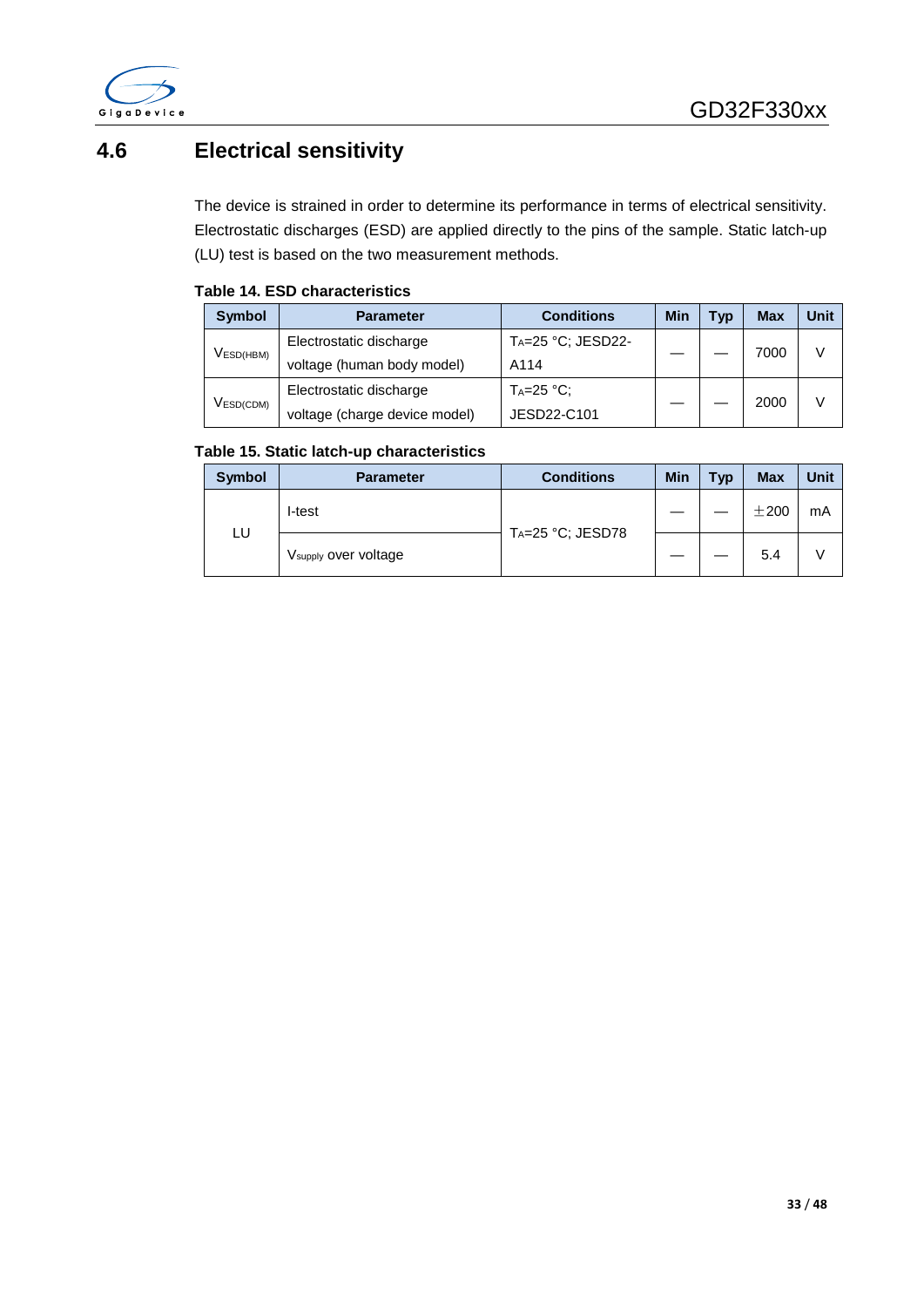## 4.6 Electrical sensitivity

The device is strained in order to determine its performance in terms of electrical sensitivity. Electrostatic discharges (ESD) are applied directly to the pins of the sample. Static latch-up (LU) test is based on the two measurement methods.

**Table 14. ESD characteristics**

| Symbol | Parameter | Conditions | Min | Typ | Max | Unit |
|---|---|---|---|---|---|---|
| $V_{ESD(HBM)}$ | Electrostatic discharge voltage (human body model) | $T_A$=25 °C; JESD22-A114 | — | — | 7000 | V |
| $V_{ESD(CDM)}$ | Electrostatic discharge voltage (charge device model) | $T_A$=25 °C; JESD22-C101 | — | — | 2000 | V |

**Table 15. Static latch-up characteristics**

| Symbol | Parameter | Conditions | Min | Typ | Max | Unit |
|---|---|---|---|---|---|---|
| LU | I-test | $T_A$=25 °C; JESD78 | — | — | ±200 | mA |
| | $V_{supply}$ over voltage | | — | — | 5.4 | V |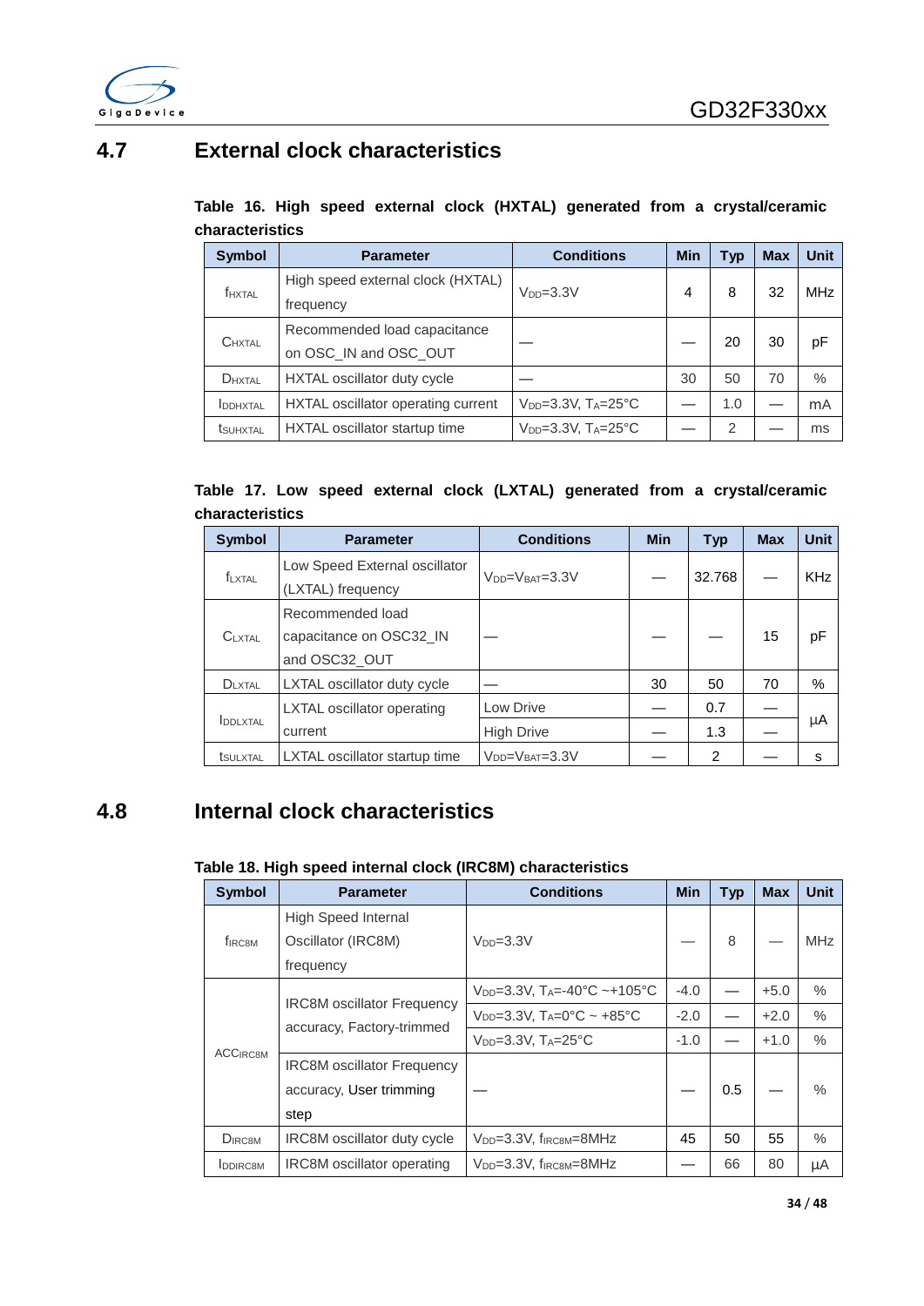## 4.7 External clock characteristics

**Table 16. High speed external clock (HXTAL) generated from a crystal/ceramic characteristics**

| Symbol | Parameter | Conditions | Min | Typ | Max | Unit |
|---|---|---|---|---|---|---|
| $f_{HXTAL}$ | High speed external clock (HXTAL) frequency | $V_{DD}$=3.3V | 4 | 8 | 32 | MHz |
| $C_{HXTAL}$ | Recommended load capacitance on OSC_IN and OSC_OUT | — | — | 20 | 30 | pF |
| $D_{HXTAL}$ | HXTAL oscillator duty cycle | — | 30 | 50 | 70 | % |
| $I_{DDHXTAL}$ | HXTAL oscillator operating current | $V_{DD}$=3.3V, $T_A$=25°C | — | 1.0 | — | mA |
| $t_{SUHXTAL}$ | HXTAL oscillator startup time | $V_{DD}$=3.3V, $T_A$=25°C | — | 2 | — | ms |

**Table 17. Low speed external clock (LXTAL) generated from a crystal/ceramic characteristics**

| Symbol | Parameter | Conditions | Min | Typ | Max | Unit |
|---|---|---|---|---|---|---|
| $f_{LXTAL}$ | Low Speed External oscillator (LXTAL) frequency | $V_{DD}$=$V_{BAT}$=3.3V | — | 32.768 | — | KHz |
| $C_{LXTAL}$ | Recommended load capacitance on OSC32_IN and OSC32_OUT | — | — | — | 15 | pF |
| $D_{LXTAL}$ | LXTAL oscillator duty cycle | — | 30 | 50 | 70 | % |
| $I_{DDLXTAL}$ | LXTAL oscillator operating current | Low Drive | — | 0.7 | — | μA |
| | | High Drive | — | 1.3 | — | |
| $t_{SULXTAL}$ | LXTAL oscillator startup time | $V_{DD}$=$V_{BAT}$=3.3V | — | 2 | — | s |

## 4.8 Internal clock characteristics

**Table 18. High speed internal clock (IRC8M) characteristics**

| Symbol | Parameter | Conditions | Min | Typ | Max | Unit |
|---|---|---|---|---|---|---|
| $f_{IRC8M}$ | High Speed Internal Oscillator (IRC8M) frequency | $V_{DD}$=3.3V | — | 8 | — | MHz |
| $ACC_{IRC8M}$ | IRC8M oscillator Frequency accuracy, Factory-trimmed | $V_{DD}$=3.3V, $T_A$=-40°C ~+105°C | -4.0 | — | +5.0 | % |
| | | $V_{DD}$=3.3V, $T_A$=0°C ~ +85°C | -2.0 | — | +2.0 | % |
| | | $V_{DD}$=3.3V, $T_A$=25°C | -1.0 | — | +1.0 | % |
| | IRC8M oscillator Frequency accuracy, User trimming step | — | — | 0.5 | — | % |
| $D_{IRC8M}$ | IRC8M oscillator duty cycle | $V_{DD}$=3.3V, $f_{IRC8M}$=8MHz | 45 | 50 | 55 | % |
| $I_{DDIRC8M}$ | IRC8M oscillator operating | $V_{DD}$=3.3V, $f_{IRC8M}$=8MHz | — | 66 | 80 | μA |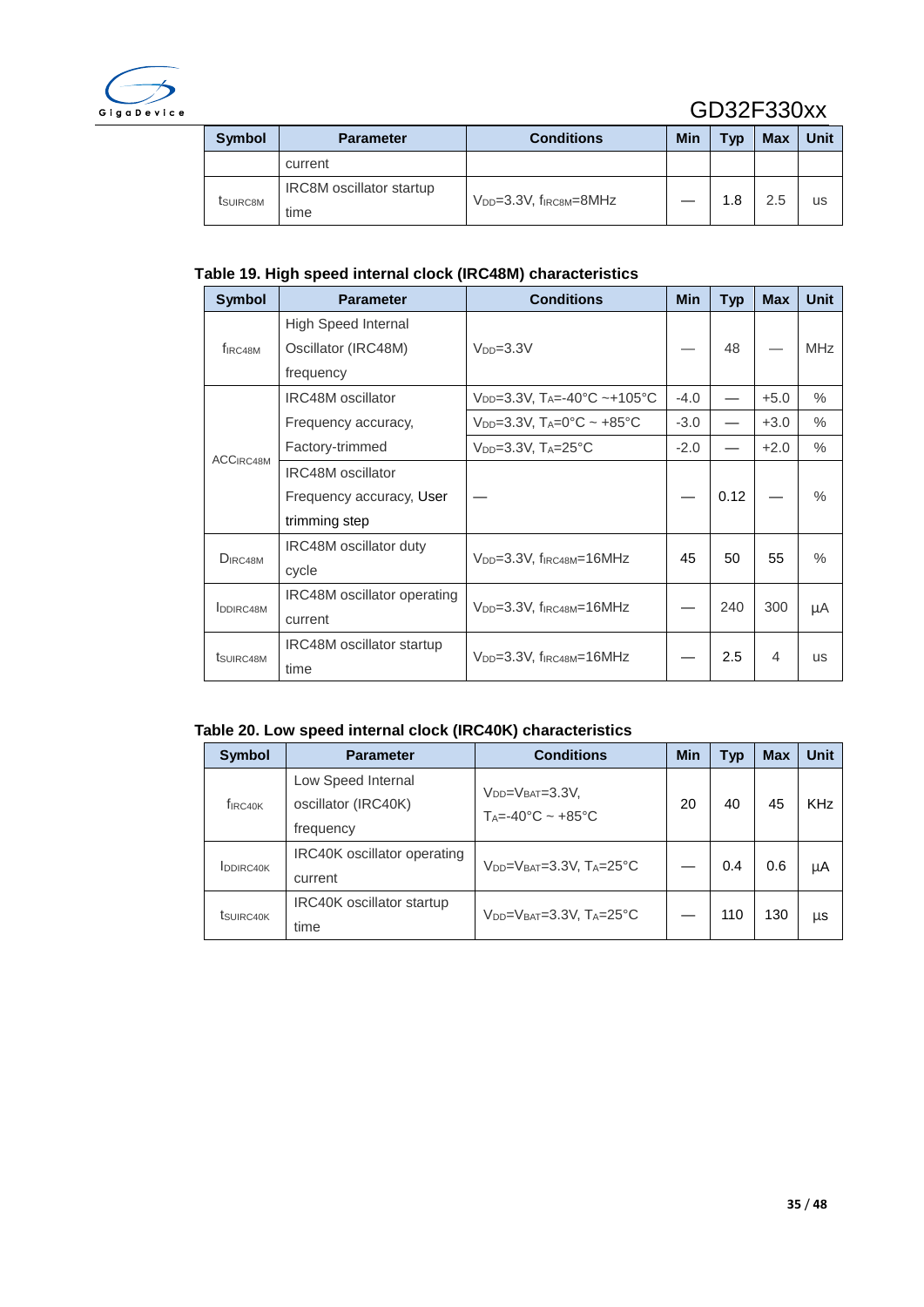| Symbol | Parameter | Conditions | Min | Typ | Max | Unit |
|---|---|---|---|---|---|---|
| | current | | | | | |
| $t_{SUIRC8M}$ | IRC8M oscillator startup time | $V_{DD}$=3.3V, $f_{IRC8M}$=8MHz | — | 1.8 | 2.5 | us |

**Table 19. High speed internal clock (IRC48M) characteristics**

| Symbol | Parameter | Conditions | Min | Typ | Max | Unit |
|---|---|---|---|---|---|---|
| $f_{IRC48M}$ | High Speed Internal Oscillator (IRC48M) frequency | $V_{DD}$=3.3V | — | 48 | — | MHz |
| $ACC_{IRC48M}$ | IRC48M oscillator Frequency accuracy, Factory-trimmed | $V_{DD}$=3.3V, $T_A$=-40°C ~+105°C | -4.0 | — | +5.0 | % |
| | | $V_{DD}$=3.3V, $T_A$=0°C ~ +85°C | -3.0 | — | +3.0 | % |
| | | $V_{DD}$=3.3V, $T_A$=25°C | -2.0 | — | +2.0 | % |
| | IRC48M oscillator Frequency accuracy, User trimming step | — | — | 0.12 | — | % |
| $D_{IRC48M}$ | IRC48M oscillator duty cycle | $V_{DD}$=3.3V, $f_{IRC48M}$=16MHz | 45 | 50 | 55 | % |
| $I_{DDIRC48M}$ | IRC48M oscillator operating current | $V_{DD}$=3.3V, $f_{IRC48M}$=16MHz | — | 240 | 300 | μA |
| $t_{SUIRC48M}$ | IRC48M oscillator startup time | $V_{DD}$=3.3V, $f_{IRC48M}$=16MHz | — | 2.5 | 4 | us |

**Table 20. Low speed internal clock (IRC40K) characteristics**

| Symbol | Parameter | Conditions | Min | Typ | Max | Unit |
|---|---|---|---|---|---|---|
| $f_{IRC40K}$ | Low Speed Internal oscillator (IRC40K) frequency | $V_{DD}$=$V_{BAT}$=3.3V, $T_A$=-40°C ~ +85°C | 20 | 40 | 45 | KHz |
| $I_{DDIRC40K}$ | IRC40K oscillator operating current | $V_{DD}$=$V_{BAT}$=3.3V, $T_A$=25°C | — | 0.4 | 0.6 | μA |
| $t_{SUIRC40K}$ | IRC40K oscillator startup time | $V_{DD}$=$V_{BAT}$=3.3V, $T_A$=25°C | — | 110 | 130 | μs |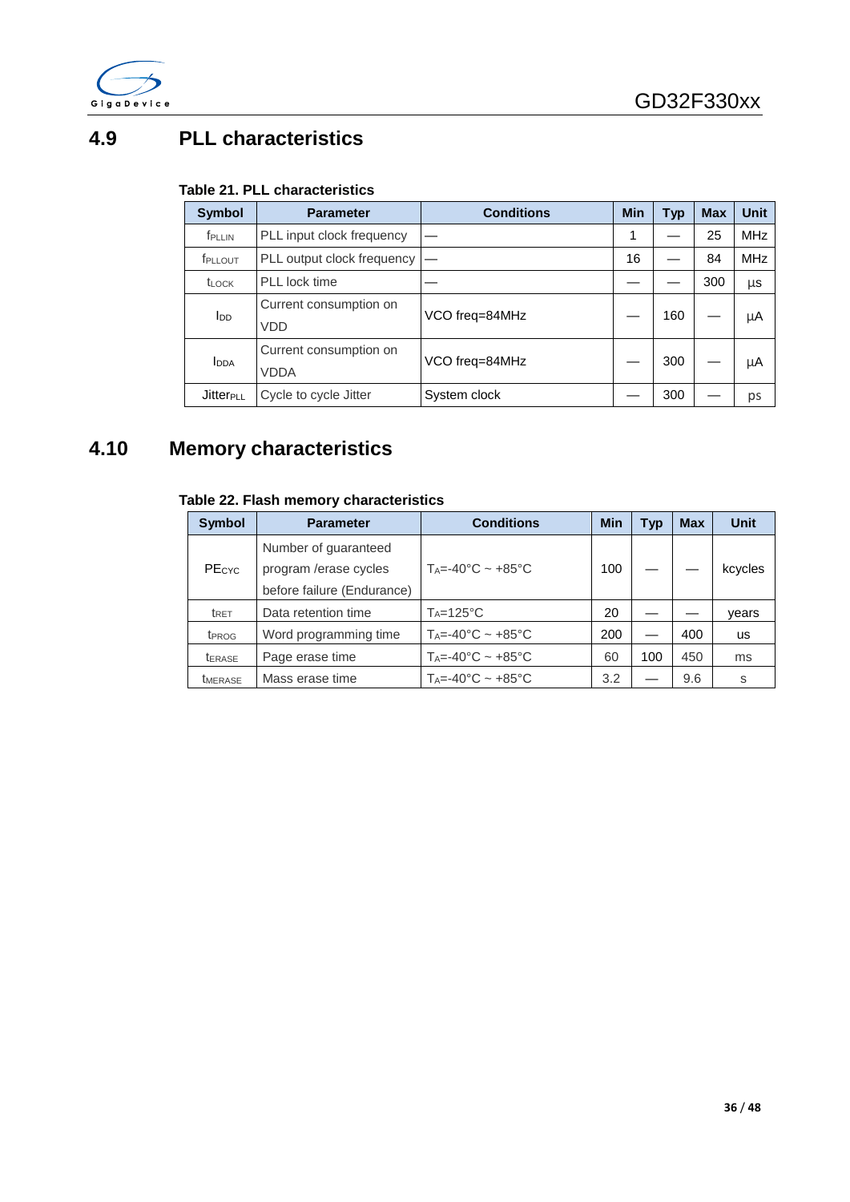## 4.9 PLL characteristics

**Table 21. PLL characteristics**

| Symbol | Parameter | Conditions | Min | Typ | Max | Unit |
|---|---|---|---|---|---|---|
| $f_{PLLIN}$ | PLL input clock frequency | — | 1 | — | 25 | MHz |
| $f_{PLLOUT}$ | PLL output clock frequency | — | 16 | — | 84 | MHz |
| $t_{LOCK}$ | PLL lock time | — | — | — | 300 | µs |
| $I_{DD}$ | Current consumption on VDD | VCO freq=84MHz | — | 160 | — | µA |
| $I_{DDA}$ | Current consumption on VDDA | VCO freq=84MHz | — | 300 | — | µA |
| $Jitter_{PLL}$ | Cycle to cycle Jitter | System clock | — | 300 | — | ps |

## 4.10 Memory characteristics

**Table 22. Flash memory characteristics**

| Symbol | Parameter | Conditions | Min | Typ | Max | Unit |
|---|---|---|---|---|---|---|
| $PE_{CYC}$ | Number of guaranteed program /erase cycles before failure (Endurance) | $T_A$=-40°C ~ +85°C | 100 | — | — | kcycles |
| $t_{RET}$ | Data retention time | $T_A$=125°C | 20 | — | — | years |
| $t_{PROG}$ | Word programming time | $T_A$=-40°C ~ +85°C | 200 | — | 400 | us |
| $t_{ERASE}$ | Page erase time | $T_A$=-40°C ~ +85°C | 60 | 100 | 450 | ms |
| $t_{MERASE}$ | Mass erase time | $T_A$=-40°C ~ +85°C | 3.2 | — | 9.6 | s |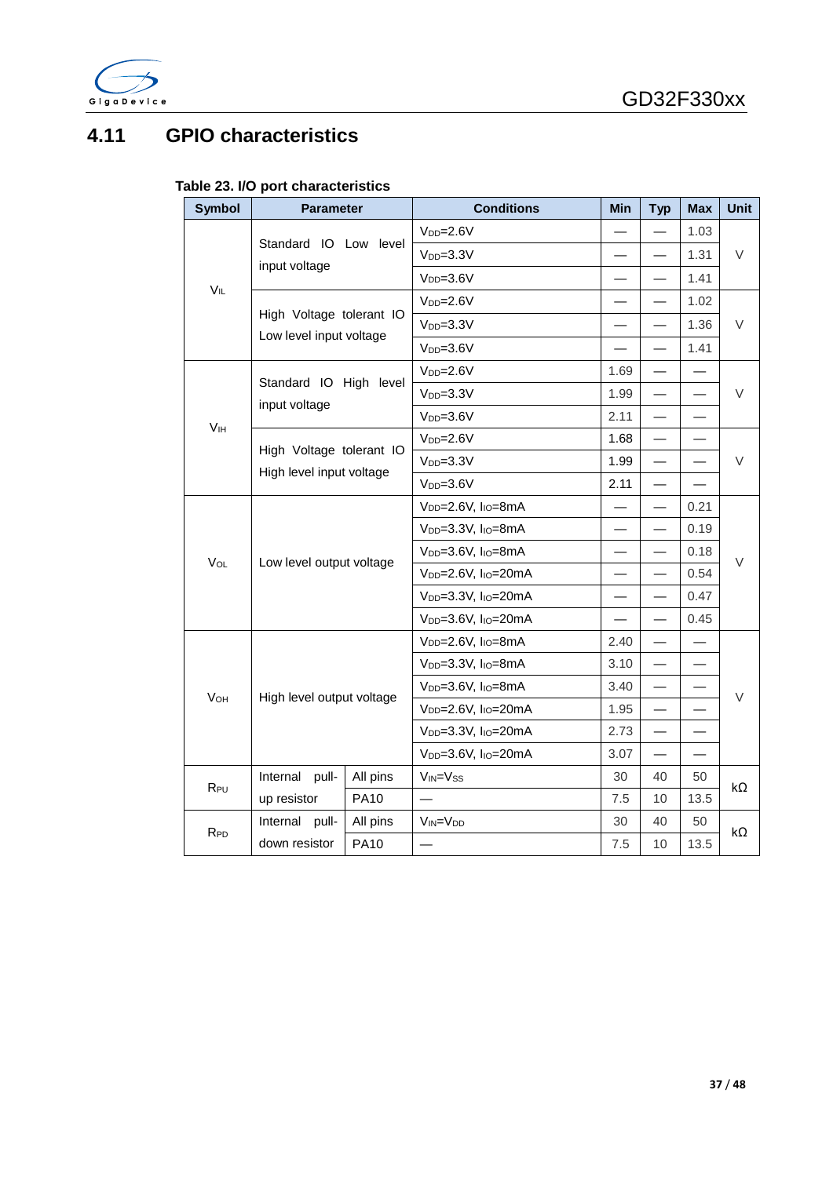## 4.11 GPIO characteristics

**Table 23. I/O port characteristics**

| Symbol | Parameter | | Conditions | Min | Typ | Max | Unit |
|---|---|---|---|---|---|---|---|
| $V_{IL}$ | Standard IO Low level input voltage | | $V_{DD}$=2.6V | — | — | 1.03 | V |
| | | | $V_{DD}$=3.3V | — | — | 1.31 | |
| | | | $V_{DD}$=3.6V | — | — | 1.41 | |
| | High Voltage tolerant IO Low level input voltage | | $V_{DD}$=2.6V | — | — | 1.02 | V |
| | | | $V_{DD}$=3.3V | — | — | 1.36 | |
| | | | $V_{DD}$=3.6V | — | — | 1.41 | |
| $V_{IH}$ | Standard IO High level input voltage | | $V_{DD}$=2.6V | 1.69 | — | — | V |
| | | | $V_{DD}$=3.3V | 1.99 | — | — | |
| | | | $V_{DD}$=3.6V | 2.11 | — | — | |
| | High Voltage tolerant IO High level input voltage | | $V_{DD}$=2.6V | 1.68 | — | — | V |
| | | | $V_{DD}$=3.3V | 1.99 | — | — | |
| | | | $V_{DD}$=3.6V | 2.11 | — | — | |
| $V_{OL}$ | Low level output voltage | | $V_{DD}$=2.6V, $I_{IO}$=8mA | — | — | 0.21 | V |
| | | | $V_{DD}$=3.3V, $I_{IO}$=8mA | — | — | 0.19 | |
| | | | $V_{DD}$=3.6V, $I_{IO}$=8mA | — | — | 0.18 | |
| | | | $V_{DD}$=2.6V, $I_{IO}$=20mA | — | — | 0.54 | |
| | | | $V_{DD}$=3.3V, $I_{IO}$=20mA | — | — | 0.47 | |
| | | | $V_{DD}$=3.6V, $I_{IO}$=20mA | — | — | 0.45 | |
| $V_{OH}$ | High level output voltage | | $V_{DD}$=2.6V, $I_{IO}$=8mA | 2.40 | — | — | V |
| | | | $V_{DD}$=3.3V, $I_{IO}$=8mA | 3.10 | — | — | |
| | | | $V_{DD}$=3.6V, $I_{IO}$=8mA | 3.40 | — | — | |
| | | | $V_{DD}$=2.6V, $I_{IO}$=20mA | 1.95 | — | — | |
| | | | $V_{DD}$=3.3V, $I_{IO}$=20mA | 2.73 | — | — | |
| | | | $V_{DD}$=3.6V, $I_{IO}$=20mA | 3.07 | — | — | |
| $R_{PU}$ | Internal pull-up resistor | All pins | $V_{IN}$=$V_{SS}$ | 30 | 40 | 50 | kΩ |
| | | PA10 | — | 7.5 | 10 | 13.5 | |
| $R_{PD}$ | Internal pull-down resistor | All pins | $V_{IN}$=$V_{DD}$ | 30 | 40 | 50 | kΩ |
| | | PA10 | — | 7.5 | 10 | 13.5 | |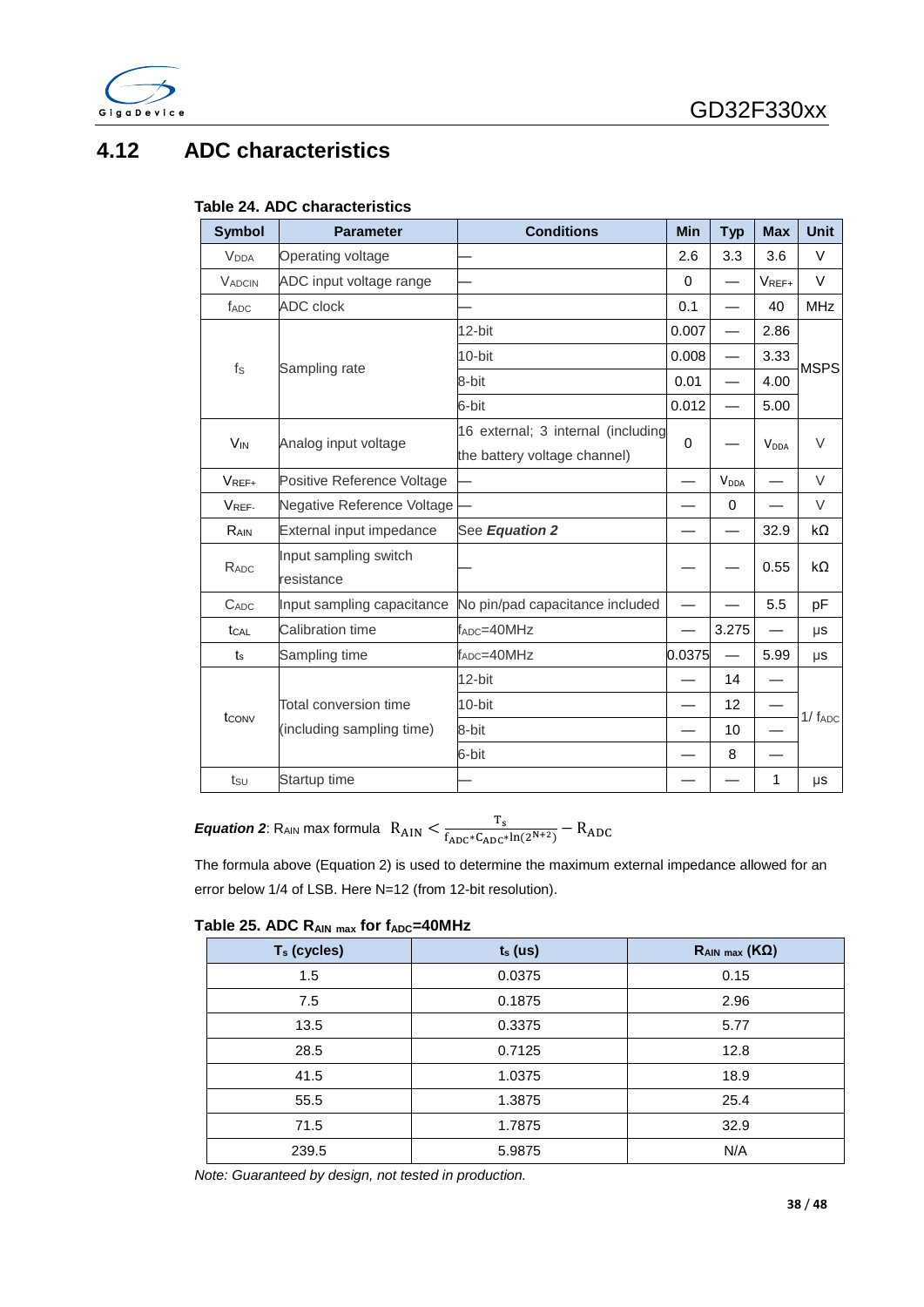## 4.12 ADC characteristics

**Table 24. ADC characteristics**

| Symbol | Parameter | Conditions | Min | Typ | Max | Unit |
|---|---|---|---|---|---|---|
| $V_{DDA}$ | Operating voltage | — | 2.6 | 3.3 | 3.6 | V |
| $V_{ADCIN}$ | ADC input voltage range | — | 0 | — | $V_{REF+}$ | V |
| $f_{ADC}$ | ADC clock | — | 0.1 | — | 40 | MHz |
| $f_S$ | Sampling rate | 12-bit | 0.007 | — | 2.86 | MSPS |
| | | 10-bit | 0.008 | — | 3.33 | |
| | | 8-bit | 0.01 | — | 4.00 | |
| | | 6-bit | 0.012 | — | 5.00 | |
| $V_{IN}$ | Analog input voltage | 16 external; 3 internal (including the battery voltage channel) | 0 | — | $V_{DDA}$ | V |
| $V_{REF+}$ | Positive Reference Voltage | — | — | $V_{DDA}$ | — | V |
| $V_{REF-}$ | Negative Reference Voltage | — | — | 0 | — | V |
| $R_{AIN}$ | External input impedance | See *Equation 2* | — | — | 32.9 | kΩ |
| $R_{ADC}$ | Input sampling switch resistance | — | — | — | 0.55 | kΩ |
| $C_{ADC}$ | Input sampling capacitance | No pin/pad capacitance included | — | — | 5.5 | pF |
| $t_{CAL}$ | Calibration time | $f_{ADC}$=40MHz | — | 3.275 | — | μs |
| $t_s$ | Sampling time | $f_{ADC}$=40MHz | 0.0375 | — | 5.99 | μs |
| $t_{CONV}$ | Total conversion time (including sampling time) | 12-bit | — | 14 | — | 1/ $f_{ADC}$ |
| | | 10-bit | — | 12 | — | |
| | | 8-bit | — | 10 | — | |
| | | 6-bit | — | 8 | — | |
| $t_{SU}$ | Startup time | — | — | — | 1 | μs |

***Equation 2***: $R_{AIN}$ max formula $R_{AIN} < \frac{T_s}{f_{ADC}*C_{ADC}*\ln(2^{N+2})} - R_{ADC}$

The formula above (Equation 2) is used to determine the maximum external impedance allowed for an error below 1/4 of LSB. Here N=12 (from 12-bit resolution).

**Table 25. ADC $R_{AIN\ max}$ for $f_{ADC}$=40MHz**

| $T_s$ (cycles) | $t_s$ (us) | $R_{AIN\ max}$ (KΩ) |
|---|---|---|
| 1.5 | 0.0375 | 0.15 |
| 7.5 | 0.1875 | 2.96 |
| 13.5 | 0.3375 | 5.77 |
| 28.5 | 0.7125 | 12.8 |
| 41.5 | 1.0375 | 18.9 |
| 55.5 | 1.3875 | 25.4 |
| 71.5 | 1.7875 | 32.9 |
| 239.5 | 5.9875 | N/A |

*Note: Guaranteed by design, not tested in production.*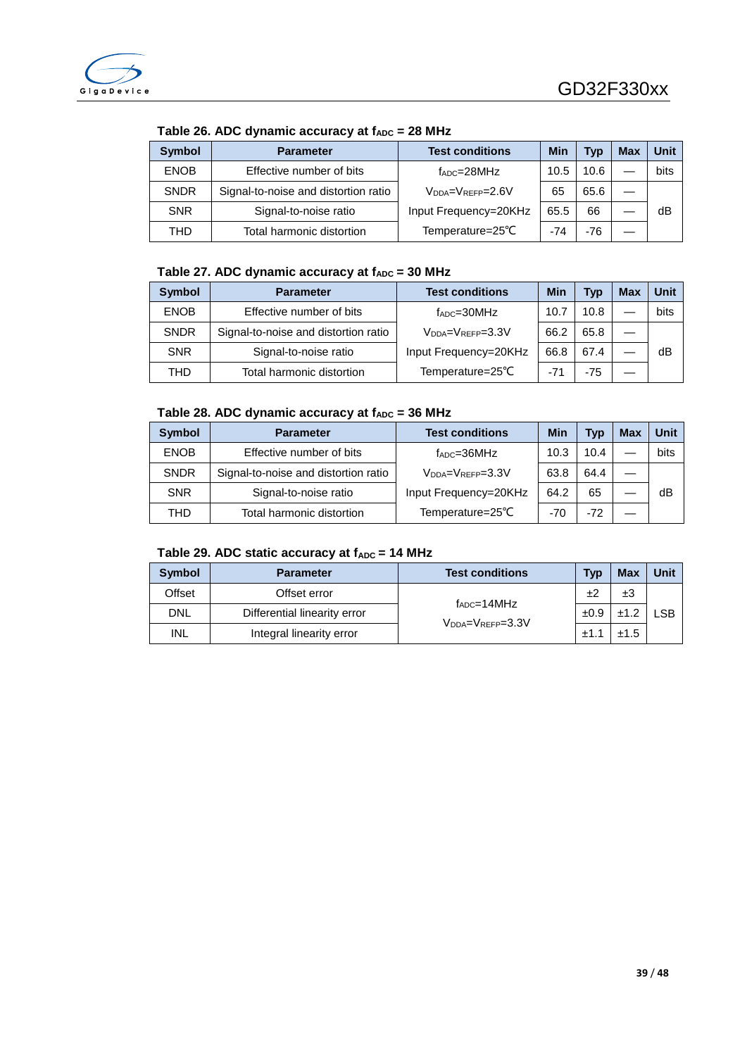**Table 26. ADC dynamic accuracy at $f_{ADC}$ = 28 MHz**

| Symbol | Parameter | Test conditions | Min | Typ | Max | Unit |
|---|---|---|---|---|---|---|
| ENOB | Effective number of bits | $f_{ADC}$=28MHz | 10.5 | 10.6 | — | bits |
| SNDR | Signal-to-noise and distortion ratio | $V_{DDA}$=$V_{REFP}$=2.6V | 65 | 65.6 | — | dB |
| SNR | Signal-to-noise ratio | Input Frequency=20KHz | 65.5 | 66 | — | |
| THD | Total harmonic distortion | Temperature=25℃ | -74 | -76 | — | |

**Table 27. ADC dynamic accuracy at $f_{ADC}$ = 30 MHz**

| Symbol | Parameter | Test conditions | Min | Typ | Max | Unit |
|---|---|---|---|---|---|---|
| ENOB | Effective number of bits | $f_{ADC}$=30MHz | 10.7 | 10.8 | — | bits |
| SNDR | Signal-to-noise and distortion ratio | $V_{DDA}$=$V_{REFP}$=3.3V | 66.2 | 65.8 | — | dB |
| SNR | Signal-to-noise ratio | Input Frequency=20KHz | 66.8 | 67.4 | — | |
| THD | Total harmonic distortion | Temperature=25℃ | -71 | -75 | — | |

**Table 28. ADC dynamic accuracy at $f_{ADC}$ = 36 MHz**

| Symbol | Parameter | Test conditions | Min | Typ | Max | Unit |
|---|---|---|---|---|---|---|
| ENOB | Effective number of bits | $f_{ADC}$=36MHz | 10.3 | 10.4 | — | bits |
| SNDR | Signal-to-noise and distortion ratio | $V_{DDA}$=$V_{REFP}$=3.3V | 63.8 | 64.4 | — | dB |
| SNR | Signal-to-noise ratio | Input Frequency=20KHz | 64.2 | 65 | — | |
| THD | Total harmonic distortion | Temperature=25℃ | -70 | -72 | — | |

**Table 29. ADC static accuracy at $f_{ADC}$ = 14 MHz**

| Symbol | Parameter | Test conditions | Typ | Max | Unit |
|---|---|---|---|---|---|
| Offset | Offset error | $f_{ADC}$=14MHz<br>$V_{DDA}$=$V_{REFP}$=3.3V | ±2 | ±3 | LSB |
| DNL | Differential linearity error | | ±0.9 | ±1.2 | |
| INL | Integral linearity error | | ±1.1 | ±1.5 | |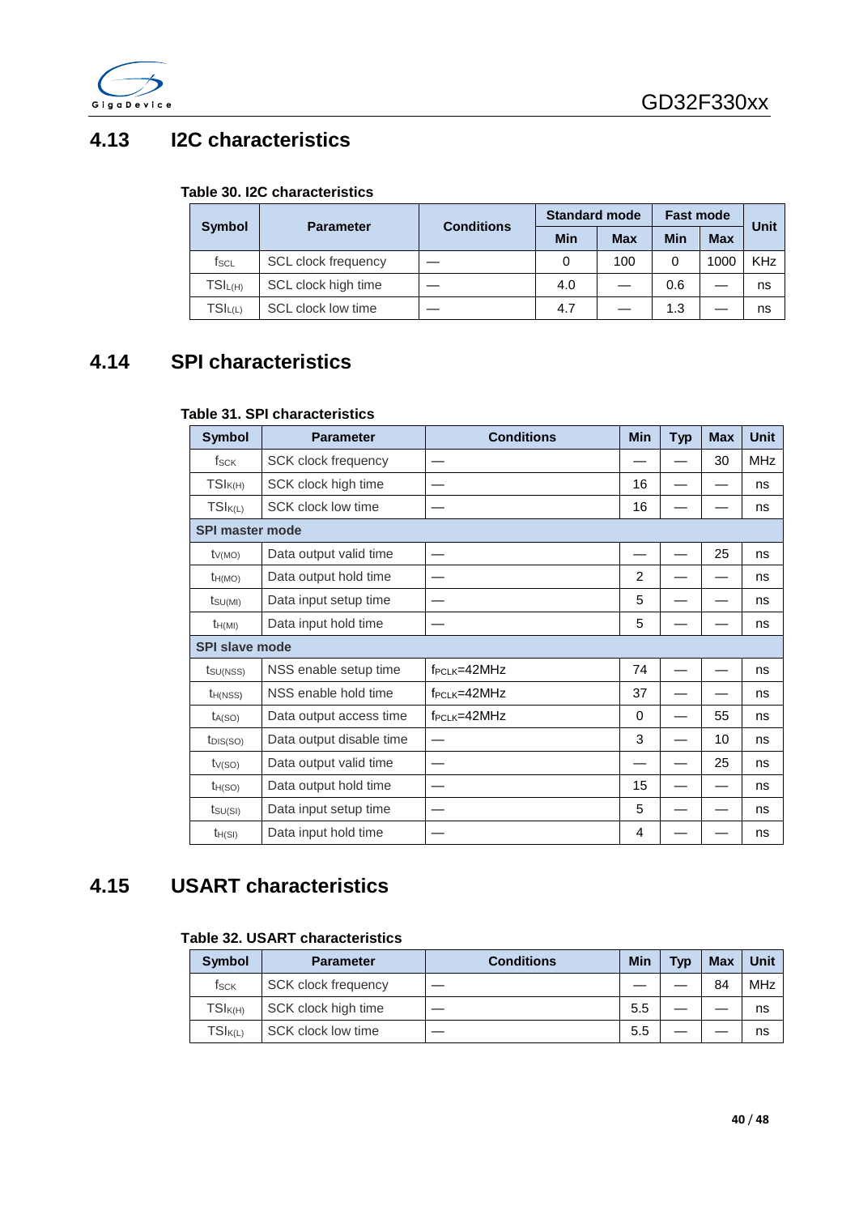## 4.13 I2C characteristics

**Table 30. I2C characteristics**

| Symbol | Parameter | Conditions | Standard mode | | Fast mode | | Unit |
|---|---|---|---|---|---|---|---|
| | | | Min | Max | Min | Max | |
| $f_{SCL}$ | SCL clock frequency | — | 0 | 100 | 0 | 1000 | KHz |
| $TSI_{L(H)}$ | SCL clock high time | — | 4.0 | — | 0.6 | — | ns |
| $TSI_{L(L)}$ | SCL clock low time | — | 4.7 | — | 1.3 | — | ns |

## 4.14 SPI characteristics

**Table 31. SPI characteristics**

| Symbol | Parameter | Conditions | Min | Typ | Max | Unit |
|---|---|---|---|---|---|---|
| $f_{SCK}$ | SCK clock frequency | — | — | — | 30 | MHz |
| $TSI_{K(H)}$ | SCK clock high time | — | 16 | — | — | ns |
| $TSI_{K(L)}$ | SCK clock low time | — | 16 | — | — | ns |
| **SPI master mode** | | | | | | |
| $t_{V(MO)}$ | Data output valid time | — | — | — | 25 | ns |
| $t_{H(MO)}$ | Data output hold time | — | 2 | — | — | ns |
| $t_{SU(MI)}$ | Data input setup time | — | 5 | — | — | ns |
| $t_{H(MI)}$ | Data input hold time | — | 5 | — | — | ns |
| **SPI slave mode** | | | | | | |
| $t_{SU(NSS)}$ | NSS enable setup time | $f_{PCLK}$=42MHz | 74 | — | — | ns |
| $t_{H(NSS)}$ | NSS enable hold time | $f_{PCLK}$=42MHz | 37 | — | — | ns |
| $t_{A(SO)}$ | Data output access time | $f_{PCLK}$=42MHz | 0 | — | 55 | ns |
| $t_{DIS(SO)}$ | Data output disable time | — | 3 | — | 10 | ns |
| $t_{V(SO)}$ | Data output valid time | — | — | — | 25 | ns |
| $t_{H(SO)}$ | Data output hold time | — | 15 | — | — | ns |
| $t_{SU(SI)}$ | Data input setup time | — | 5 | — | — | ns |
| $t_{H(SI)}$ | Data input hold time | — | 4 | — | — | ns |

## 4.15 USART characteristics

**Table 32. USART characteristics**

| Symbol | Parameter | Conditions | Min | Typ | Max | Unit |
|---|---|---|---|---|---|---|
| $f_{SCK}$ | SCK clock frequency | — | — | — | 84 | MHz |
| $TSI_{K(H)}$ | SCK clock high time | — | 5.5 | — | — | ns |
| $TSI_{K(L)}$ | SCK clock low time | — | 5.5 | — | — | ns |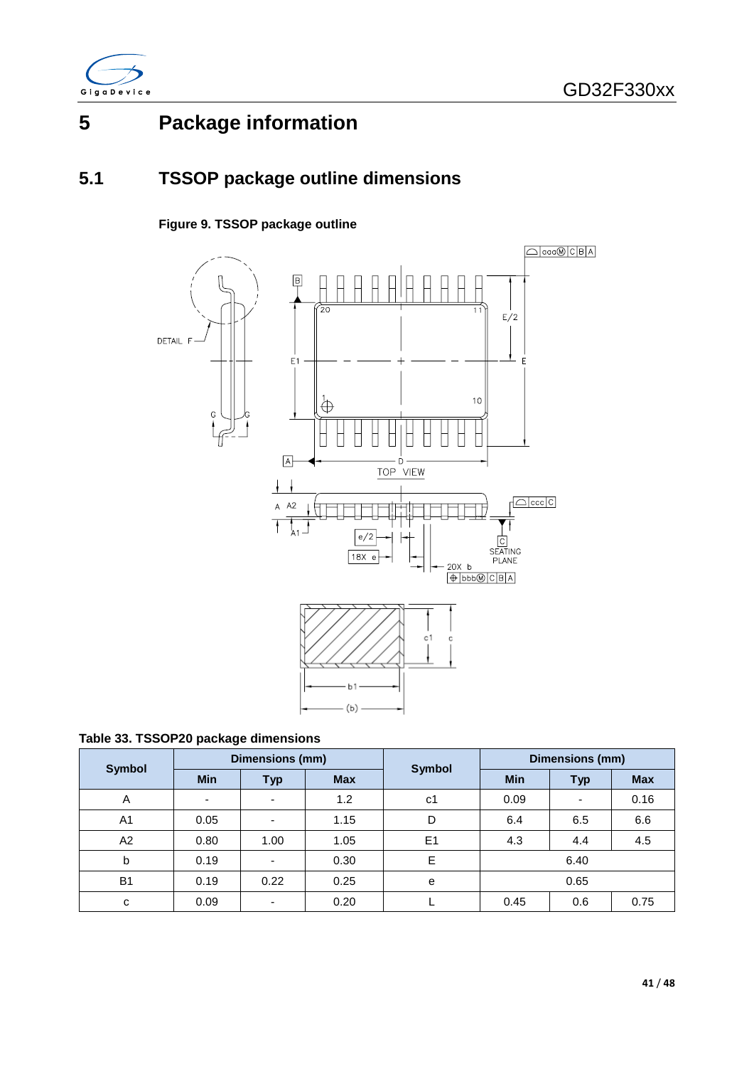# 5 Package information

## 5.1 TSSOP package outline dimensions

**Figure 9. TSSOP package outline**

**Table 33. TSSOP20 package dimensions**

| Symbol | Dimensions (mm) | | | Symbol | Dimensions (mm) | | |
|---|---|---|---|---|---|---|---|
| | Min | Typ | Max | | Min | Typ | Max |
| A | - | - | 1.2 | c1 | 0.09 | - | 0.16 |
| A1 | 0.05 | - | 1.15 | D | 6.4 | 6.5 | 6.6 |
| A2 | 0.80 | 1.00 | 1.05 | E1 | 4.3 | 4.4 | 4.5 |
| b | 0.19 | - | 0.30 | E | 6.40 | | |
| B1 | 0.19 | 0.22 | 0.25 | e | 0.65 | | |
| c | 0.09 | - | 0.20 | L | 0.45 | 0.6 | 0.75 |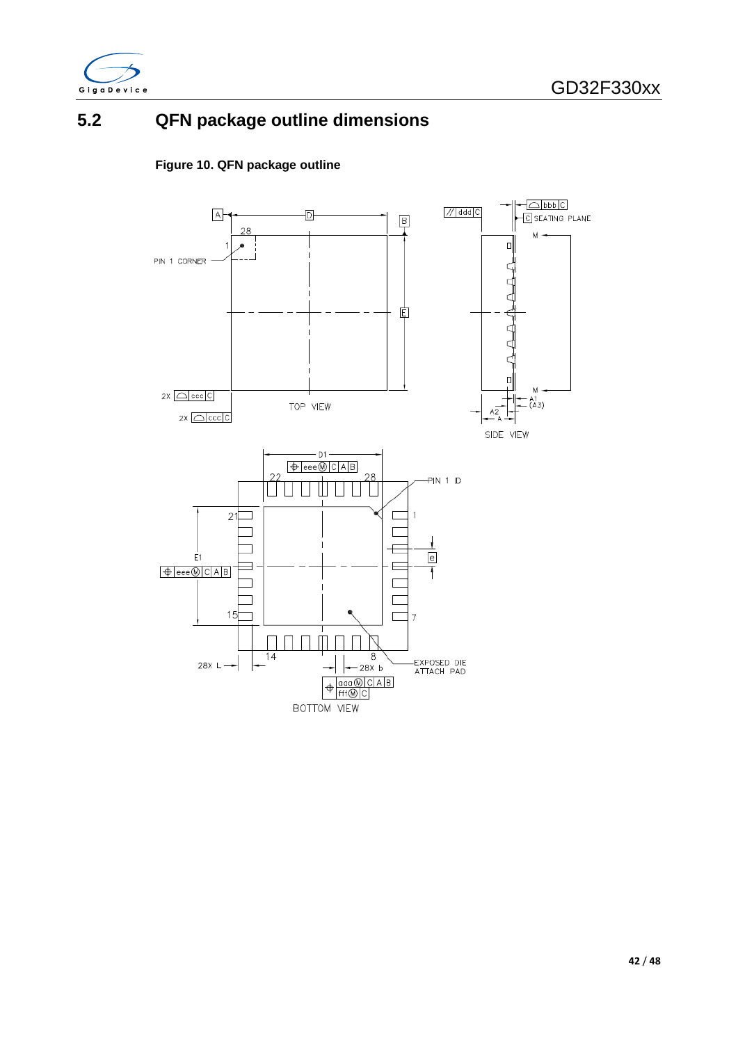## 5.2 QFN package outline dimensions

**Figure 10. QFN package outline**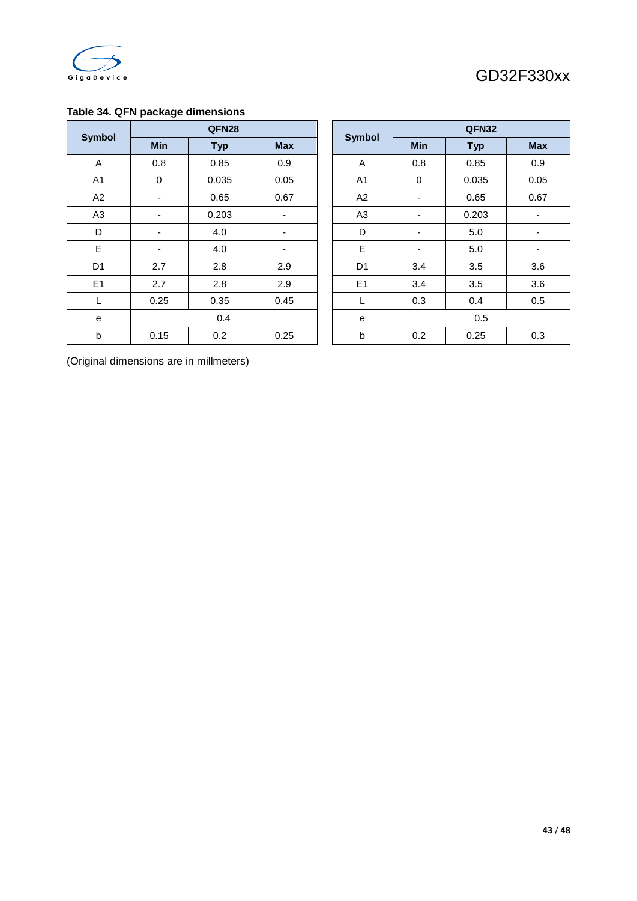**Table 34. QFN package dimensions**

| Symbol | QFN28 | | |
|---|---|---|---|
| | Min | Typ | Max |
| A | 0.8 | 0.85 | 0.9 |
| A1 | 0 | 0.035 | 0.05 |
| A2 | - | 0.65 | 0.67 |
| A3 | - | 0.203 | - |
| D | - | 4.0 | - |
| E | - | 4.0 | - |
| D1 | 2.7 | 2.8 | 2.9 |
| E1 | 2.7 | 2.8 | 2.9 |
| L | 0.25 | 0.35 | 0.45 |
| e | | 0.4 | |
| b | 0.15 | 0.2 | 0.25 |

| Symbol | QFN32 | | |
|---|---|---|---|
| | Min | Typ | Max |
| A | 0.8 | 0.85 | 0.9 |
| A1 | 0 | 0.035 | 0.05 |
| A2 | - | 0.65 | 0.67 |
| A3 | - | 0.203 | - |
| D | - | 5.0 | - |
| E | - | 5.0 | - |
| D1 | 3.4 | 3.5 | 3.6 |
| E1 | 3.4 | 3.5 | 3.6 |
| L | 0.3 | 0.4 | 0.5 |
| e | | 0.5 | |
| b | 0.2 | 0.25 | 0.3 |

(Original dimensions are in millmeters)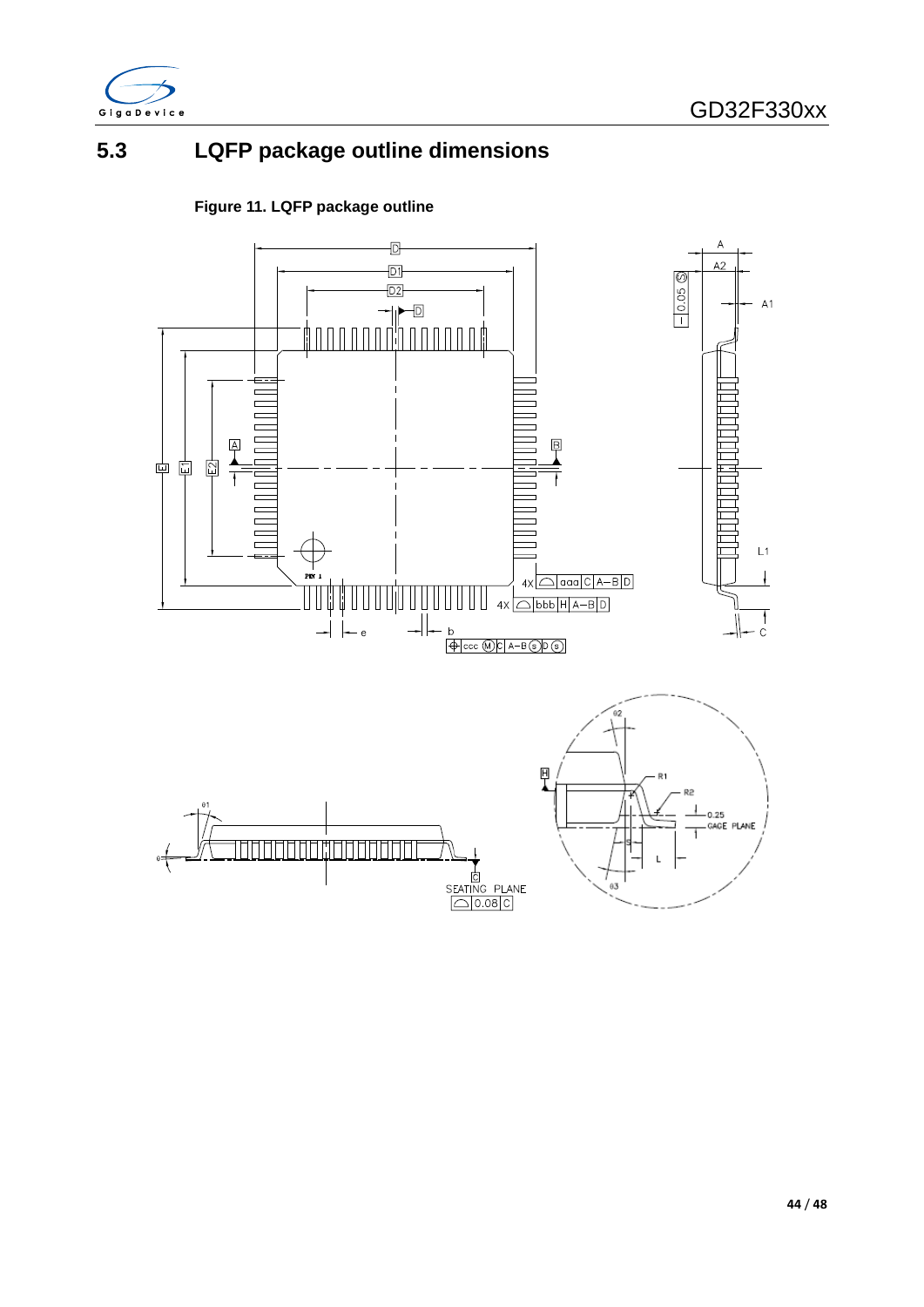## 5.3 LQFP package outline dimensions

**Figure 11. LQFP package outline**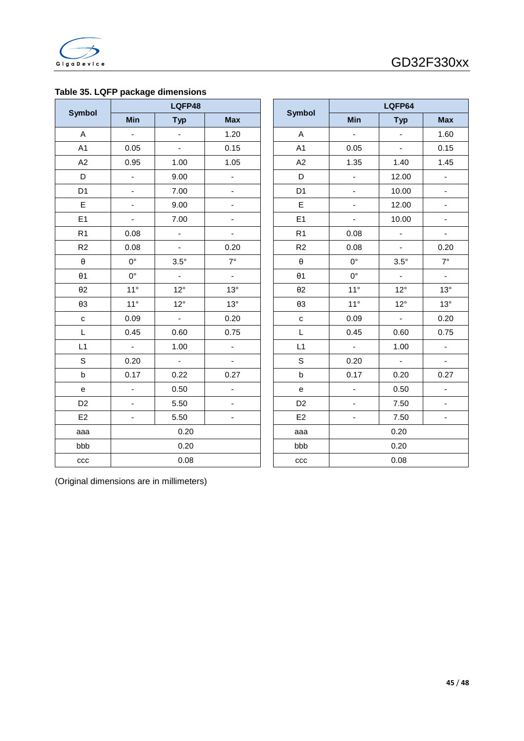**Table 35. LQFP package dimensions**

| Symbol | LQFP48 | | |
|---|---|---|---|
| | Min | Typ | Max |
| A | - | - | 1.20 |
| A1 | 0.05 | - | 0.15 |
| A2 | 0.95 | 1.00 | 1.05 |
| D | - | 9.00 | - |
| D1 | - | 7.00 | - |
| E | - | 9.00 | - |
| E1 | - | 7.00 | - |
| R1 | 0.08 | - | - |
| R2 | 0.08 | - | 0.20 |
| θ | 0° | 3.5° | 7° |
| θ1 | 0° | - | - |
| θ2 | 11° | 12° | 13° |
| θ3 | 11° | 12° | 13° |
| c | 0.09 | - | 0.20 |
| L | 0.45 | 0.60 | 0.75 |
| L1 | - | 1.00 | - |
| S | 0.20 | - | - |
| b | 0.17 | 0.22 | 0.27 |
| e | - | 0.50 | - |
| D2 | - | 5.50 | - |
| E2 | - | 5.50 | - |
| aaa | 0.20 | | |
| bbb | 0.20 | | |
| ccc | 0.08 | | |

| Symbol | LQFP64 | | |
|---|---|---|---|
| | Min | Typ | Max |
| A | - | - | 1.60 |
| A1 | 0.05 | - | 0.15 |
| A2 | 1.35 | 1.40 | 1.45 |
| D | - | 12.00 | - |
| D1 | - | 10.00 | - |
| E | - | 12.00 | - |
| E1 | - | 10.00 | - |
| R1 | 0.08 | - | - |
| R2 | 0.08 | - | 0.20 |
| θ | 0° | 3.5° | 7° |
| θ1 | 0° | - | - |
| θ2 | 11° | 12° | 13° |
| θ3 | 11° | 12° | 13° |
| c | 0.09 | - | 0.20 |
| L | 0.45 | 0.60 | 0.75 |
| L1 | - | 1.00 | - |
| S | 0.20 | - | - |
| b | 0.17 | 0.20 | 0.27 |
| e | - | 0.50 | - |
| D2 | - | 7.50 | - |
| E2 | - | 7.50 | - |
| aaa | 0.20 | | |
| bbb | 0.20 | | |
| ccc | 0.08 | | |

(Original dimensions are in millimeters)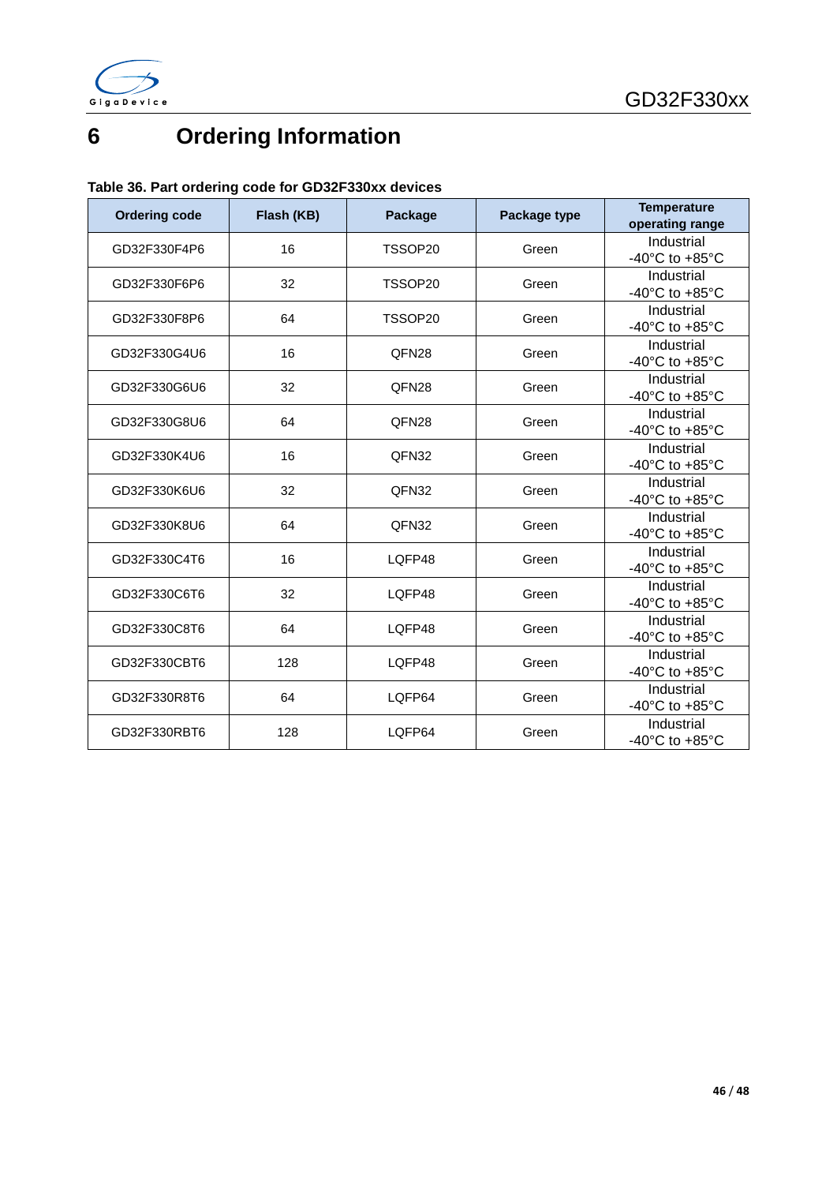# 6 Ordering Information

**Table 36. Part ordering code for GD32F330xx devices**

| Ordering code | Flash (KB) | Package | Package type | Temperature operating range |
|---|---|---|---|---|
| GD32F330F4P6 | 16 | TSSOP20 | Green | Industrial -40°C to +85°C |
| GD32F330F6P6 | 32 | TSSOP20 | Green | Industrial -40°C to +85°C |
| GD32F330F8P6 | 64 | TSSOP20 | Green | Industrial -40°C to +85°C |
| GD32F330G4U6 | 16 | QFN28 | Green | Industrial -40°C to +85°C |
| GD32F330G6U6 | 32 | QFN28 | Green | Industrial -40°C to +85°C |
| GD32F330G8U6 | 64 | QFN28 | Green | Industrial -40°C to +85°C |
| GD32F330K4U6 | 16 | QFN32 | Green | Industrial -40°C to +85°C |
| GD32F330K6U6 | 32 | QFN32 | Green | Industrial -40°C to +85°C |
| GD32F330K8U6 | 64 | QFN32 | Green | Industrial -40°C to +85°C |
| GD32F330C4T6 | 16 | LQFP48 | Green | Industrial -40°C to +85°C |
| GD32F330C6T6 | 32 | LQFP48 | Green | Industrial -40°C to +85°C |
| GD32F330C8T6 | 64 | LQFP48 | Green | Industrial -40°C to +85°C |
| GD32F330CBT6 | 128 | LQFP48 | Green | Industrial -40°C to +85°C |
| GD32F330R8T6 | 64 | LQFP64 | Green | Industrial -40°C to +85°C |
| GD32F330RBT6 | 128 | LQFP64 | Green | Industrial -40°C to +85°C |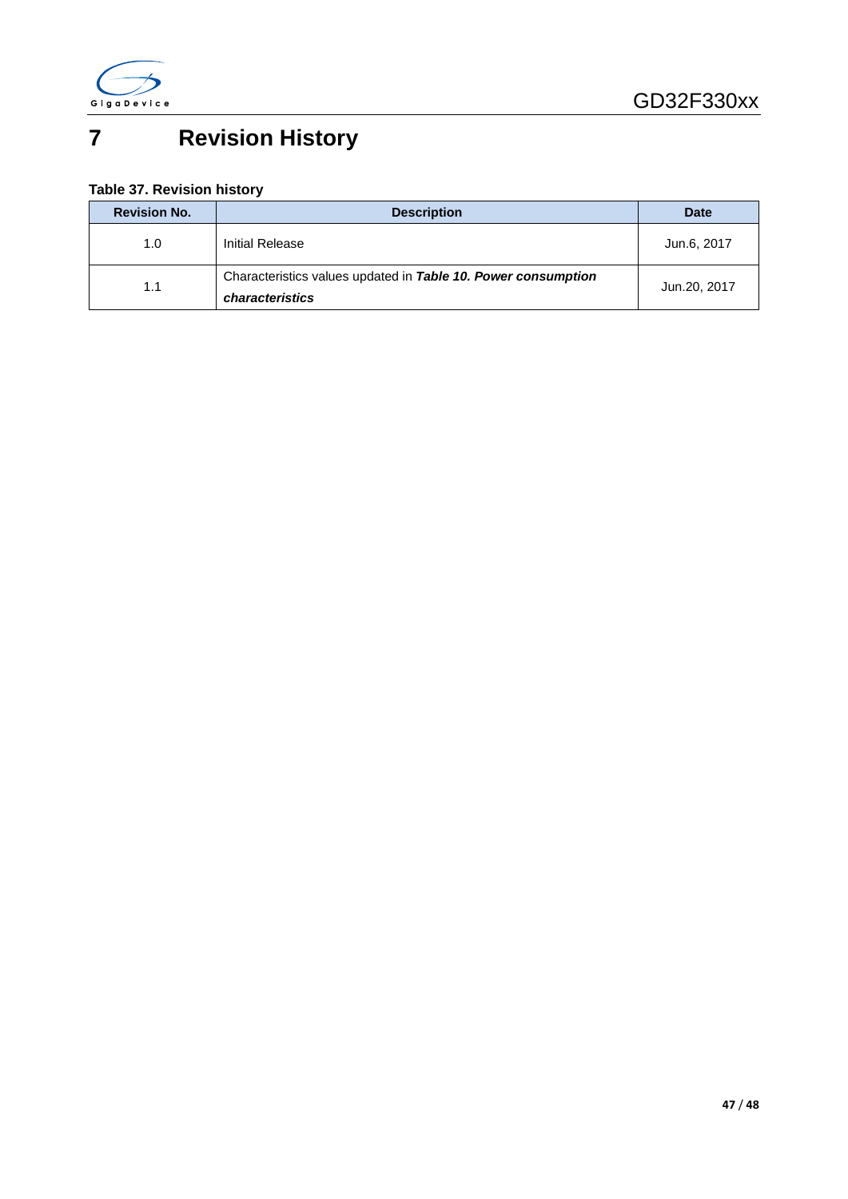# 7 Revision History

**Table 37. Revision history**

| Revision No. | Description | Date |
|---|---|---|
| 1.0 | Initial Release | Jun.6, 2017 |
| 1.1 | Characteristics values updated in ***Table 10. Power consumption characteristics*** | Jun.20, 2017 |